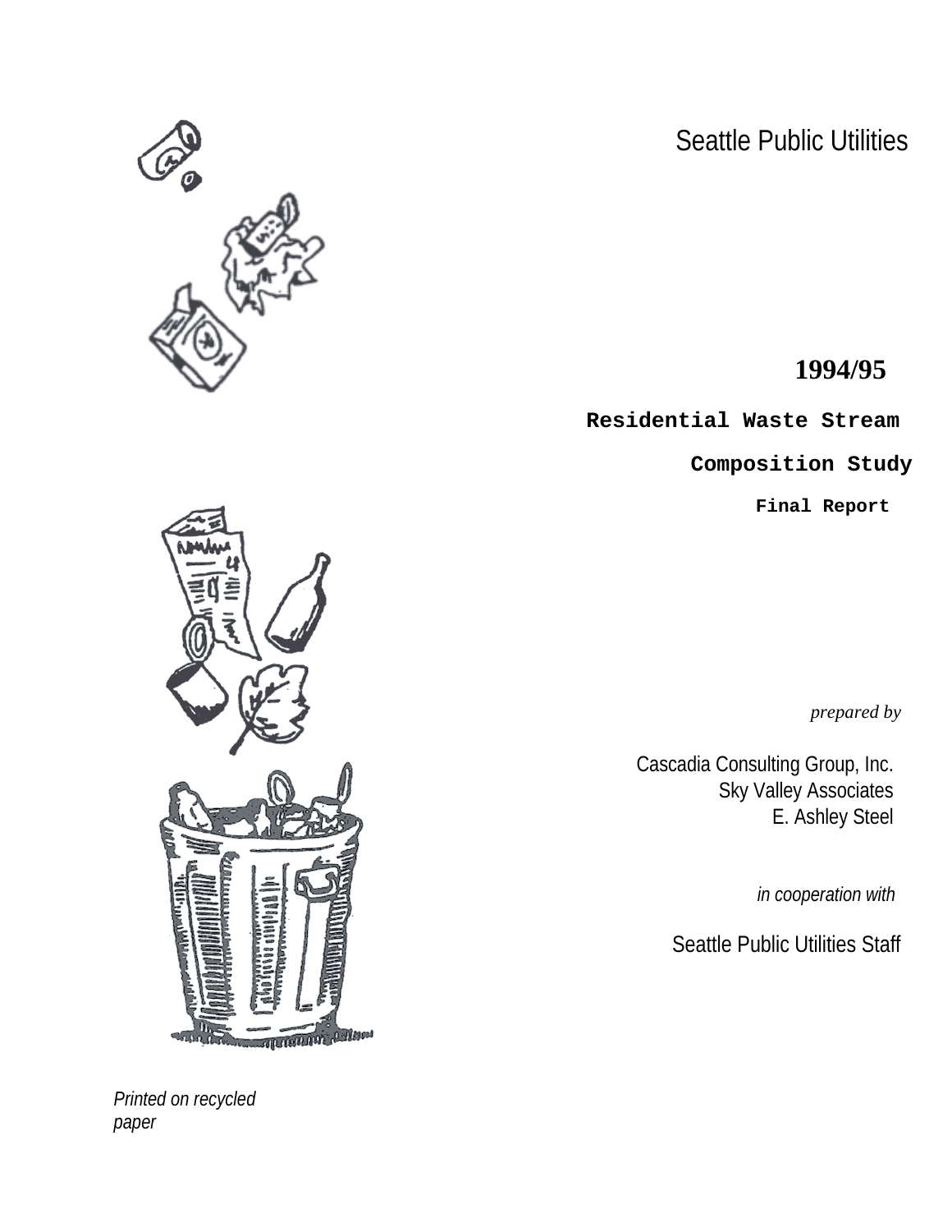Seattle Public Utilities

# 1994/95

## Residential Waste Stream

## Composition Study

### Final Report

*prepared by*

Cascadia Consulting Group, Inc.
Sky Valley Associates
E. Ashley Steel

*in cooperation with*

Seattle Public Utilities Staff

*Printed on recycled paper*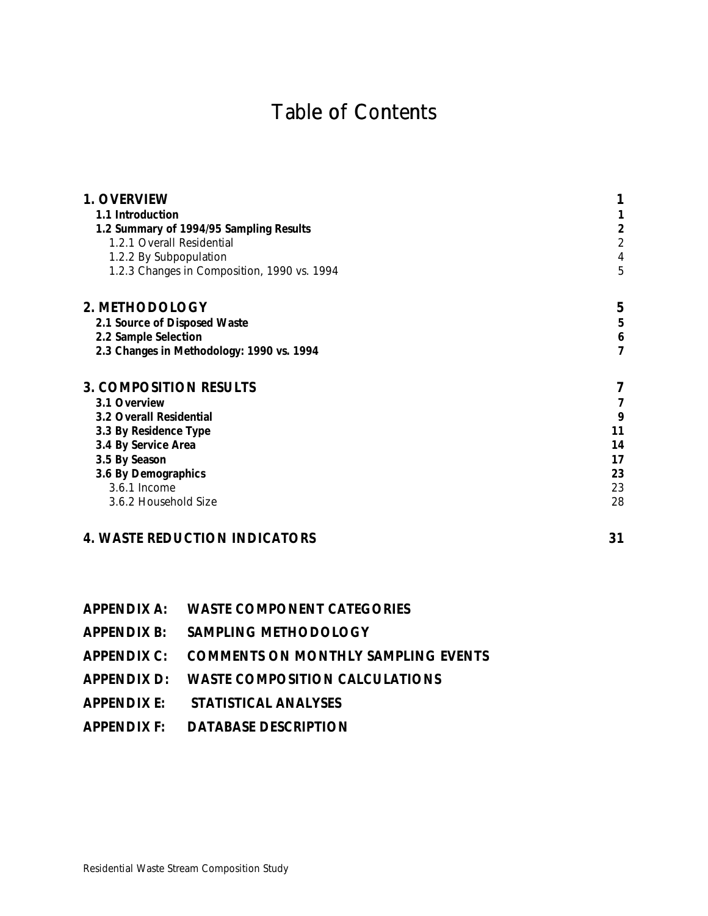# Table of Contents

| | |
|---|---|
| **1. OVERVIEW** | **1** |
| **1.1 Introduction** | **1** |
| **1.2 Summary of 1994/95 Sampling Results** | **2** |
| 1.2.1 Overall Residential | 2 |
| 1.2.2 By Subpopulation | 4 |
| 1.2.3 Changes in Composition, 1990 vs. 1994 | 5 |
| **2. METHODOLOGY** | **5** |
| **2.1 Source of Disposed Waste** | **5** |
| **2.2 Sample Selection** | **6** |
| **2.3 Changes in Methodology: 1990 vs. 1994** | **7** |
| **3. COMPOSITION RESULTS** | **7** |
| **3.1 Overview** | **7** |
| **3.2 Overall Residential** | **9** |
| **3.3 By Residence Type** | **11** |
| **3.4 By Service Area** | **14** |
| **3.5 By Season** | **17** |
| **3.6 By Demographics** | **23** |
| 3.6.1 Income | 23 |
| 3.6.2 Household Size | 28 |
| **4. WASTE REDUCTION INDICATORS** | **31** |

**APPENDIX A: WASTE COMPONENT CATEGORIES**

**APPENDIX B: SAMPLING METHODOLOGY**

**APPENDIX C: COMMENTS ON MONTHLY SAMPLING EVENTS**

**APPENDIX D: WASTE COMPOSITION CALCULATIONS**

**APPENDIX E: STATISTICAL ANALYSES**

**APPENDIX F: DATABASE DESCRIPTION**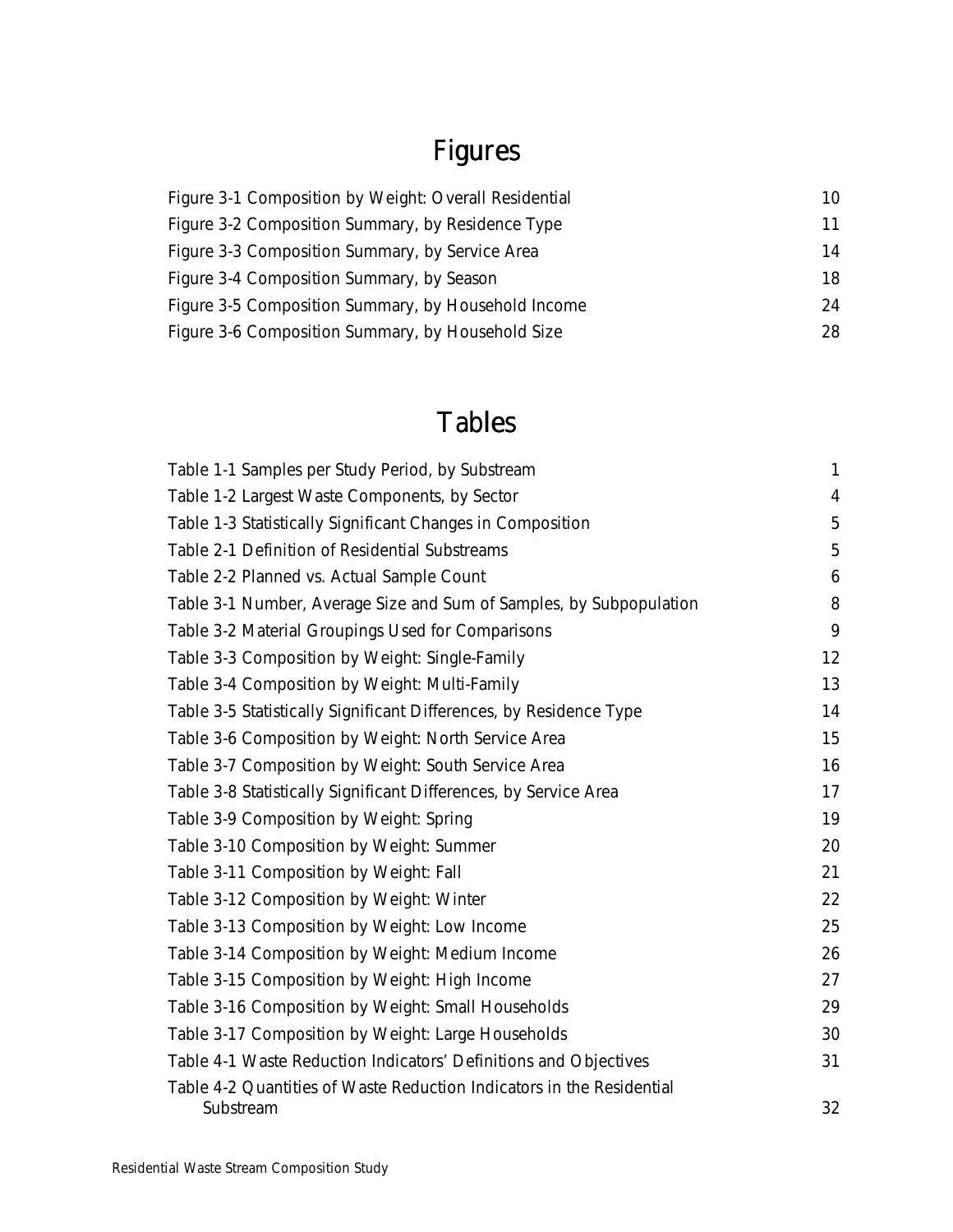# Figures

| | |
|---|---|
| Figure 3-1 Composition by Weight: Overall Residential | 10 |
| Figure 3-2 Composition Summary, by Residence Type | 11 |
| Figure 3-3 Composition Summary, by Service Area | 14 |
| Figure 3-4 Composition Summary, by Season | 18 |
| Figure 3-5 Composition Summary, by Household Income | 24 |
| Figure 3-6 Composition Summary, by Household Size | 28 |

# Tables

| | |
|---|---|
| Table 1-1 Samples per Study Period, by Substream | 1 |
| Table 1-2 Largest Waste Components, by Sector | 4 |
| Table 1-3 Statistically Significant Changes in Composition | 5 |
| Table 2-1 Definition of Residential Substreams | 5 |
| Table 2-2 Planned vs. Actual Sample Count | 6 |
| Table 3-1 Number, Average Size and Sum of Samples, by Subpopulation | 8 |
| Table 3-2 Material Groupings Used for Comparisons | 9 |
| Table 3-3 Composition by Weight: Single-Family | 12 |
| Table 3-4 Composition by Weight: Multi-Family | 13 |
| Table 3-5 Statistically Significant Differences, by Residence Type | 14 |
| Table 3-6 Composition by Weight: North Service Area | 15 |
| Table 3-7 Composition by Weight: South Service Area | 16 |
| Table 3-8 Statistically Significant Differences, by Service Area | 17 |
| Table 3-9 Composition by Weight: Spring | 19 |
| Table 3-10 Composition by Weight: Summer | 20 |
| Table 3-11 Composition by Weight: Fall | 21 |
| Table 3-12 Composition by Weight: Winter | 22 |
| Table 3-13 Composition by Weight: Low Income | 25 |
| Table 3-14 Composition by Weight: Medium Income | 26 |
| Table 3-15 Composition by Weight: High Income | 27 |
| Table 3-16 Composition by Weight: Small Households | 29 |
| Table 3-17 Composition by Weight: Large Households | 30 |
| Table 4-1 Waste Reduction Indicators' Definitions and Objectives | 31 |
| Table 4-2 Quantities of Waste Reduction Indicators in the Residential Substream | 32 |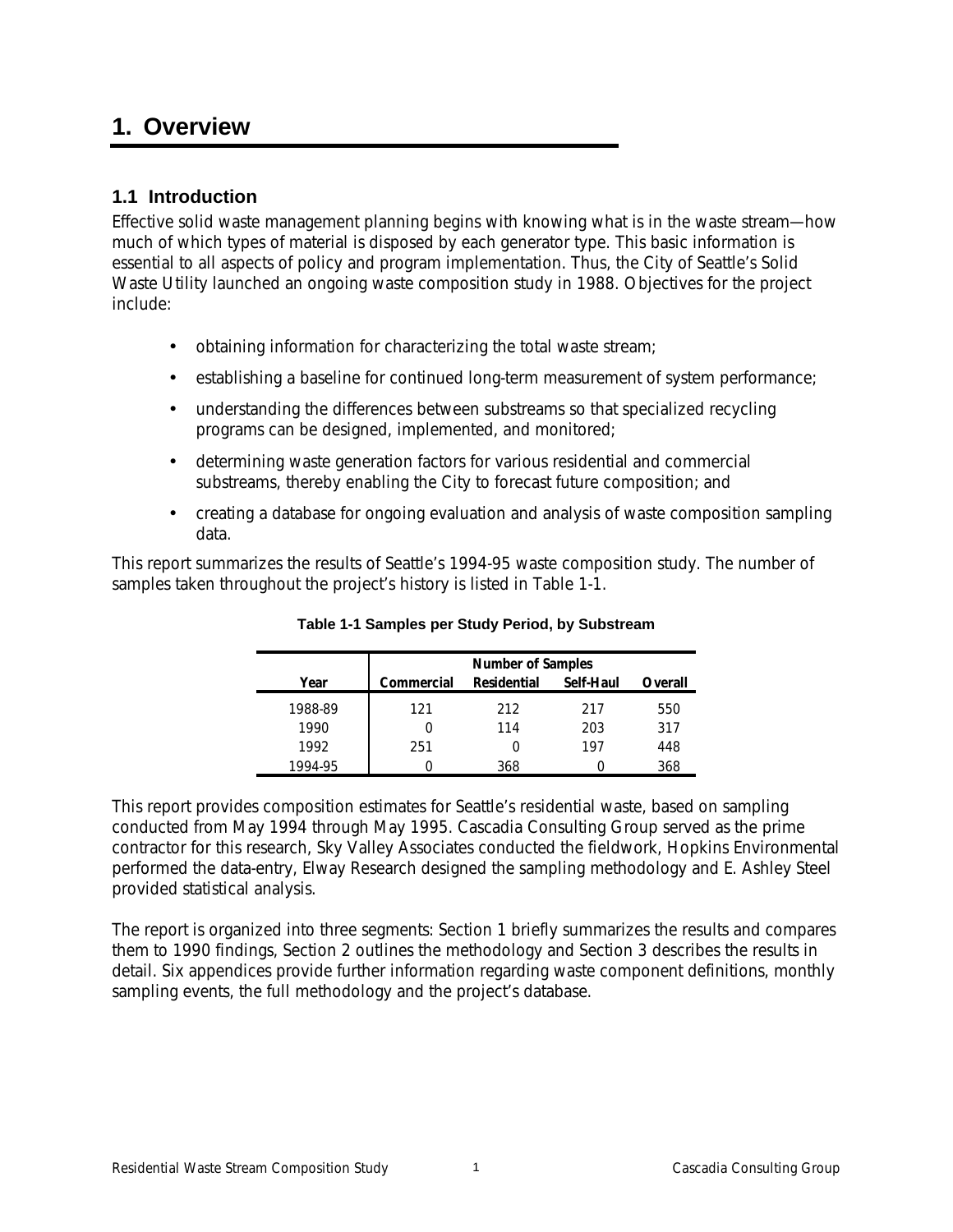# 1. Overview

## 1.1 Introduction

Effective solid waste management planning begins with knowing what is in the waste stream—how much of which types of material is disposed by each generator type. This basic information is essential to all aspects of policy and program implementation. Thus, the City of Seattle's Solid Waste Utility launched an ongoing waste composition study in 1988. Objectives for the project include:

- obtaining information for characterizing the total waste stream;
- establishing a baseline for continued long-term measurement of system performance;
- understanding the differences between substreams so that specialized recycling programs can be designed, implemented, and monitored;
- determining waste generation factors for various residential and commercial substreams, thereby enabling the City to forecast future composition; and
- creating a database for ongoing evaluation and analysis of waste composition sampling data.

This report summarizes the results of Seattle's 1994-95 waste composition study. The number of samples taken throughout the project's history is listed in Table 1-1.

**Table 1-1 Samples per Study Period, by Substream**

| | Number of Samples | | | |
|---|---|---|---|---|
| **Year** | **Commercial** | **Residential** | **Self-Haul** | **Overall** |
| 1988-89 | 121 | 212 | 217 | 550 |
| 1990 | 0 | 114 | 203 | 317 |
| 1992 | 251 | 0 | 197 | 448 |
| 1994-95 | 0 | 368 | 0 | 368 |

This report provides composition estimates for Seattle's residential waste, based on sampling conducted from May 1994 through May 1995. Cascadia Consulting Group served as the prime contractor for this research, Sky Valley Associates conducted the fieldwork, Hopkins Environmental performed the data-entry, Elway Research designed the sampling methodology and E. Ashley Steel provided statistical analysis.

The report is organized into three segments: Section 1 briefly summarizes the results and compares them to 1990 findings, Section 2 outlines the methodology and Section 3 describes the results in detail. Six appendices provide further information regarding waste component definitions, monthly sampling events, the full methodology and the project's database.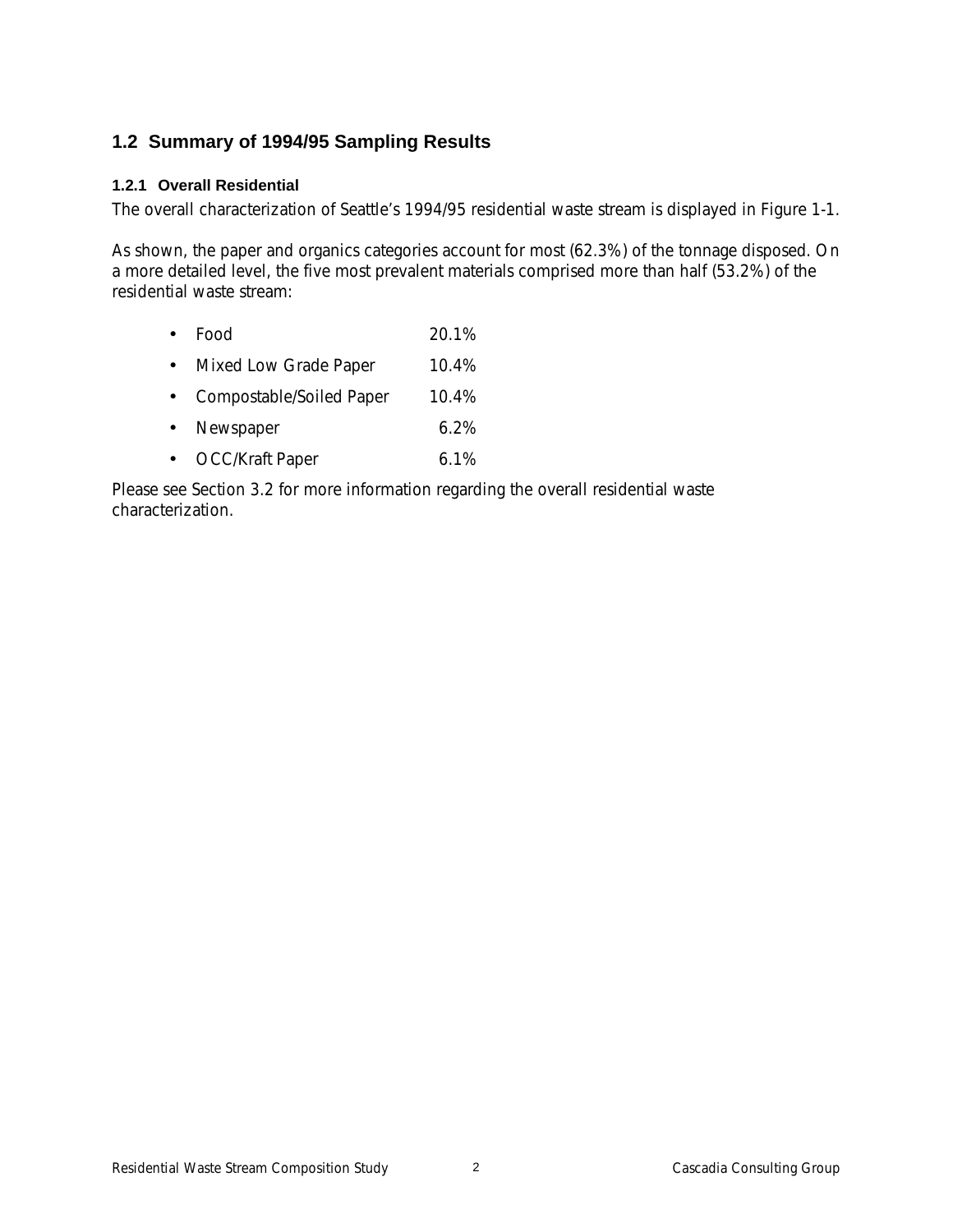## 1.2 Summary of 1994/95 Sampling Results

### 1.2.1 Overall Residential

The overall characterization of Seattle's 1994/95 residential waste stream is displayed in Figure 1-1.

As shown, the paper and organics categories account for most (62.3%) of the tonnage disposed. On a more detailed level, the five most prevalent materials comprised more than half (53.2%) of the residential waste stream:

- Food 20.1%
- Mixed Low Grade Paper 10.4%
- Compostable/Soiled Paper 10.4%
- Newspaper 6.2%
- OCC/Kraft Paper 6.1%

Please see Section 3.2 for more information regarding the overall residential waste characterization.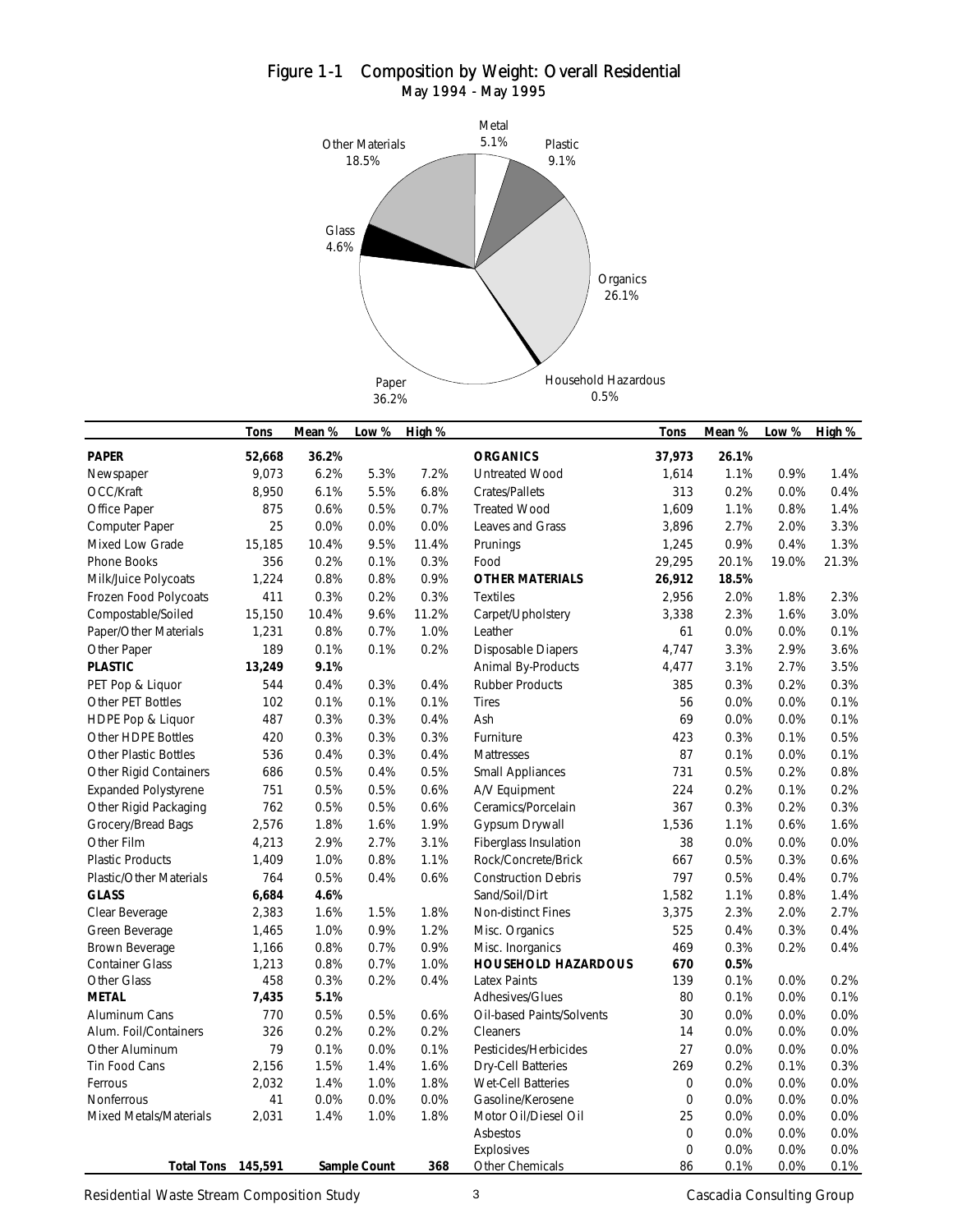## Figure 1-1 Composition by Weight: Overall Residential

May 1994 - May 1995

Metal 5.1%
Plastic 9.1%
Organics 26.1%
Household Hazardous 0.5%
Paper 36.2%
Glass 4.6%
Other Materials 18.5%

| | Tons | Mean % | Low % | High % | | Tons | Mean % | Low % | High % |
|---|---|---|---|---|---|---|---|---|---|
| **PAPER** | **52,668** | **36.2%** | | | **ORGANICS** | **37,973** | **26.1%** | | |
| Newspaper | 9,073 | 6.2% | 5.3% | 7.2% | Untreated Wood | 1,614 | 1.1% | 0.9% | 1.4% |
| OCC/Kraft | 8,950 | 6.1% | 5.5% | 6.8% | Crates/Pallets | 313 | 0.2% | 0.0% | 0.4% |
| Office Paper | 875 | 0.6% | 0.5% | 0.7% | Treated Wood | 1,609 | 1.1% | 0.8% | 1.4% |
| Computer Paper | 25 | 0.0% | 0.0% | 0.0% | Leaves and Grass | 3,896 | 2.7% | 2.0% | 3.3% |
| Mixed Low Grade | 15,185 | 10.4% | 9.5% | 11.4% | Prunings | 1,245 | 0.9% | 0.4% | 1.3% |
| Phone Books | 356 | 0.2% | 0.1% | 0.3% | Food | 29,295 | 20.1% | 19.0% | 21.3% |
| Milk/Juice Polycoats | 1,224 | 0.8% | 0.8% | 0.9% | **OTHER MATERIALS** | **26,912** | **18.5%** | | |
| Frozen Food Polycoats | 411 | 0.3% | 0.2% | 0.3% | Textiles | 2,956 | 2.0% | 1.8% | 2.3% |
| Compostable/Soiled | 15,150 | 10.4% | 9.6% | 11.2% | Carpet/Upholstery | 3,338 | 2.3% | 1.6% | 3.0% |
| Paper/Other Materials | 1,231 | 0.8% | 0.7% | 1.0% | Leather | 61 | 0.0% | 0.0% | 0.1% |
| Other Paper | 189 | 0.1% | 0.1% | 0.2% | Disposable Diapers | 4,747 | 3.3% | 2.9% | 3.6% |
| **PLASTIC** | **13,249** | **9.1%** | | | Animal By-Products | 4,477 | 3.1% | 2.7% | 3.5% |
| PET Pop & Liquor | 544 | 0.4% | 0.3% | 0.4% | Rubber Products | 385 | 0.3% | 0.2% | 0.3% |
| Other PET Bottles | 102 | 0.1% | 0.1% | 0.1% | Tires | 56 | 0.0% | 0.0% | 0.1% |
| HDPE Pop & Liquor | 487 | 0.3% | 0.3% | 0.4% | Ash | 69 | 0.0% | 0.0% | 0.1% |
| Other HDPE Bottles | 420 | 0.3% | 0.3% | 0.3% | Furniture | 423 | 0.3% | 0.1% | 0.5% |
| Other Plastic Bottles | 536 | 0.4% | 0.3% | 0.4% | Mattresses | 87 | 0.1% | 0.0% | 0.1% |
| Other Rigid Containers | 686 | 0.5% | 0.4% | 0.5% | Small Appliances | 731 | 0.5% | 0.2% | 0.8% |
| Expanded Polystyrene | 751 | 0.5% | 0.5% | 0.6% | A/V Equipment | 224 | 0.2% | 0.1% | 0.2% |
| Other Rigid Packaging | 762 | 0.5% | 0.5% | 0.6% | Ceramics/Porcelain | 367 | 0.3% | 0.2% | 0.3% |
| Grocery/Bread Bags | 2,576 | 1.8% | 1.6% | 1.9% | Gypsum Drywall | 1,536 | 1.1% | 0.6% | 1.6% |
| Other Film | 4,213 | 2.9% | 2.7% | 3.1% | Fiberglass Insulation | 38 | 0.0% | 0.0% | 0.0% |
| Plastic Products | 1,409 | 1.0% | 0.8% | 1.1% | Rock/Concrete/Brick | 667 | 0.5% | 0.3% | 0.6% |
| Plastic/Other Materials | 764 | 0.5% | 0.4% | 0.6% | Construction Debris | 797 | 0.5% | 0.4% | 0.7% |
| **GLASS** | **6,684** | **4.6%** | | | Sand/Soil/Dirt | 1,582 | 1.1% | 0.8% | 1.4% |
| Clear Beverage | 2,383 | 1.6% | 1.5% | 1.8% | Non-distinct Fines | 3,375 | 2.3% | 2.0% | 2.7% |
| Green Beverage | 1,465 | 1.0% | 0.9% | 1.2% | Misc. Organics | 525 | 0.4% | 0.3% | 0.4% |
| Brown Beverage | 1,166 | 0.8% | 0.7% | 0.9% | Misc. Inorganics | 469 | 0.3% | 0.2% | 0.4% |
| Container Glass | 1,213 | 0.8% | 0.7% | 1.0% | **HOUSEHOLD HAZARDOUS** | **670** | **0.5%** | | |
| Other Glass | 458 | 0.3% | 0.2% | 0.4% | Latex Paints | 139 | 0.1% | 0.0% | 0.2% |
| **METAL** | **7,435** | **5.1%** | | | Adhesives/Glues | 80 | 0.1% | 0.0% | 0.1% |
| Aluminum Cans | 770 | 0.5% | 0.5% | 0.6% | Oil-based Paints/Solvents | 30 | 0.0% | 0.0% | 0.0% |
| Alum. Foil/Containers | 326 | 0.2% | 0.2% | 0.2% | Cleaners | 14 | 0.0% | 0.0% | 0.0% |
| Other Aluminum | 79 | 0.1% | 0.0% | 0.1% | Pesticides/Herbicides | 27 | 0.0% | 0.0% | 0.0% |
| Tin Food Cans | 2,156 | 1.5% | 1.4% | 1.6% | Dry-Cell Batteries | 269 | 0.2% | 0.1% | 0.3% |
| Ferrous | 2,032 | 1.4% | 1.0% | 1.8% | Wet-Cell Batteries | 0 | 0.0% | 0.0% | 0.0% |
| Nonferrous | 41 | 0.0% | 0.0% | 0.0% | Gasoline/Kerosene | 0 | 0.0% | 0.0% | 0.0% |
| Mixed Metals/Materials | 2,031 | 1.4% | 1.0% | 1.8% | Motor Oil/Diesel Oil | 25 | 0.0% | 0.0% | 0.0% |
| | | | | | Asbestos | 0 | 0.0% | 0.0% | 0.0% |
| | | | | | Explosives | 0 | 0.0% | 0.0% | 0.0% |
| **Total Tons** | **145,591** | **Sample Count** | | **368** | Other Chemicals | 86 | 0.1% | 0.0% | 0.1% |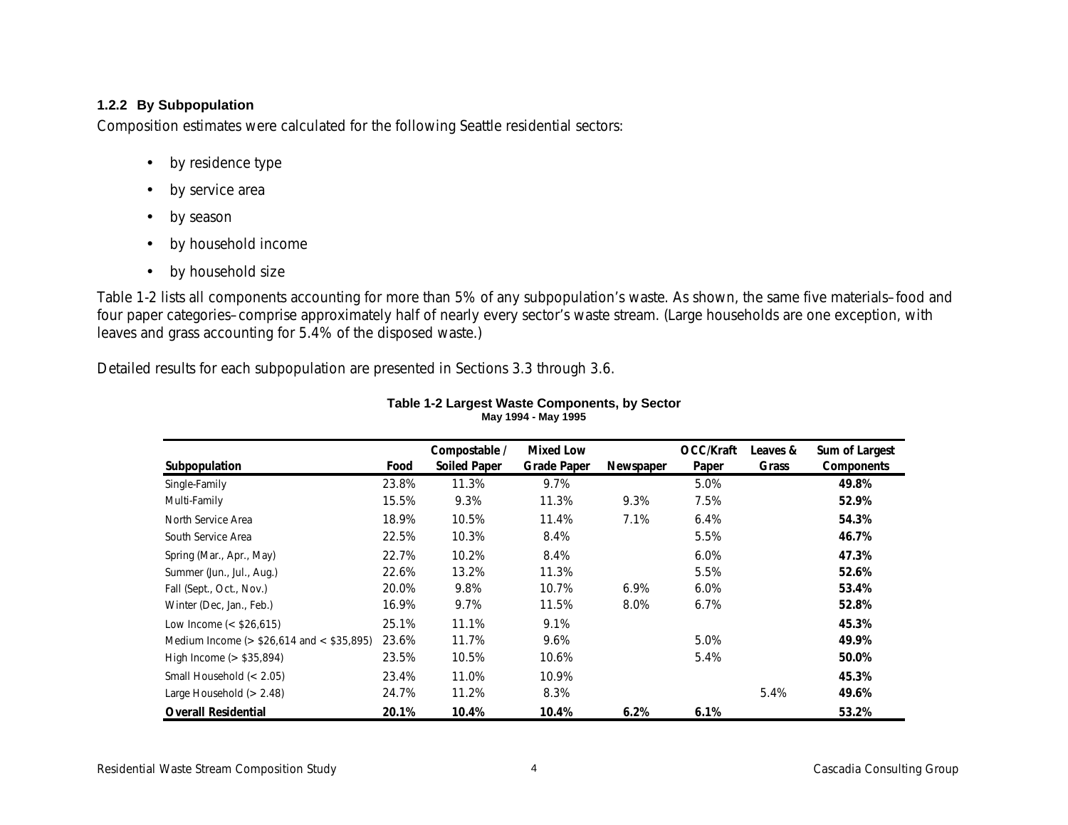### 1.2.2 By Subpopulation

Composition estimates were calculated for the following Seattle residential sectors:

- by residence type
- by service area
- by season
- by household income
- by household size

Table 1-2 lists all components accounting for more than 5% of any subpopulation's waste. As shown, the same five materials–food and four paper categories–comprise approximately half of nearly every sector's waste stream. (Large households are one exception, with leaves and grass accounting for 5.4% of the disposed waste.)

Detailed results for each subpopulation are presented in Sections 3.3 through 3.6.

**Table 1-2 Largest Waste Components, by Sector**
**May 1994 - May 1995**

| Subpopulation | Food | Compostable / Soiled Paper | Mixed Low Grade Paper | Newspaper | OCC/Kraft Paper | Leaves & Grass | Sum of Largest Components |
|---|---|---|---|---|---|---|---|
| Single-Family | 23.8% | 11.3% | 9.7% | | 5.0% | | **49.8%** |
| Multi-Family | 15.5% | 9.3% | 11.3% | 9.3% | 7.5% | | **52.9%** |
| North Service Area | 18.9% | 10.5% | 11.4% | 7.1% | 6.4% | | **54.3%** |
| South Service Area | 22.5% | 10.3% | 8.4% | | 5.5% | | **46.7%** |
| Spring (Mar., Apr., May) | 22.7% | 10.2% | 8.4% | | 6.0% | | **47.3%** |
| Summer (Jun., Jul., Aug.) | 22.6% | 13.2% | 11.3% | | 5.5% | | **52.6%** |
| Fall (Sept., Oct., Nov.) | 20.0% | 9.8% | 10.7% | 6.9% | 6.0% | | **53.4%** |
| Winter (Dec, Jan., Feb.) | 16.9% | 9.7% | 11.5% | 8.0% | 6.7% | | **52.8%** |
| Low Income (< $26,615) | 25.1% | 11.1% | 9.1% | | | | **45.3%** |
| Medium Income (> $26,614 and < $35,895) | 23.6% | 11.7% | 9.6% | | 5.0% | | **49.9%** |
| High Income (> $35,894) | 23.5% | 10.5% | 10.6% | | 5.4% | | **50.0%** |
| Small Household (< 2.05) | 23.4% | 11.0% | 10.9% | | | | **45.3%** |
| Large Household (> 2.48) | 24.7% | 11.2% | 8.3% | | | 5.4% | **49.6%** |
| **Overall Residential** | **20.1%** | **10.4%** | **10.4%** | **6.2%** | **6.1%** | | **53.2%** |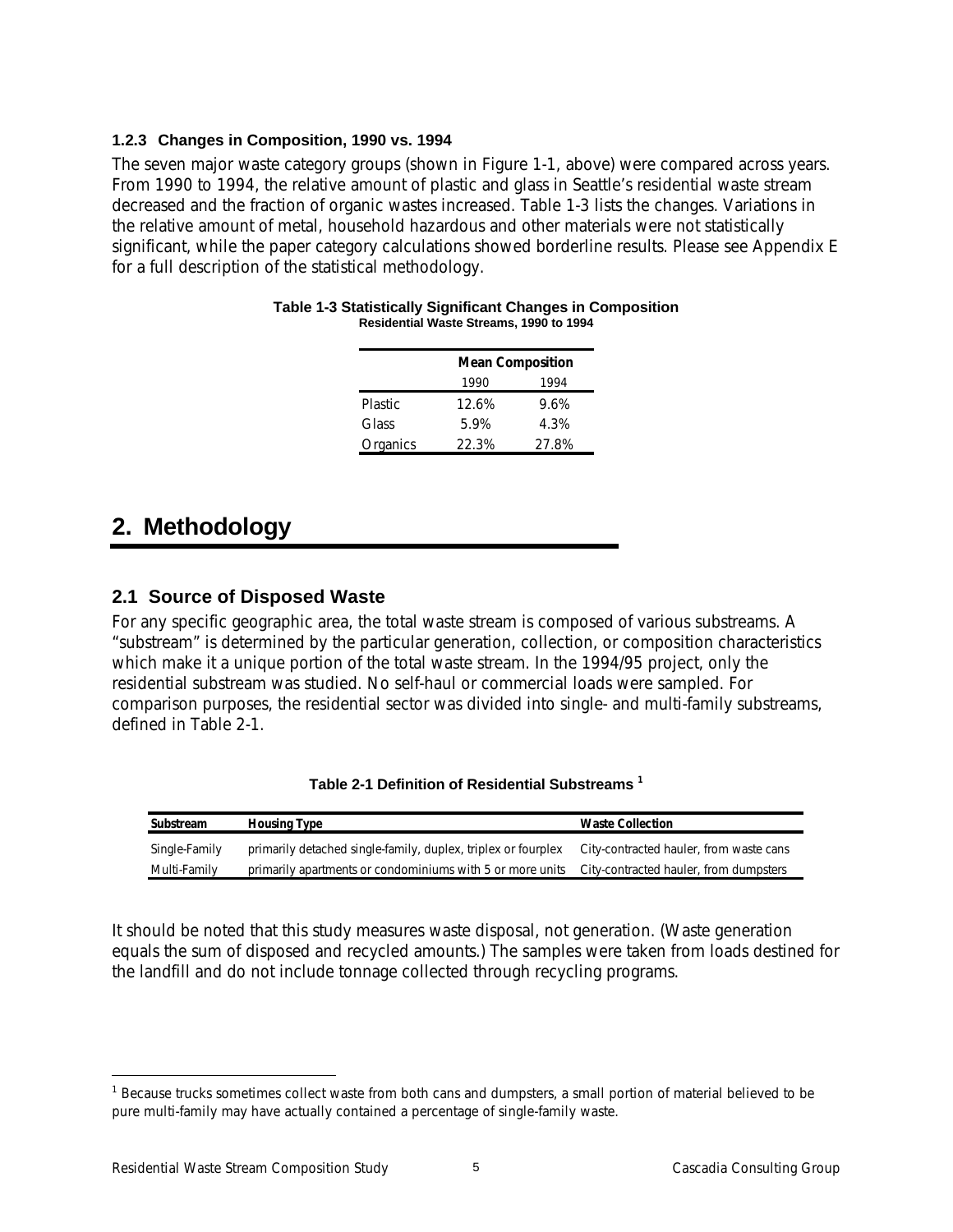### 1.2.3 Changes in Composition, 1990 vs. 1994

The seven major waste category groups (shown in Figure 1-1, above) were compared across years. From 1990 to 1994, the relative amount of plastic and glass in Seattle's residential waste stream decreased and the fraction of organic wastes increased. Table 1-3 lists the changes. Variations in the relative amount of metal, household hazardous and other materials were not statistically significant, while the paper category calculations showed borderline results. Please see Appendix E for a full description of the statistical methodology.

**Table 1-3 Statistically Significant Changes in Composition**
**Residential Waste Streams, 1990 to 1994**

| | Mean Composition | |
|---|---|---|
| | 1990 | 1994 |
| Plastic | 12.6% | 9.6% |
| Glass | 5.9% | 4.3% |
| Organics | 22.3% | 27.8% |

# 2. Methodology

## 2.1 Source of Disposed Waste

For any specific geographic area, the total waste stream is composed of various substreams. A "substream" is determined by the particular generation, collection, or composition characteristics which make it a unique portion of the total waste stream. In the 1994/95 project, only the residential substream was studied. No self-haul or commercial loads were sampled. For comparison purposes, the residential sector was divided into single- and multi-family substreams, defined in Table 2-1.

**Table 2-1 Definition of Residential Substreams [1]**

| Substream | Housing Type | Waste Collection |
|---|---|---|
| Single-Family | primarily detached single-family, duplex, triplex or fourplex | City-contracted hauler, from waste cans |
| Multi-Family | primarily apartments or condominiums with 5 or more units | City-contracted hauler, from dumpsters |

It should be noted that this study measures waste disposal, not generation. (Waste generation equals the sum of disposed and recycled amounts.) The samples were taken from loads destined for the landfill and do not include tonnage collected through recycling programs.

[1] Because trucks sometimes collect waste from both cans and dumpsters, a small portion of material believed to be pure multi-family may have actually contained a percentage of single-family waste.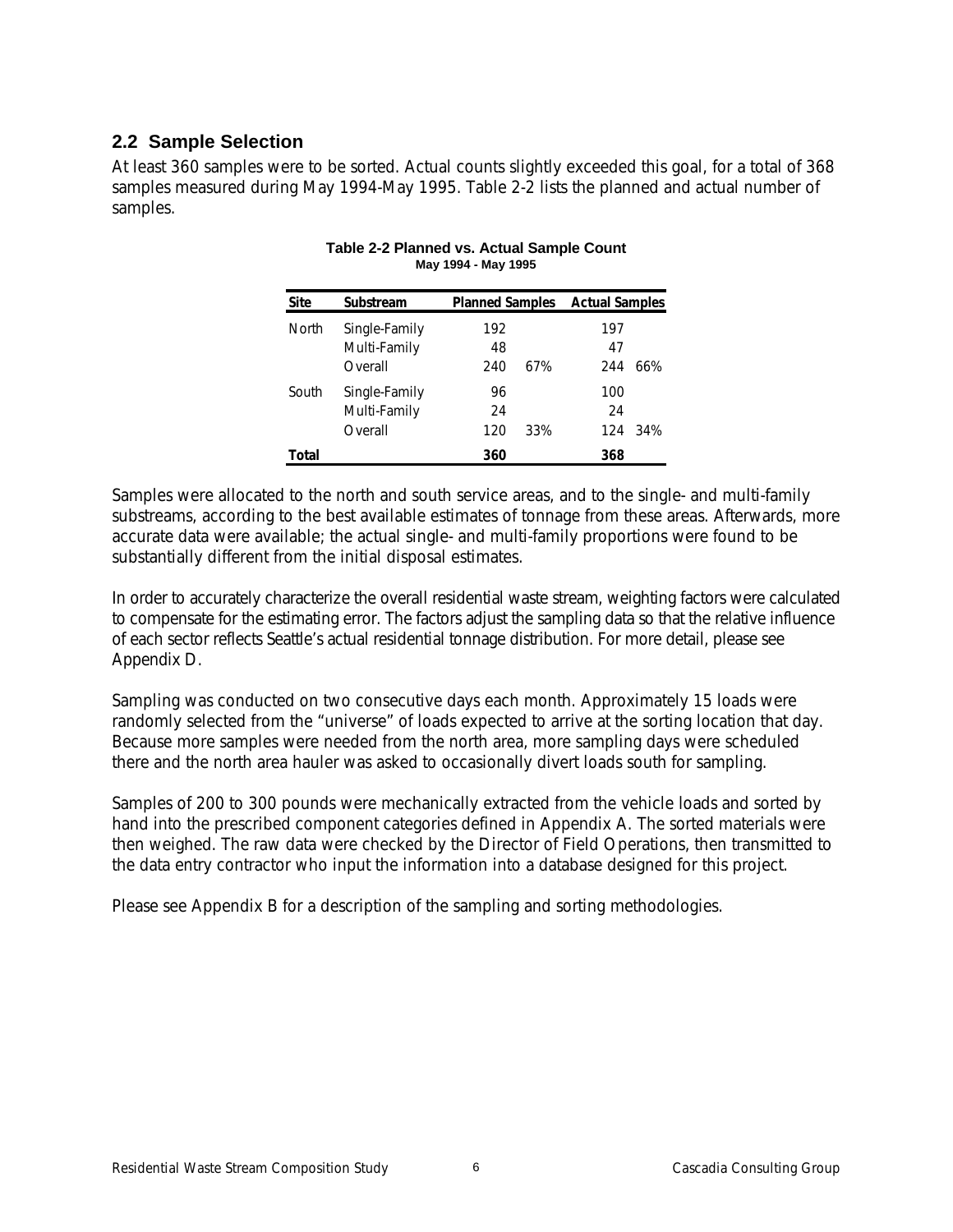## 2.2 Sample Selection

At least 360 samples were to be sorted. Actual counts slightly exceeded this goal, for a total of 368 samples measured during May 1994-May 1995. Table 2-2 lists the planned and actual number of samples.

**Table 2-2 Planned vs. Actual Sample Count**
**May 1994 - May 1995**

| Site | Substream | Planned Samples | | Actual Samples | |
|---|---|---|---|---|---|
| North | Single-Family | 192 | | 197 | |
| | Multi-Family | 48 | | 47 | |
| | Overall | 240 | 67% | 244 | 66% |
| South | Single-Family | 96 | | 100 | |
| | Multi-Family | 24 | | 24 | |
| | Overall | 120 | 33% | 124 | 34% |
| **Total** | | **360** | | **368** | |

Samples were allocated to the north and south service areas, and to the single- and multi-family substreams, according to the best available estimates of tonnage from these areas. Afterwards, more accurate data were available; the actual single- and multi-family proportions were found to be substantially different from the initial disposal estimates.

In order to accurately characterize the overall residential waste stream, weighting factors were calculated to compensate for the estimating error. The factors adjust the sampling data so that the relative influence of each sector reflects Seattle's actual residential tonnage distribution. For more detail, please see Appendix D.

Sampling was conducted on two consecutive days each month. Approximately 15 loads were randomly selected from the "universe" of loads expected to arrive at the sorting location that day. Because more samples were needed from the north area, more sampling days were scheduled there and the north area hauler was asked to occasionally divert loads south for sampling.

Samples of 200 to 300 pounds were mechanically extracted from the vehicle loads and sorted by hand into the prescribed component categories defined in Appendix A. The sorted materials were then weighed. The raw data were checked by the Director of Field Operations, then transmitted to the data entry contractor who input the information into a database designed for this project.

Please see Appendix B for a description of the sampling and sorting methodologies.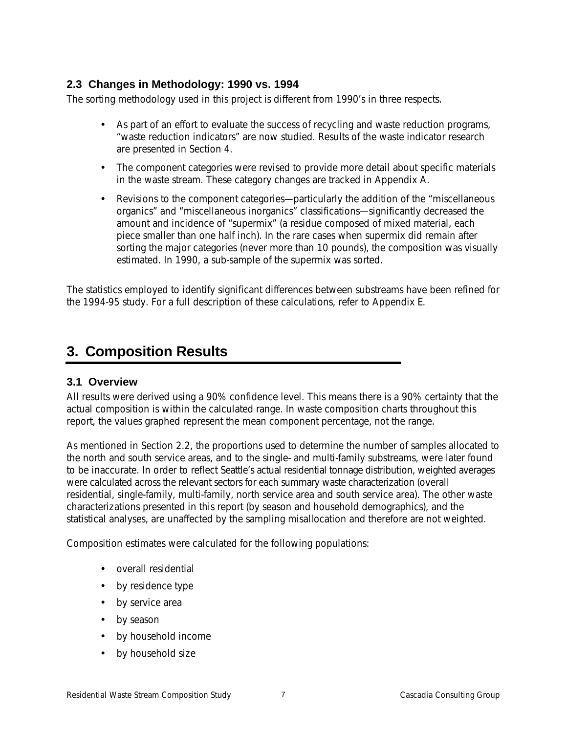### 2.3 Changes in Methodology: 1990 vs. 1994

The sorting methodology used in this project is different from 1990's in three respects.

- As part of an effort to evaluate the success of recycling and waste reduction programs, "waste reduction indicators" are now studied. Results of the waste indicator research are presented in Section 4.
- The component categories were revised to provide more detail about specific materials in the waste stream. These category changes are tracked in Appendix A.
- Revisions to the component categories—particularly the addition of the "miscellaneous organics" and "miscellaneous inorganics" classifications—significantly decreased the amount and incidence of "supermix" (a residue composed of mixed material, each piece smaller than one half inch). In the rare cases when supermix did remain after sorting the major categories (never more than 10 pounds), the composition was visually estimated. In 1990, a sub-sample of the supermix was sorted.

The statistics employed to identify significant differences between substreams have been refined for the 1994-95 study. For a full description of these calculations, refer to Appendix E.

# 3. Composition Results

### 3.1 Overview

All results were derived using a 90% confidence level. This means there is a 90% certainty that the actual composition is within the calculated range. In waste composition charts throughout this report, the values graphed represent the mean component percentage, not the range.

As mentioned in Section 2.2, the proportions used to determine the number of samples allocated to the north and south service areas, and to the single- and multi-family substreams, were later found to be inaccurate. In order to reflect Seattle's actual residential tonnage distribution, weighted averages were calculated across the relevant sectors for each summary waste characterization (overall residential, single-family, multi-family, north service area and south service area). The other waste characterizations presented in this report (by season and household demographics), and the statistical analyses, are unaffected by the sampling misallocation and therefore are not weighted.

Composition estimates were calculated for the following populations:

- overall residential
- by residence type
- by service area
- by season
- by household income
- by household size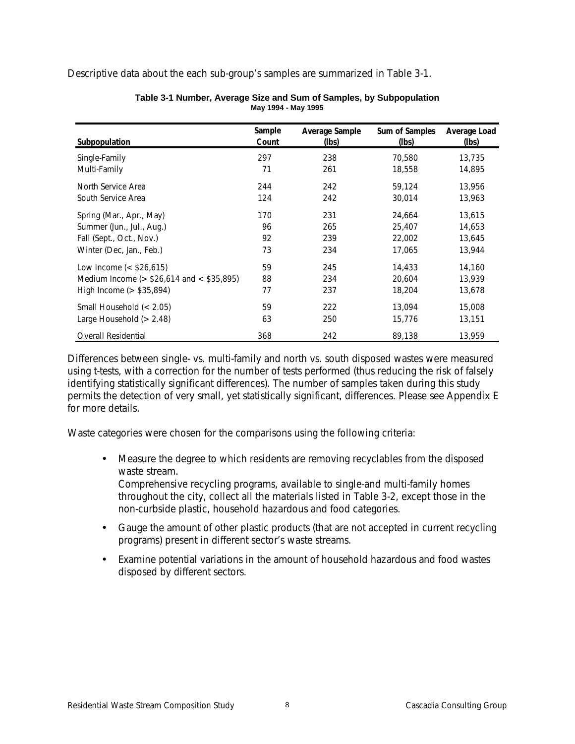Descriptive data about the each sub-group's samples are summarized in Table 3-1.

**Table 3-1 Number, Average Size and Sum of Samples, by Subpopulation**
**May 1994 - May 1995**

| Subpopulation | Sample Count | Average Sample (lbs) | Sum of Samples (lbs) | Average Load (lbs) |
|---|---|---|---|---|
| Single-Family | 297 | 238 | 70,580 | 13,735 |
| Multi-Family | 71 | 261 | 18,558 | 14,895 |
| North Service Area | 244 | 242 | 59,124 | 13,956 |
| South Service Area | 124 | 242 | 30,014 | 13,963 |
| Spring (Mar., Apr., May) | 170 | 231 | 24,664 | 13,615 |
| Summer (Jun., Jul., Aug.) | 96 | 265 | 25,407 | 14,653 |
| Fall (Sept., Oct., Nov.) | 92 | 239 | 22,002 | 13,645 |
| Winter (Dec, Jan., Feb.) | 73 | 234 | 17,065 | 13,944 |
| Low Income (< $26,615) | 59 | 245 | 14,433 | 14,160 |
| Medium Income (> $26,614 and < $35,895) | 88 | 234 | 20,604 | 13,939 |
| High Income (> $35,894) | 77 | 237 | 18,204 | 13,678 |
| Small Household (< 2.05) | 59 | 222 | 13,094 | 15,008 |
| Large Household (> 2.48) | 63 | 250 | 15,776 | 13,151 |
| Overall Residential | 368 | 242 | 89,138 | 13,959 |

Differences between single- vs. multi-family and north vs. south disposed wastes were measured using t-tests, with a correction for the number of tests performed (thus reducing the risk of falsely identifying statistically significant differences). The number of samples taken during this study permits the detection of very small, yet statistically significant, differences. Please see Appendix E for more details.

Waste categories were chosen for the comparisons using the following criteria:

- Measure the degree to which residents are removing recyclables from the disposed waste stream.
  Comprehensive recycling programs, available to single-and multi-family homes throughout the city, collect all the materials listed in Table 3-2, except those in the non-curbside plastic, household hazardous and food categories.
- Gauge the amount of other plastic products (that are not accepted in current recycling programs) present in different sector's waste streams.
- Examine potential variations in the amount of household hazardous and food wastes disposed by different sectors.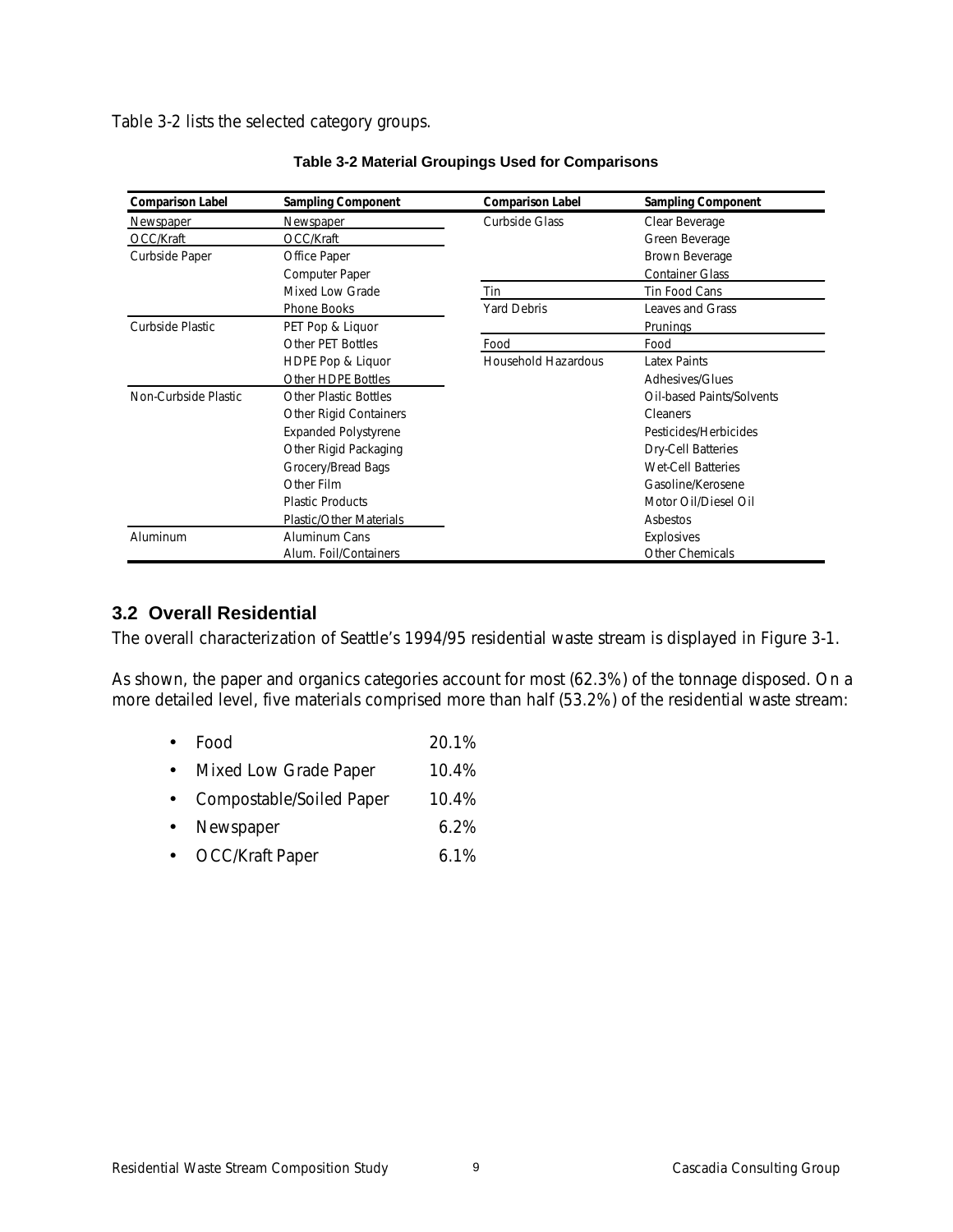Table 3-2 lists the selected category groups.

**Table 3-2 Material Groupings Used for Comparisons**

| Comparison Label | Sampling Component | Comparison Label | Sampling Component |
|---|---|---|---|
| Newspaper | Newspaper | Curbside Glass | Clear Beverage |
| OCC/Kraft | OCC/Kraft | | Green Beverage |
| Curbside Paper | Office Paper | | Brown Beverage |
| | Computer Paper | | Container Glass |
| | Mixed Low Grade | Tin | Tin Food Cans |
| | Phone Books | Yard Debris | Leaves and Grass |
| Curbside Plastic | PET Pop & Liquor | | Prunings |
| | Other PET Bottles | Food | Food |
| | HDPE Pop & Liquor | Household Hazardous | Latex Paints |
| | Other HDPE Bottles | | Adhesives/Glues |
| Non-Curbside Plastic | Other Plastic Bottles | | Oil-based Paints/Solvents |
| | Other Rigid Containers | | Cleaners |
| | Expanded Polystyrene | | Pesticides/Herbicides |
| | Other Rigid Packaging | | Dry-Cell Batteries |
| | Grocery/Bread Bags | | Wet-Cell Batteries |
| | Other Film | | Gasoline/Kerosene |
| | Plastic Products | | Motor Oil/Diesel Oil |
| | Plastic/Other Materials | | Asbestos |
| Aluminum | Aluminum Cans | | Explosives |
| | Alum. Foil/Containers | | Other Chemicals |

## 3.2 Overall Residential

The overall characterization of Seattle's 1994/95 residential waste stream is displayed in Figure 3-1.

As shown, the paper and organics categories account for most (62.3%) of the tonnage disposed. On a more detailed level, five materials comprised more than half (53.2%) of the residential waste stream:

- Food 20.1%
- Mixed Low Grade Paper 10.4%
- Compostable/Soiled Paper 10.4%
- Newspaper 6.2%
- OCC/Kraft Paper 6.1%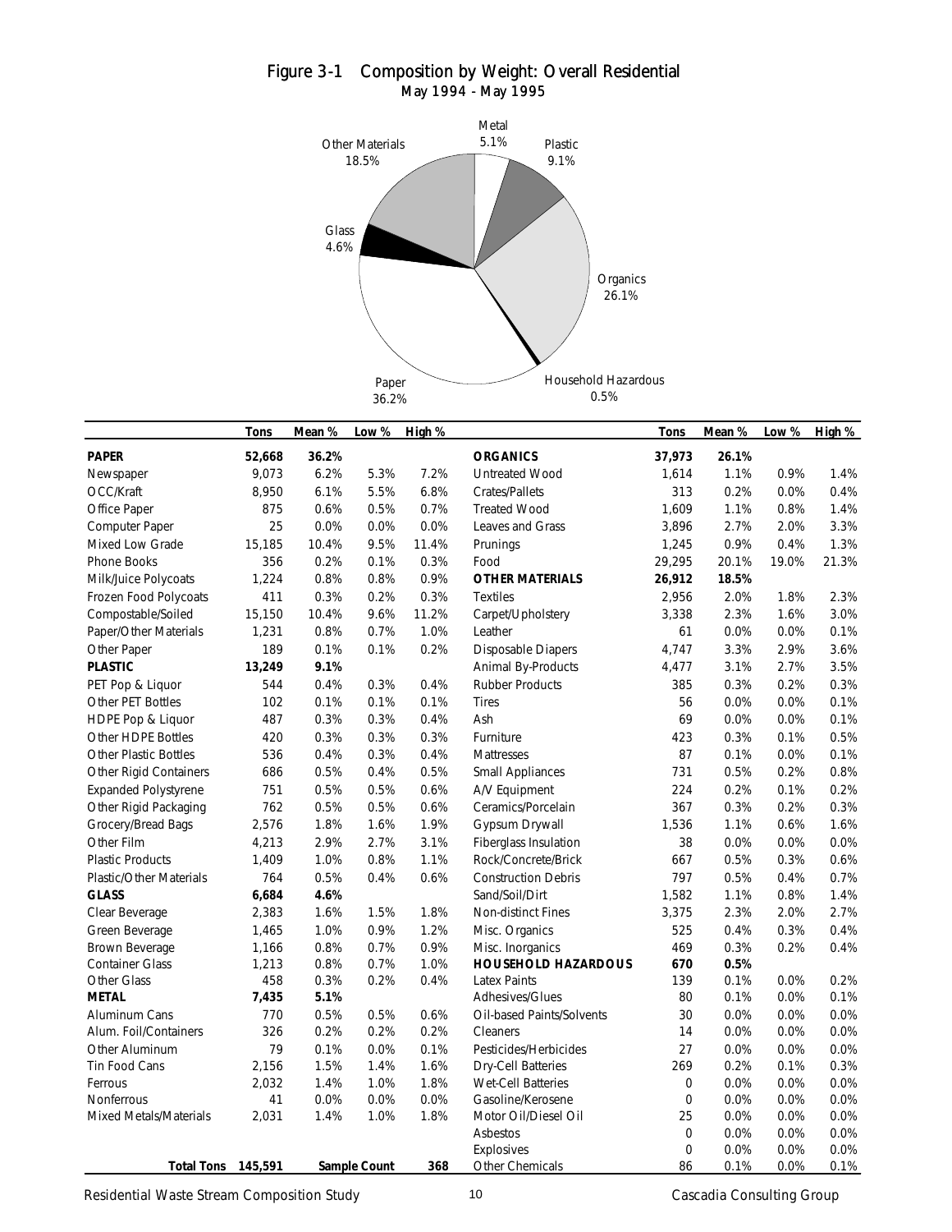## Figure 3-1 Composition by Weight: Overall Residential

May 1994 - May 1995

| | Tons | Mean % | Low % | High % |
|---|---|---|---|---|
| **PAPER** | **52,668** | **36.2%** | | |
| Newspaper | 9,073 | 6.2% | 5.3% | 7.2% |
| OCC/Kraft | 8,950 | 6.1% | 5.5% | 6.8% |
| Office Paper | 875 | 0.6% | 0.5% | 0.7% |
| Computer Paper | 25 | 0.0% | 0.0% | 0.0% |
| Mixed Low Grade | 15,185 | 10.4% | 9.5% | 11.4% |
| Phone Books | 356 | 0.2% | 0.1% | 0.3% |
| Milk/Juice Polycoats | 1,224 | 0.8% | 0.8% | 0.9% |
| Frozen Food Polycoats | 411 | 0.3% | 0.2% | 0.3% |
| Compostable/Soiled | 15,150 | 10.4% | 9.6% | 11.2% |
| Paper/Other Materials | 1,231 | 0.8% | 0.7% | 1.0% |
| Other Paper | 189 | 0.1% | 0.1% | 0.2% |
| **PLASTIC** | **13,249** | **9.1%** | | |
| PET Pop & Liquor | 544 | 0.4% | 0.3% | 0.4% |
| Other PET Bottles | 102 | 0.1% | 0.1% | 0.1% |
| HDPE Pop & Liquor | 487 | 0.3% | 0.3% | 0.4% |
| Other HDPE Bottles | 420 | 0.3% | 0.3% | 0.3% |
| Other Plastic Bottles | 536 | 0.4% | 0.3% | 0.4% |
| Other Rigid Containers | 686 | 0.5% | 0.4% | 0.5% |
| Expanded Polystyrene | 751 | 0.5% | 0.5% | 0.6% |
| Other Rigid Packaging | 762 | 0.5% | 0.5% | 0.6% |
| Grocery/Bread Bags | 2,576 | 1.8% | 1.6% | 1.9% |
| Other Film | 4,213 | 2.9% | 2.7% | 3.1% |
| Plastic Products | 1,409 | 1.0% | 0.8% | 1.1% |
| Plastic/Other Materials | 764 | 0.5% | 0.4% | 0.6% |
| **GLASS** | **6,684** | **4.6%** | | |
| Clear Beverage | 2,383 | 1.6% | 1.5% | 1.8% |
| Green Beverage | 1,465 | 1.0% | 0.9% | 1.2% |
| Brown Beverage | 1,166 | 0.8% | 0.7% | 0.9% |
| Container Glass | 1,213 | 0.8% | 0.7% | 1.0% |
| Other Glass | 458 | 0.3% | 0.2% | 0.4% |
| **METAL** | **7,435** | **5.1%** | | |
| Aluminum Cans | 770 | 0.5% | 0.5% | 0.6% |
| Alum. Foil/Containers | 326 | 0.2% | 0.2% | 0.2% |
| Other Aluminum | 79 | 0.1% | 0.0% | 0.1% |
| Tin Food Cans | 2,156 | 1.5% | 1.4% | 1.6% |
| Ferrous | 2,032 | 1.4% | 1.0% | 1.8% |
| Nonferrous | 41 | 0.0% | 0.0% | 0.0% |
| Mixed Metals/Materials | 2,031 | 1.4% | 1.0% | 1.8% |
| **Total Tons** | **145,591** | **Sample Count** | | **368** |

| | Tons | Mean % | Low % | High % |
|---|---|---|---|---|
| **ORGANICS** | **37,973** | **26.1%** | | |
| Untreated Wood | 1,614 | 1.1% | 0.9% | 1.4% |
| Crates/Pallets | 313 | 0.2% | 0.0% | 0.4% |
| Treated Wood | 1,609 | 1.1% | 0.8% | 1.4% |
| Leaves and Grass | 3,896 | 2.7% | 2.0% | 3.3% |
| Prunings | 1,245 | 0.9% | 0.4% | 1.3% |
| Food | 29,295 | 20.1% | 19.0% | 21.3% |
| **OTHER MATERIALS** | **26,912** | **18.5%** | | |
| Textiles | 2,956 | 2.0% | 1.8% | 2.3% |
| Carpet/Upholstery | 3,338 | 2.3% | 1.6% | 3.0% |
| Leather | 61 | 0.0% | 0.0% | 0.1% |
| Disposable Diapers | 4,747 | 3.3% | 2.9% | 3.6% |
| Animal By-Products | 4,477 | 3.1% | 2.7% | 3.5% |
| Rubber Products | 385 | 0.3% | 0.2% | 0.3% |
| Tires | 56 | 0.0% | 0.0% | 0.1% |
| Ash | 69 | 0.0% | 0.0% | 0.1% |
| Furniture | 423 | 0.3% | 0.1% | 0.5% |
| Mattresses | 87 | 0.1% | 0.0% | 0.1% |
| Small Appliances | 731 | 0.5% | 0.2% | 0.8% |
| A/V Equipment | 224 | 0.2% | 0.1% | 0.2% |
| Ceramics/Porcelain | 367 | 0.3% | 0.2% | 0.3% |
| Gypsum Drywall | 1,536 | 1.1% | 0.6% | 1.6% |
| Fiberglass Insulation | 38 | 0.0% | 0.0% | 0.0% |
| Rock/Concrete/Brick | 667 | 0.5% | 0.3% | 0.6% |
| Construction Debris | 797 | 0.5% | 0.4% | 0.7% |
| Sand/Soil/Dirt | 1,582 | 1.1% | 0.8% | 1.4% |
| Non-distinct Fines | 3,375 | 2.3% | 2.0% | 2.7% |
| Misc. Organics | 525 | 0.4% | 0.3% | 0.4% |
| Misc. Inorganics | 469 | 0.3% | 0.2% | 0.4% |
| **HOUSEHOLD HAZARDOUS** | **670** | **0.5%** | | |
| Latex Paints | 139 | 0.1% | 0.0% | 0.2% |
| Adhesives/Glues | 80 | 0.1% | 0.0% | 0.1% |
| Oil-based Paints/Solvents | 30 | 0.0% | 0.0% | 0.0% |
| Cleaners | 14 | 0.0% | 0.0% | 0.0% |
| Pesticides/Herbicides | 27 | 0.0% | 0.0% | 0.0% |
| Dry-Cell Batteries | 269 | 0.2% | 0.1% | 0.3% |
| Wet-Cell Batteries | 0 | 0.0% | 0.0% | 0.0% |
| Gasoline/Kerosene | 0 | 0.0% | 0.0% | 0.0% |
| Motor Oil/Diesel Oil | 25 | 0.0% | 0.0% | 0.0% |
| Asbestos | 0 | 0.0% | 0.0% | 0.0% |
| Explosives | 0 | 0.0% | 0.0% | 0.0% |
| Other Chemicals | 86 | 0.1% | 0.0% | 0.1% |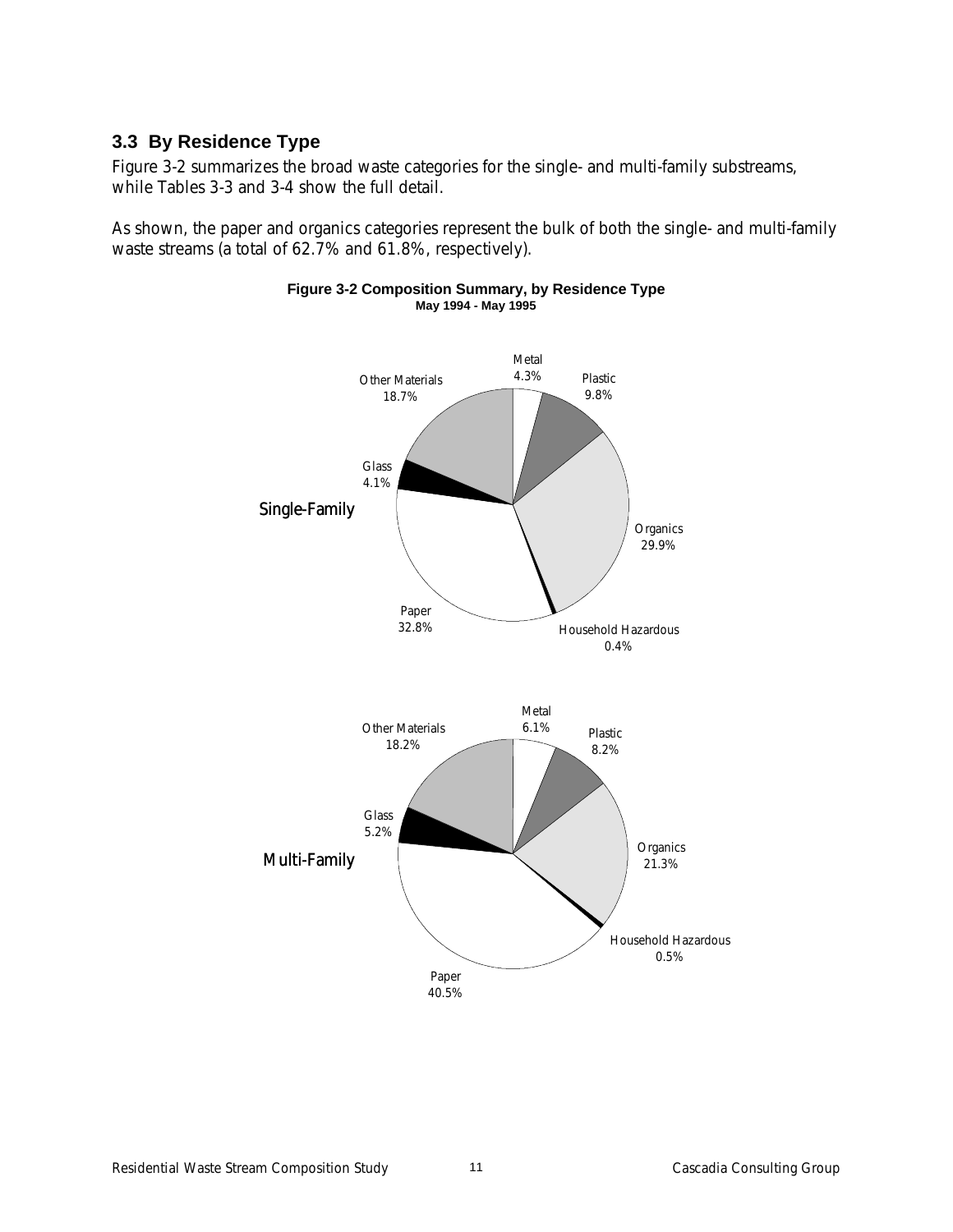## 3.3 By Residence Type

Figure 3-2 summarizes the broad waste categories for the single- and multi-family substreams, while Tables 3-3 and 3-4 show the full detail.

As shown, the paper and organics categories represent the bulk of both the single- and multi-family waste streams (a total of 62.7% and 61.8%, respectively).

**Figure 3-2 Composition Summary, by Residence Type**
**May 1994 - May 1995**

Single-Family

Metal 4.3%
Plastic 9.8%
Organics 29.9%
Household Hazardous 0.4%
Paper 32.8%
Glass 4.1%
Other Materials 18.7%

Multi-Family

Metal 6.1%
Plastic 8.2%
Organics 21.3%
Household Hazardous 0.5%
Paper 40.5%
Glass 5.2%
Other Materials 18.2%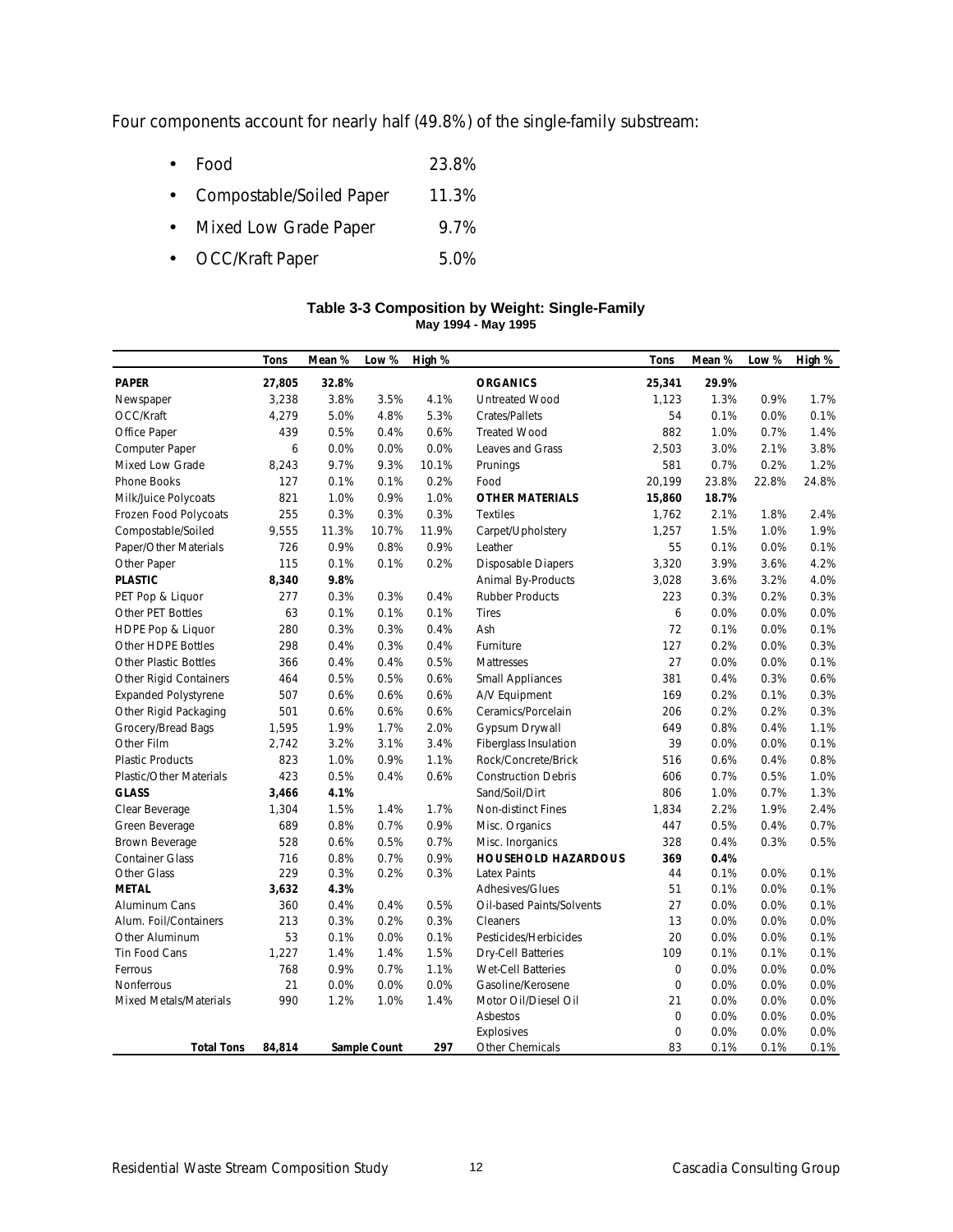Four components account for nearly half (49.8%) of the single-family substream:

- Food 23.8%
- Compostable/Soiled Paper 11.3%
- Mixed Low Grade Paper 9.7%
- OCC/Kraft Paper 5.0%

**Table 3-3 Composition by Weight: Single-Family**
**May 1994 - May 1995**

| | Tons | Mean % | Low % | High % | | Tons | Mean % | Low % | High % |
|---|---|---|---|---|---|---|---|---|---|
| **PAPER** | **27,805** | **32.8%** | | | **ORGANICS** | **25,341** | **29.9%** | | |
| Newspaper | 3,238 | 3.8% | 3.5% | 4.1% | Untreated Wood | 1,123 | 1.3% | 0.9% | 1.7% |
| OCC/Kraft | 4,279 | 5.0% | 4.8% | 5.3% | Crates/Pallets | 54 | 0.1% | 0.0% | 0.1% |
| Office Paper | 439 | 0.5% | 0.4% | 0.6% | Treated Wood | 882 | 1.0% | 0.7% | 1.4% |
| Computer Paper | 6 | 0.0% | 0.0% | 0.0% | Leaves and Grass | 2,503 | 3.0% | 2.1% | 3.8% |
| Mixed Low Grade | 8,243 | 9.7% | 9.3% | 10.1% | Prunings | 581 | 0.7% | 0.2% | 1.2% |
| Phone Books | 127 | 0.1% | 0.1% | 0.2% | Food | 20,199 | 23.8% | 22.8% | 24.8% |
| Milk/Juice Polycoats | 821 | 1.0% | 0.9% | 1.0% | **OTHER MATERIALS** | **15,860** | **18.7%** | | |
| Frozen Food Polycoats | 255 | 0.3% | 0.3% | 0.3% | Textiles | 1,762 | 2.1% | 1.8% | 2.4% |
| Compostable/Soiled | 9,555 | 11.3% | 10.7% | 11.9% | Carpet/Upholstery | 1,257 | 1.5% | 1.0% | 1.9% |
| Paper/Other Materials | 726 | 0.9% | 0.8% | 0.9% | Leather | 55 | 0.1% | 0.0% | 0.1% |
| Other Paper | 115 | 0.1% | 0.1% | 0.2% | Disposable Diapers | 3,320 | 3.9% | 3.6% | 4.2% |
| **PLASTIC** | **8,340** | **9.8%** | | | Animal By-Products | 3,028 | 3.6% | 3.2% | 4.0% |
| PET Pop & Liquor | 277 | 0.3% | 0.3% | 0.4% | Rubber Products | 223 | 0.3% | 0.2% | 0.3% |
| Other PET Bottles | 63 | 0.1% | 0.1% | 0.1% | Tires | 6 | 0.0% | 0.0% | 0.0% |
| HDPE Pop & Liquor | 280 | 0.3% | 0.3% | 0.4% | Ash | 72 | 0.1% | 0.0% | 0.1% |
| Other HDPE Bottles | 298 | 0.4% | 0.3% | 0.4% | Furniture | 127 | 0.2% | 0.0% | 0.3% |
| Other Plastic Bottles | 366 | 0.4% | 0.4% | 0.5% | Mattresses | 27 | 0.0% | 0.0% | 0.1% |
| Other Rigid Containers | 464 | 0.5% | 0.5% | 0.6% | Small Appliances | 381 | 0.4% | 0.3% | 0.6% |
| Expanded Polystyrene | 507 | 0.6% | 0.6% | 0.6% | A/V Equipment | 169 | 0.2% | 0.1% | 0.3% |
| Other Rigid Packaging | 501 | 0.6% | 0.6% | 0.6% | Ceramics/Porcelain | 206 | 0.2% | 0.2% | 0.3% |
| Grocery/Bread Bags | 1,595 | 1.9% | 1.7% | 2.0% | Gypsum Drywall | 649 | 0.8% | 0.4% | 1.1% |
| Other Film | 2,742 | 3.2% | 3.1% | 3.4% | Fiberglass Insulation | 39 | 0.0% | 0.0% | 0.1% |
| Plastic Products | 823 | 1.0% | 0.9% | 1.1% | Rock/Concrete/Brick | 516 | 0.6% | 0.4% | 0.8% |
| Plastic/Other Materials | 423 | 0.5% | 0.4% | 0.6% | Construction Debris | 606 | 0.7% | 0.5% | 1.0% |
| **GLASS** | **3,466** | **4.1%** | | | Sand/Soil/Dirt | 806 | 1.0% | 0.7% | 1.3% |
| Clear Beverage | 1,304 | 1.5% | 1.4% | 1.7% | Non-distinct Fines | 1,834 | 2.2% | 1.9% | 2.4% |
| Green Beverage | 689 | 0.8% | 0.7% | 0.9% | Misc. Organics | 447 | 0.5% | 0.4% | 0.7% |
| Brown Beverage | 528 | 0.6% | 0.5% | 0.7% | Misc. Inorganics | 328 | 0.4% | 0.3% | 0.5% |
| Container Glass | 716 | 0.8% | 0.7% | 0.9% | **HOUSEHOLD HAZARDOUS** | **369** | **0.4%** | | |
| Other Glass | 229 | 0.3% | 0.2% | 0.3% | Latex Paints | 44 | 0.1% | 0.0% | 0.1% |
| **METAL** | **3,632** | **4.3%** | | | Adhesives/Glues | 51 | 0.1% | 0.0% | 0.1% |
| Aluminum Cans | 360 | 0.4% | 0.4% | 0.5% | Oil-based Paints/Solvents | 27 | 0.0% | 0.0% | 0.1% |
| Alum. Foil/Containers | 213 | 0.3% | 0.2% | 0.3% | Cleaners | 13 | 0.0% | 0.0% | 0.0% |
| Other Aluminum | 53 | 0.1% | 0.0% | 0.1% | Pesticides/Herbicides | 20 | 0.0% | 0.0% | 0.1% |
| Tin Food Cans | 1,227 | 1.4% | 1.4% | 1.5% | Dry-Cell Batteries | 109 | 0.1% | 0.1% | 0.1% |
| Ferrous | 768 | 0.9% | 0.7% | 1.1% | Wet-Cell Batteries | 0 | 0.0% | 0.0% | 0.0% |
| Nonferrous | 21 | 0.0% | 0.0% | 0.0% | Gasoline/Kerosene | 0 | 0.0% | 0.0% | 0.0% |
| Mixed Metals/Materials | 990 | 1.2% | 1.0% | 1.4% | Motor Oil/Diesel Oil | 21 | 0.0% | 0.0% | 0.0% |
| | | | | | Asbestos | 0 | 0.0% | 0.0% | 0.0% |
| | | | | | Explosives | 0 | 0.0% | 0.0% | 0.0% |
| **Total Tons** | **84,814** | **Sample Count** | | **297** | Other Chemicals | 83 | 0.1% | 0.1% | 0.1% |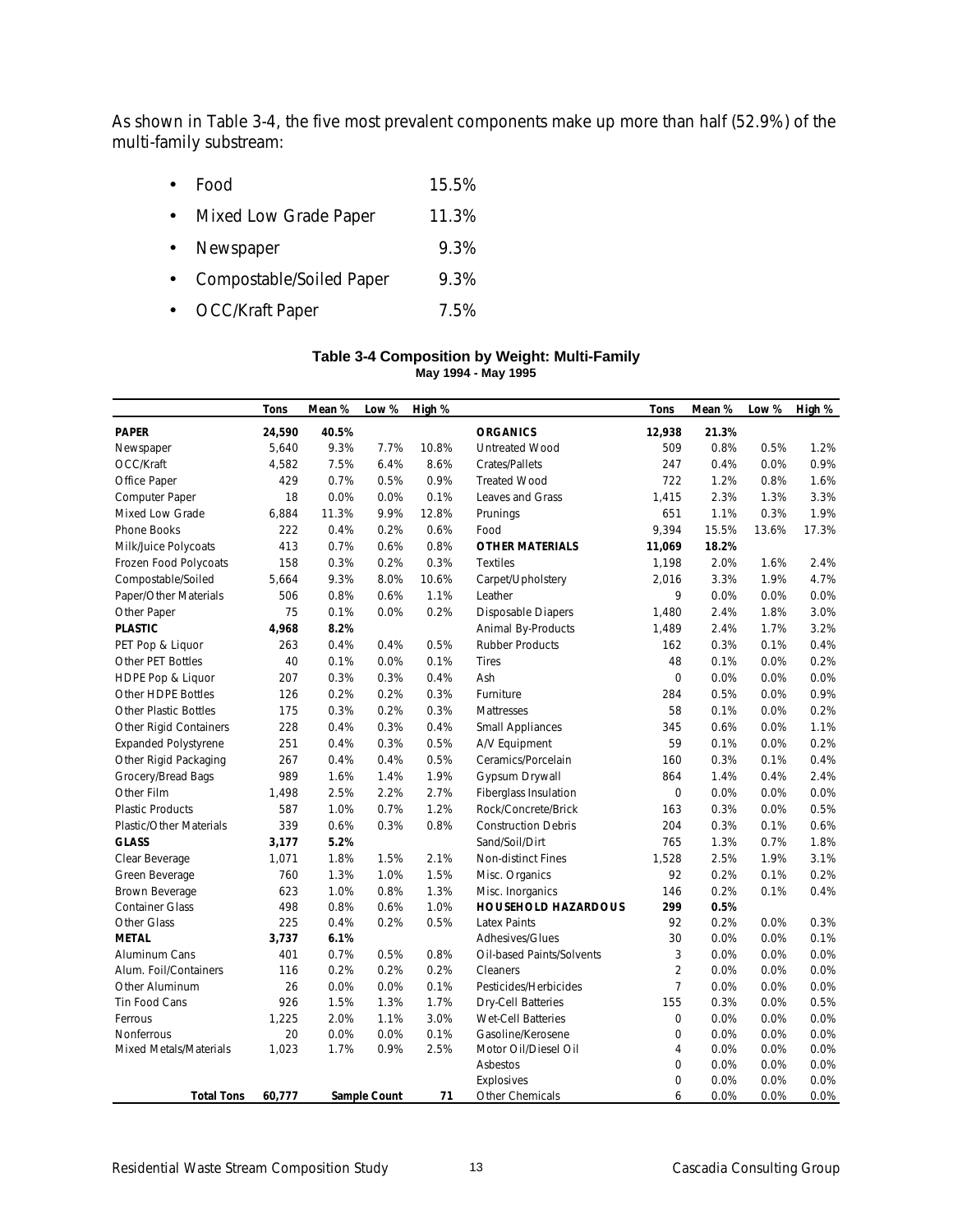As shown in Table 3-4, the five most prevalent components make up more than half (52.9%) of the multi-family substream:

- Food 15.5%
- Mixed Low Grade Paper 11.3%
- Newspaper 9.3%
- Compostable/Soiled Paper 9.3%
- OCC/Kraft Paper 7.5%

**Table 3-4 Composition by Weight: Multi-Family**
**May 1994 - May 1995**

| | Tons | Mean % | Low % | High % | | Tons | Mean % | Low % | High % |
|---|---|---|---|---|---|---|---|---|---|
| **PAPER** | **24,590** | **40.5%** | | | **ORGANICS** | **12,938** | **21.3%** | | |
| Newspaper | 5,640 | 9.3% | 7.7% | 10.8% | Untreated Wood | 509 | 0.8% | 0.5% | 1.2% |
| OCC/Kraft | 4,582 | 7.5% | 6.4% | 8.6% | Crates/Pallets | 247 | 0.4% | 0.0% | 0.9% |
| Office Paper | 429 | 0.7% | 0.5% | 0.9% | Treated Wood | 722 | 1.2% | 0.8% | 1.6% |
| Computer Paper | 18 | 0.0% | 0.0% | 0.1% | Leaves and Grass | 1,415 | 2.3% | 1.3% | 3.3% |
| Mixed Low Grade | 6,884 | 11.3% | 9.9% | 12.8% | Prunings | 651 | 1.1% | 0.3% | 1.9% |
| Phone Books | 222 | 0.4% | 0.2% | 0.6% | Food | 9,394 | 15.5% | 13.6% | 17.3% |
| Milk/Juice Polycoats | 413 | 0.7% | 0.6% | 0.8% | **OTHER MATERIALS** | **11,069** | **18.2%** | | |
| Frozen Food Polycoats | 158 | 0.3% | 0.2% | 0.3% | Textiles | 1,198 | 2.0% | 1.6% | 2.4% |
| Compostable/Soiled | 5,664 | 9.3% | 8.0% | 10.6% | Carpet/Upholstery | 2,016 | 3.3% | 1.9% | 4.7% |
| Paper/Other Materials | 506 | 0.8% | 0.6% | 1.1% | Leather | 9 | 0.0% | 0.0% | 0.0% |
| Other Paper | 75 | 0.1% | 0.0% | 0.2% | Disposable Diapers | 1,480 | 2.4% | 1.8% | 3.0% |
| **PLASTIC** | **4,968** | **8.2%** | | | Animal By-Products | 1,489 | 2.4% | 1.7% | 3.2% |
| PET Pop & Liquor | 263 | 0.4% | 0.4% | 0.5% | Rubber Products | 162 | 0.3% | 0.1% | 0.4% |
| Other PET Bottles | 40 | 0.1% | 0.0% | 0.1% | Tires | 48 | 0.1% | 0.0% | 0.2% |
| HDPE Pop & Liquor | 207 | 0.3% | 0.3% | 0.4% | Ash | 0 | 0.0% | 0.0% | 0.0% |
| Other HDPE Bottles | 126 | 0.2% | 0.2% | 0.3% | Furniture | 284 | 0.5% | 0.0% | 0.9% |
| Other Plastic Bottles | 175 | 0.3% | 0.2% | 0.3% | Mattresses | 58 | 0.1% | 0.0% | 0.2% |
| Other Rigid Containers | 228 | 0.4% | 0.3% | 0.4% | Small Appliances | 345 | 0.6% | 0.0% | 1.1% |
| Expanded Polystyrene | 251 | 0.4% | 0.3% | 0.5% | A/V Equipment | 59 | 0.1% | 0.0% | 0.2% |
| Other Rigid Packaging | 267 | 0.4% | 0.4% | 0.5% | Ceramics/Porcelain | 160 | 0.3% | 0.1% | 0.4% |
| Grocery/Bread Bags | 989 | 1.6% | 1.4% | 1.9% | Gypsum Drywall | 864 | 1.4% | 0.4% | 2.4% |
| Other Film | 1,498 | 2.5% | 2.2% | 2.7% | Fiberglass Insulation | 0 | 0.0% | 0.0% | 0.0% |
| Plastic Products | 587 | 1.0% | 0.7% | 1.2% | Rock/Concrete/Brick | 163 | 0.3% | 0.0% | 0.5% |
| Plastic/Other Materials | 339 | 0.6% | 0.3% | 0.8% | Construction Debris | 204 | 0.3% | 0.1% | 0.6% |
| **GLASS** | **3,177** | **5.2%** | | | Sand/Soil/Dirt | 765 | 1.3% | 0.7% | 1.8% |
| Clear Beverage | 1,071 | 1.8% | 1.5% | 2.1% | Non-distinct Fines | 1,528 | 2.5% | 1.9% | 3.1% |
| Green Beverage | 760 | 1.3% | 1.0% | 1.5% | Misc. Organics | 92 | 0.2% | 0.1% | 0.2% |
| Brown Beverage | 623 | 1.0% | 0.8% | 1.3% | Misc. Inorganics | 146 | 0.2% | 0.1% | 0.4% |
| Container Glass | 498 | 0.8% | 0.6% | 1.0% | **HOUSEHOLD HAZARDOUS** | **299** | **0.5%** | | |
| Other Glass | 225 | 0.4% | 0.2% | 0.5% | Latex Paints | 92 | 0.2% | 0.0% | 0.3% |
| **METAL** | **3,737** | **6.1%** | | | Adhesives/Glues | 30 | 0.0% | 0.0% | 0.1% |
| Aluminum Cans | 401 | 0.7% | 0.5% | 0.8% | Oil-based Paints/Solvents | 3 | 0.0% | 0.0% | 0.0% |
| Alum. Foil/Containers | 116 | 0.2% | 0.2% | 0.2% | Cleaners | 2 | 0.0% | 0.0% | 0.0% |
| Other Aluminum | 26 | 0.0% | 0.0% | 0.1% | Pesticides/Herbicides | 7 | 0.0% | 0.0% | 0.0% |
| Tin Food Cans | 926 | 1.5% | 1.3% | 1.7% | Dry-Cell Batteries | 155 | 0.3% | 0.0% | 0.5% |
| Ferrous | 1,225 | 2.0% | 1.1% | 3.0% | Wet-Cell Batteries | 0 | 0.0% | 0.0% | 0.0% |
| Nonferrous | 20 | 0.0% | 0.0% | 0.1% | Gasoline/Kerosene | 0 | 0.0% | 0.0% | 0.0% |
| Mixed Metals/Materials | 1,023 | 1.7% | 0.9% | 2.5% | Motor Oil/Diesel Oil | 4 | 0.0% | 0.0% | 0.0% |
| | | | | | Asbestos | 0 | 0.0% | 0.0% | 0.0% |
| | | | | | Explosives | 0 | 0.0% | 0.0% | 0.0% |
| **Total Tons** | **60,777** | **Sample Count** | | **71** | Other Chemicals | 6 | 0.0% | 0.0% | 0.0% |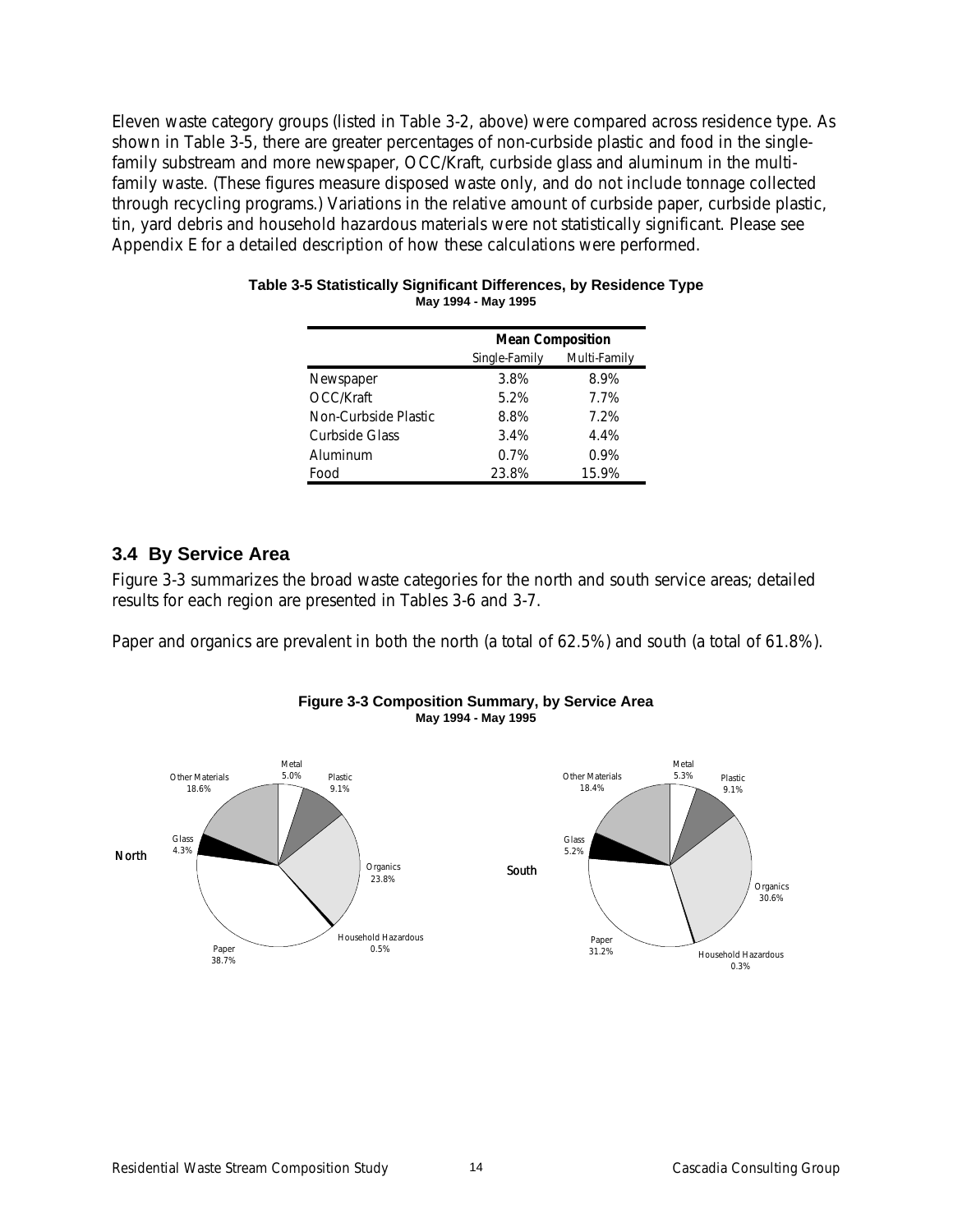Eleven waste category groups (listed in Table 3-2, above) were compared across residence type. As shown in Table 3-5, there are greater percentages of non-curbside plastic and food in the single-family substream and more newspaper, OCC/Kraft, curbside glass and aluminum in the multi-family waste. (These figures measure disposed waste only, and do not include tonnage collected through recycling programs.) Variations in the relative amount of curbside paper, curbside plastic, tin, yard debris and household hazardous materials were not statistically significant. Please see Appendix E for a detailed description of how these calculations were performed.

**Table 3-5 Statistically Significant Differences, by Residence Type**
**May 1994 - May 1995**

| | **Mean Composition** | |
|---|---|---|
| | Single-Family | Multi-Family |
| Newspaper | 3.8% | 8.9% |
| OCC/Kraft | 5.2% | 7.7% |
| Non-Curbside Plastic | 8.8% | 7.2% |
| Curbside Glass | 3.4% | 4.4% |
| Aluminum | 0.7% | 0.9% |
| Food | 23.8% | 15.9% |

## 3.4 By Service Area

Figure 3-3 summarizes the broad waste categories for the north and south service areas; detailed results for each region are presented in Tables 3-6 and 3-7.

Paper and organics are prevalent in both the north (a total of 62.5%) and south (a total of 61.8%).

**Figure 3-3 Composition Summary, by Service Area**
**May 1994 - May 1995**

North: Metal 5.0%; Plastic 9.1%; Organics 23.8%; Household Hazardous 0.5%; Paper 38.7%; Glass 4.3%; Other Materials 18.6%

South: Metal 5.3%; Plastic 9.1%; Organics 30.6%; Household Hazardous 0.3%; Paper 31.2%; Glass 5.2%; Other Materials 18.4%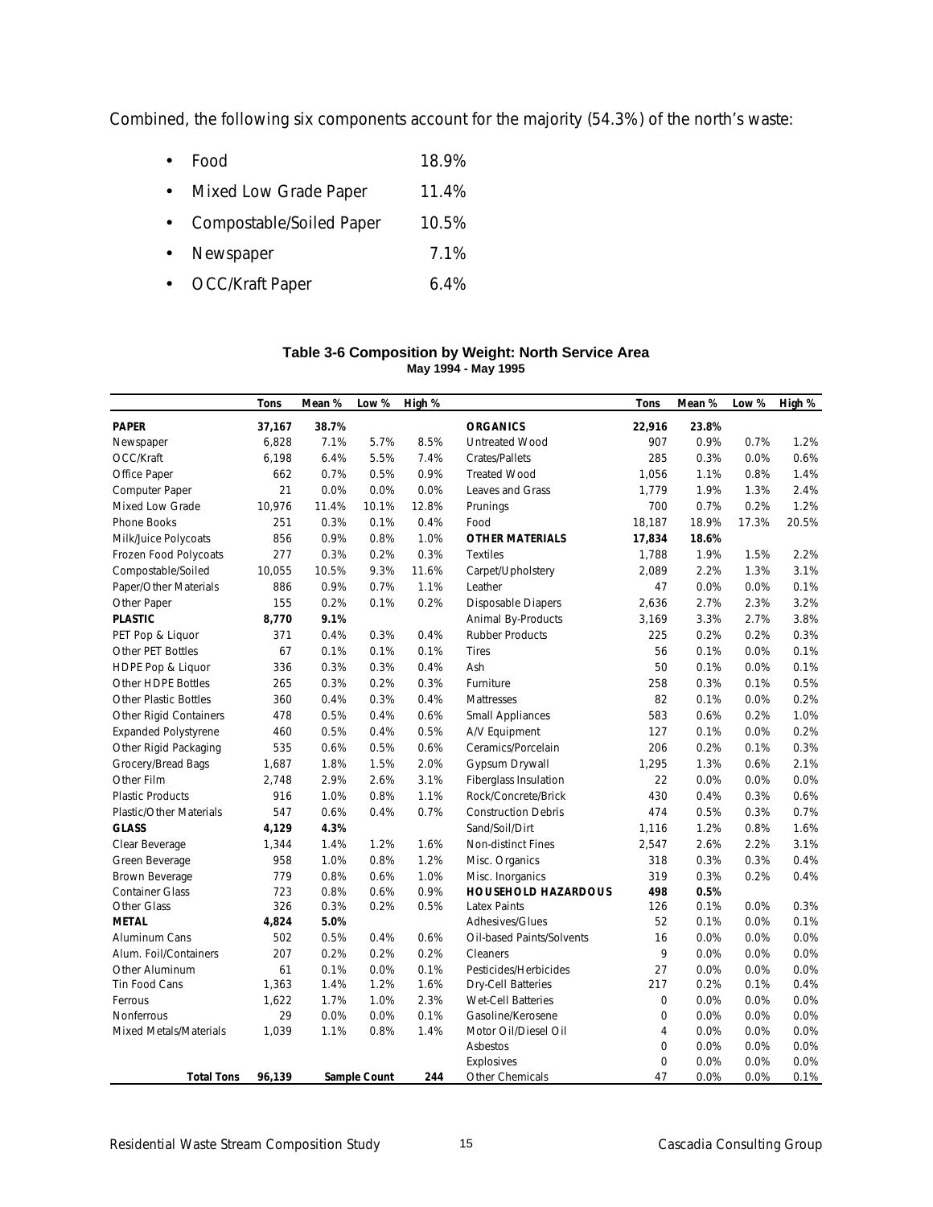Combined, the following six components account for the majority (54.3%) of the north's waste:

- Food 18.9%
- Mixed Low Grade Paper 11.4%
- Compostable/Soiled Paper 10.5%
- Newspaper 7.1%
- OCC/Kraft Paper 6.4%

**Table 3-6 Composition by Weight: North Service Area**
**May 1994 - May 1995**

| | Tons | Mean % | Low % | High % | | Tons | Mean % | Low % | High % |
|---|---|---|---|---|---|---|---|---|---|
| **PAPER** | **37,167** | **38.7%** | | | **ORGANICS** | **22,916** | **23.8%** | | |
| Newspaper | 6,828 | 7.1% | 5.7% | 8.5% | Untreated Wood | 907 | 0.9% | 0.7% | 1.2% |
| OCC/Kraft | 6,198 | 6.4% | 5.5% | 7.4% | Crates/Pallets | 285 | 0.3% | 0.0% | 0.6% |
| Office Paper | 662 | 0.7% | 0.5% | 0.9% | Treated Wood | 1,056 | 1.1% | 0.8% | 1.4% |
| Computer Paper | 21 | 0.0% | 0.0% | 0.0% | Leaves and Grass | 1,779 | 1.9% | 1.3% | 2.4% |
| Mixed Low Grade | 10,976 | 11.4% | 10.1% | 12.8% | Prunings | 700 | 0.7% | 0.2% | 1.2% |
| Phone Books | 251 | 0.3% | 0.1% | 0.4% | Food | 18,187 | 18.9% | 17.3% | 20.5% |
| Milk/Juice Polycoats | 856 | 0.9% | 0.8% | 1.0% | **OTHER MATERIALS** | **17,834** | **18.6%** | | |
| Frozen Food Polycoats | 277 | 0.3% | 0.2% | 0.3% | Textiles | 1,788 | 1.9% | 1.5% | 2.2% |
| Compostable/Soiled | 10,055 | 10.5% | 9.3% | 11.6% | Carpet/Upholstery | 2,089 | 2.2% | 1.3% | 3.1% |
| Paper/Other Materials | 886 | 0.9% | 0.7% | 1.1% | Leather | 47 | 0.0% | 0.0% | 0.1% |
| Other Paper | 155 | 0.2% | 0.1% | 0.2% | Disposable Diapers | 2,636 | 2.7% | 2.3% | 3.2% |
| **PLASTIC** | **8,770** | **9.1%** | | | Animal By-Products | 3,169 | 3.3% | 2.7% | 3.8% |
| PET Pop & Liquor | 371 | 0.4% | 0.3% | 0.4% | Rubber Products | 225 | 0.2% | 0.2% | 0.3% |
| Other PET Bottles | 67 | 0.1% | 0.1% | 0.1% | Tires | 56 | 0.1% | 0.0% | 0.1% |
| HDPE Pop & Liquor | 336 | 0.3% | 0.3% | 0.4% | Ash | 50 | 0.1% | 0.0% | 0.1% |
| Other HDPE Bottles | 265 | 0.3% | 0.2% | 0.3% | Furniture | 258 | 0.3% | 0.1% | 0.5% |
| Other Plastic Bottles | 360 | 0.4% | 0.3% | 0.4% | Mattresses | 82 | 0.1% | 0.0% | 0.2% |
| Other Rigid Containers | 478 | 0.5% | 0.4% | 0.6% | Small Appliances | 583 | 0.6% | 0.2% | 1.0% |
| Expanded Polystyrene | 460 | 0.5% | 0.4% | 0.5% | A/V Equipment | 127 | 0.1% | 0.0% | 0.2% |
| Other Rigid Packaging | 535 | 0.6% | 0.5% | 0.6% | Ceramics/Porcelain | 206 | 0.2% | 0.1% | 0.3% |
| Grocery/Bread Bags | 1,687 | 1.8% | 1.5% | 2.0% | Gypsum Drywall | 1,295 | 1.3% | 0.6% | 2.1% |
| Other Film | 2,748 | 2.9% | 2.6% | 3.1% | Fiberglass Insulation | 22 | 0.0% | 0.0% | 0.0% |
| Plastic Products | 916 | 1.0% | 0.8% | 1.1% | Rock/Concrete/Brick | 430 | 0.4% | 0.3% | 0.6% |
| Plastic/Other Materials | 547 | 0.6% | 0.4% | 0.7% | Construction Debris | 474 | 0.5% | 0.3% | 0.7% |
| **GLASS** | **4,129** | **4.3%** | | | Sand/Soil/Dirt | 1,116 | 1.2% | 0.8% | 1.6% |
| Clear Beverage | 1,344 | 1.4% | 1.2% | 1.6% | Non-distinct Fines | 2,547 | 2.6% | 2.2% | 3.1% |
| Green Beverage | 958 | 1.0% | 0.8% | 1.2% | Misc. Organics | 318 | 0.3% | 0.3% | 0.4% |
| Brown Beverage | 779 | 0.8% | 0.6% | 1.0% | Misc. Inorganics | 319 | 0.3% | 0.2% | 0.4% |
| Container Glass | 723 | 0.8% | 0.6% | 0.9% | **HOUSEHOLD HAZARDOUS** | **498** | **0.5%** | | |
| Other Glass | 326 | 0.3% | 0.2% | 0.5% | Latex Paints | 126 | 0.1% | 0.0% | 0.3% |
| **METAL** | **4,824** | **5.0%** | | | Adhesives/Glues | 52 | 0.1% | 0.0% | 0.1% |
| Aluminum Cans | 502 | 0.5% | 0.4% | 0.6% | Oil-based Paints/Solvents | 16 | 0.0% | 0.0% | 0.0% |
| Alum. Foil/Containers | 207 | 0.2% | 0.2% | 0.2% | Cleaners | 9 | 0.0% | 0.0% | 0.0% |
| Other Aluminum | 61 | 0.1% | 0.0% | 0.1% | Pesticides/Herbicides | 27 | 0.0% | 0.0% | 0.0% |
| Tin Food Cans | 1,363 | 1.4% | 1.2% | 1.6% | Dry-Cell Batteries | 217 | 0.2% | 0.1% | 0.4% |
| Ferrous | 1,622 | 1.7% | 1.0% | 2.3% | Wet-Cell Batteries | 0 | 0.0% | 0.0% | 0.0% |
| Nonferrous | 29 | 0.0% | 0.0% | 0.1% | Gasoline/Kerosene | 0 | 0.0% | 0.0% | 0.0% |
| Mixed Metals/Materials | 1,039 | 1.1% | 0.8% | 1.4% | Motor Oil/Diesel Oil | 4 | 0.0% | 0.0% | 0.0% |
| | | | | | Asbestos | 0 | 0.0% | 0.0% | 0.0% |
| | | | | | Explosives | 0 | 0.0% | 0.0% | 0.0% |
| **Total Tons** | **96,139** | **Sample Count** | | **244** | Other Chemicals | 47 | 0.0% | 0.0% | 0.1% |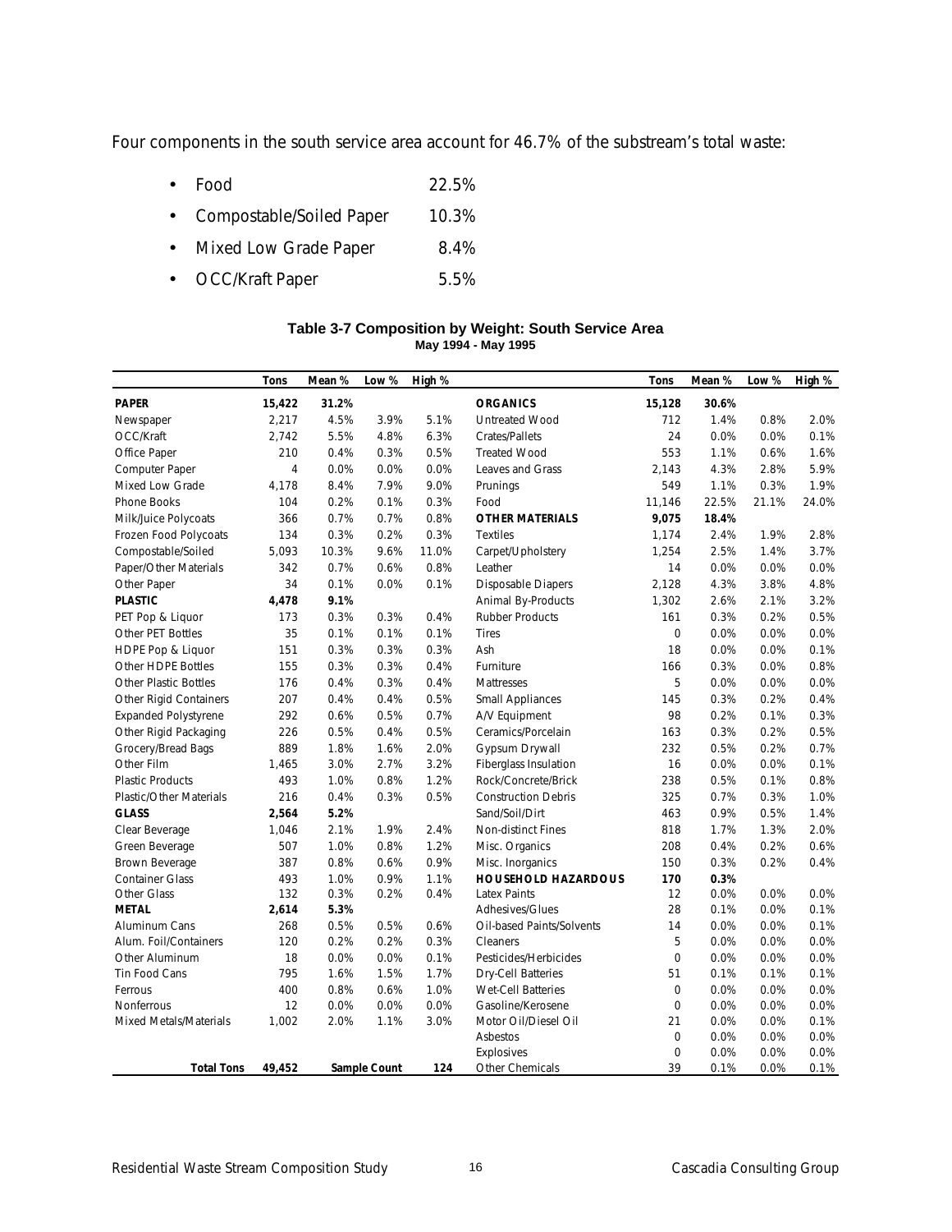Four components in the south service area account for 46.7% of the substream's total waste:

- Food 22.5%
- Compostable/Soiled Paper 10.3%
- Mixed Low Grade Paper 8.4%
- OCC/Kraft Paper 5.5%

**Table 3-7 Composition by Weight: South Service Area**
**May 1994 - May 1995**

| | Tons | Mean % | Low % | High % | | Tons | Mean % | Low % | High % |
|---|---|---|---|---|---|---|---|---|---|
| **PAPER** | **15,422** | **31.2%** | | | **ORGANICS** | **15,128** | **30.6%** | | |
| Newspaper | 2,217 | 4.5% | 3.9% | 5.1% | Untreated Wood | 712 | 1.4% | 0.8% | 2.0% |
| OCC/Kraft | 2,742 | 5.5% | 4.8% | 6.3% | Crates/Pallets | 24 | 0.0% | 0.0% | 0.1% |
| Office Paper | 210 | 0.4% | 0.3% | 0.5% | Treated Wood | 553 | 1.1% | 0.6% | 1.6% |
| Computer Paper | 4 | 0.0% | 0.0% | 0.0% | Leaves and Grass | 2,143 | 4.3% | 2.8% | 5.9% |
| Mixed Low Grade | 4,178 | 8.4% | 7.9% | 9.0% | Prunings | 549 | 1.1% | 0.3% | 1.9% |
| Phone Books | 104 | 0.2% | 0.1% | 0.3% | Food | 11,146 | 22.5% | 21.1% | 24.0% |
| Milk/Juice Polycoats | 366 | 0.7% | 0.7% | 0.8% | **OTHER MATERIALS** | **9,075** | **18.4%** | | |
| Frozen Food Polycoats | 134 | 0.3% | 0.2% | 0.3% | Textiles | 1,174 | 2.4% | 1.9% | 2.8% |
| Compostable/Soiled | 5,093 | 10.3% | 9.6% | 11.0% | Carpet/Upholstery | 1,254 | 2.5% | 1.4% | 3.7% |
| Paper/Other Materials | 342 | 0.7% | 0.6% | 0.8% | Leather | 14 | 0.0% | 0.0% | 0.0% |
| Other Paper | 34 | 0.1% | 0.0% | 0.1% | Disposable Diapers | 2,128 | 4.3% | 3.8% | 4.8% |
| **PLASTIC** | **4,478** | **9.1%** | | | Animal By-Products | 1,302 | 2.6% | 2.1% | 3.2% |
| PET Pop & Liquor | 173 | 0.3% | 0.3% | 0.4% | Rubber Products | 161 | 0.3% | 0.2% | 0.5% |
| Other PET Bottles | 35 | 0.1% | 0.1% | 0.1% | Tires | 0 | 0.0% | 0.0% | 0.0% |
| HDPE Pop & Liquor | 151 | 0.3% | 0.3% | 0.3% | Ash | 18 | 0.0% | 0.0% | 0.1% |
| Other HDPE Bottles | 155 | 0.3% | 0.3% | 0.4% | Furniture | 166 | 0.3% | 0.0% | 0.8% |
| Other Plastic Bottles | 176 | 0.4% | 0.3% | 0.4% | Mattresses | 5 | 0.0% | 0.0% | 0.0% |
| Other Rigid Containers | 207 | 0.4% | 0.4% | 0.5% | Small Appliances | 145 | 0.3% | 0.2% | 0.4% |
| Expanded Polystyrene | 292 | 0.6% | 0.5% | 0.7% | A/V Equipment | 98 | 0.2% | 0.1% | 0.3% |
| Other Rigid Packaging | 226 | 0.5% | 0.4% | 0.5% | Ceramics/Porcelain | 163 | 0.3% | 0.2% | 0.5% |
| Grocery/Bread Bags | 889 | 1.8% | 1.6% | 2.0% | Gypsum Drywall | 232 | 0.5% | 0.2% | 0.7% |
| Other Film | 1,465 | 3.0% | 2.7% | 3.2% | Fiberglass Insulation | 16 | 0.0% | 0.0% | 0.1% |
| Plastic Products | 493 | 1.0% | 0.8% | 1.2% | Rock/Concrete/Brick | 238 | 0.5% | 0.1% | 0.8% |
| Plastic/Other Materials | 216 | 0.4% | 0.3% | 0.5% | Construction Debris | 325 | 0.7% | 0.3% | 1.0% |
| **GLASS** | **2,564** | **5.2%** | | | Sand/Soil/Dirt | 463 | 0.9% | 0.5% | 1.4% |
| Clear Beverage | 1,046 | 2.1% | 1.9% | 2.4% | Non-distinct Fines | 818 | 1.7% | 1.3% | 2.0% |
| Green Beverage | 507 | 1.0% | 0.8% | 1.2% | Misc. Organics | 208 | 0.4% | 0.2% | 0.6% |
| Brown Beverage | 387 | 0.8% | 0.6% | 0.9% | Misc. Inorganics | 150 | 0.3% | 0.2% | 0.4% |
| Container Glass | 493 | 1.0% | 0.9% | 1.1% | **HOUSEHOLD HAZARDOUS** | **170** | **0.3%** | | |
| Other Glass | 132 | 0.3% | 0.2% | 0.4% | Latex Paints | 12 | 0.0% | 0.0% | 0.0% |
| **METAL** | **2,614** | **5.3%** | | | Adhesives/Glues | 28 | 0.1% | 0.0% | 0.1% |
| Aluminum Cans | 268 | 0.5% | 0.5% | 0.6% | Oil-based Paints/Solvents | 14 | 0.0% | 0.0% | 0.1% |
| Alum. Foil/Containers | 120 | 0.2% | 0.2% | 0.3% | Cleaners | 5 | 0.0% | 0.0% | 0.0% |
| Other Aluminum | 18 | 0.0% | 0.0% | 0.1% | Pesticides/Herbicides | 0 | 0.0% | 0.0% | 0.0% |
| Tin Food Cans | 795 | 1.6% | 1.5% | 1.7% | Dry-Cell Batteries | 51 | 0.1% | 0.1% | 0.1% |
| Ferrous | 400 | 0.8% | 0.6% | 1.0% | Wet-Cell Batteries | 0 | 0.0% | 0.0% | 0.0% |
| Nonferrous | 12 | 0.0% | 0.0% | 0.0% | Gasoline/Kerosene | 0 | 0.0% | 0.0% | 0.0% |
| Mixed Metals/Materials | 1,002 | 2.0% | 1.1% | 3.0% | Motor Oil/Diesel Oil | 21 | 0.0% | 0.0% | 0.1% |
| | | | | | Asbestos | 0 | 0.0% | 0.0% | 0.0% |
| | | | | | Explosives | 0 | 0.0% | 0.0% | 0.0% |
| **Total Tons** | **49,452** | **Sample Count** | | **124** | Other Chemicals | 39 | 0.1% | 0.0% | 0.1% |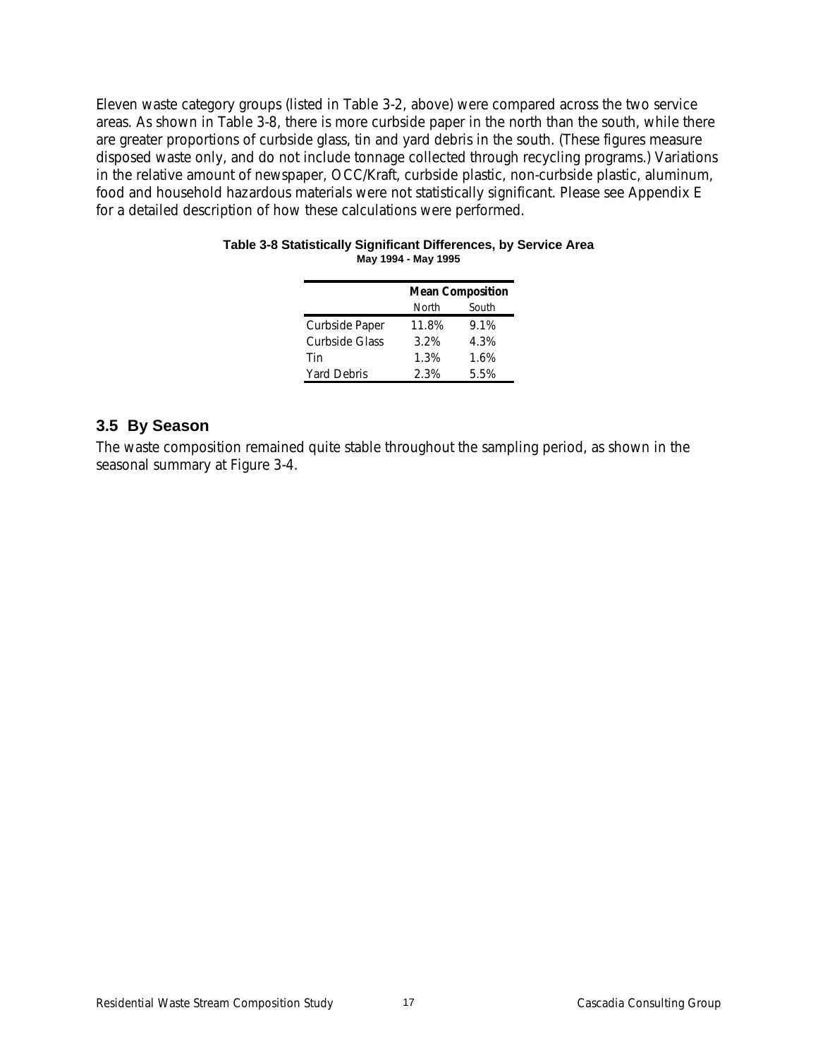Eleven waste category groups (listed in Table 3-2, above) were compared across the two service areas. As shown in Table 3-8, there is more curbside paper in the north than the south, while there are greater proportions of curbside glass, tin and yard debris in the south. (These figures measure disposed waste only, and do not include tonnage collected through recycling programs.) Variations in the relative amount of newspaper, OCC/Kraft, curbside plastic, non-curbside plastic, aluminum, food and household hazardous materials were not statistically significant. Please see Appendix E for a detailed description of how these calculations were performed.

**Table 3-8 Statistically Significant Differences, by Service Area**
**May 1994 - May 1995**

| | **Mean Composition** | |
|---|---|---|
| | North | South |
| Curbside Paper | 11.8% | 9.1% |
| Curbside Glass | 3.2% | 4.3% |
| Tin | 1.3% | 1.6% |
| Yard Debris | 2.3% | 5.5% |

## 3.5 By Season

The waste composition remained quite stable throughout the sampling period, as shown in the seasonal summary at Figure 3-4.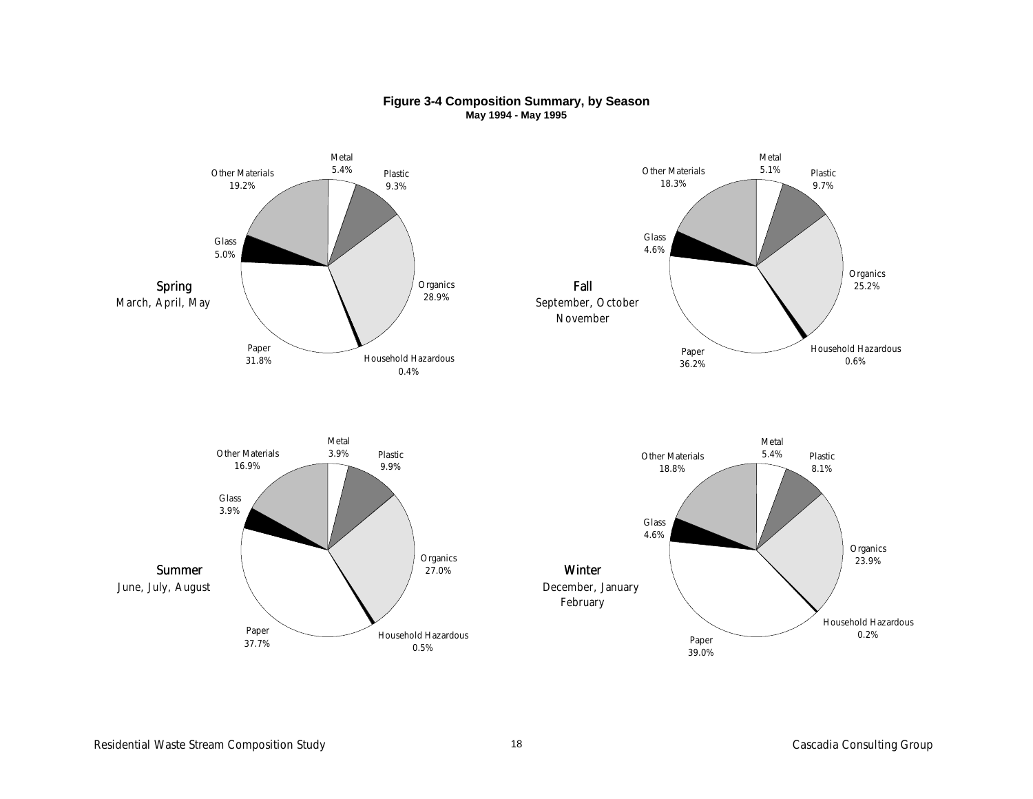**Figure 3-4 Composition Summary, by Season**

**May 1994 - May 1995**

**Spring**
March, April, May

| Material | Percent |
|---|---|
| Metal | 5.4% |
| Plastic | 9.3% |
| Organics | 28.9% |
| Household Hazardous | 0.4% |
| Paper | 31.8% |
| Glass | 5.0% |
| Other Materials | 19.2% |

**Fall**
September, October
November

| Material | Percent |
|---|---|
| Metal | 5.1% |
| Plastic | 9.7% |
| Organics | 25.2% |
| Household Hazardous | 0.6% |
| Paper | 36.2% |
| Glass | 4.6% |
| Other Materials | 18.3% |

**Summer**
June, July, August

| Material | Percent |
|---|---|
| Metal | 3.9% |
| Plastic | 9.9% |
| Organics | 27.0% |
| Household Hazardous | 0.5% |
| Paper | 37.7% |
| Glass | 3.9% |
| Other Materials | 16.9% |

**Winter**
December, January
February

| Material | Percent |
|---|---|
| Metal | 5.4% |
| Plastic | 8.1% |
| Organics | 23.9% |
| Household Hazardous | 0.2% |
| Paper | 39.0% |
| Glass | 4.6% |
| Other Materials | 18.8% |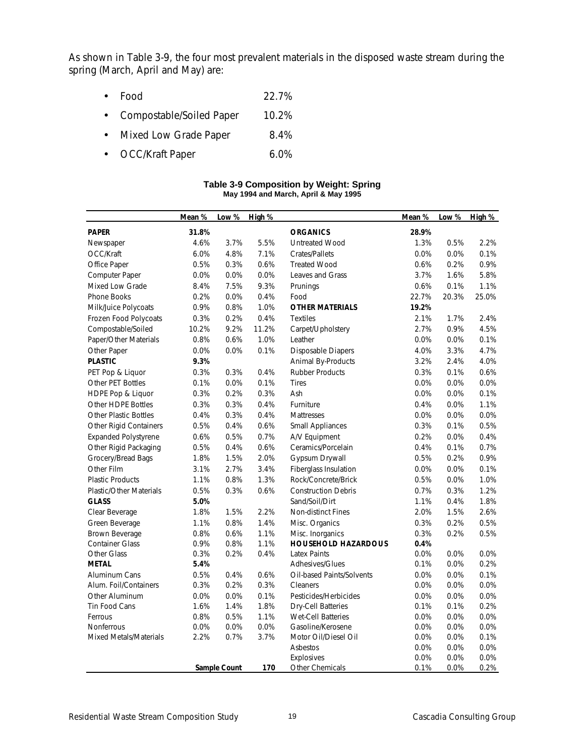As shown in Table 3-9, the four most prevalent materials in the disposed waste stream during the spring (March, April and May) are:

- Food 22.7%
- Compostable/Soiled Paper 10.2%
- Mixed Low Grade Paper 8.4%
- OCC/Kraft Paper 6.0%

**Table 3-9 Composition by Weight: Spring**
**May 1994 and March, April & May 1995**

| | Mean % | Low % | High % | | Mean % | Low % | High % |
|---|---|---|---|---|---|---|---|
| **PAPER** | **31.8%** | | | **ORGANICS** | **28.9%** | | |
| Newspaper | 4.6% | 3.7% | 5.5% | Untreated Wood | 1.3% | 0.5% | 2.2% |
| OCC/Kraft | 6.0% | 4.8% | 7.1% | Crates/Pallets | 0.0% | 0.0% | 0.1% |
| Office Paper | 0.5% | 0.3% | 0.6% | Treated Wood | 0.6% | 0.2% | 0.9% |
| Computer Paper | 0.0% | 0.0% | 0.0% | Leaves and Grass | 3.7% | 1.6% | 5.8% |
| Mixed Low Grade | 8.4% | 7.5% | 9.3% | Prunings | 0.6% | 0.1% | 1.1% |
| Phone Books | 0.2% | 0.0% | 0.4% | Food | 22.7% | 20.3% | 25.0% |
| Milk/Juice Polycoats | 0.9% | 0.8% | 1.0% | **OTHER MATERIALS** | **19.2%** | | |
| Frozen Food Polycoats | 0.3% | 0.2% | 0.4% | Textiles | 2.1% | 1.7% | 2.4% |
| Compostable/Soiled | 10.2% | 9.2% | 11.2% | Carpet/Upholstery | 2.7% | 0.9% | 4.5% |
| Paper/Other Materials | 0.8% | 0.6% | 1.0% | Leather | 0.0% | 0.0% | 0.1% |
| Other Paper | 0.0% | 0.0% | 0.1% | Disposable Diapers | 4.0% | 3.3% | 4.7% |
| **PLASTIC** | **9.3%** | | | Animal By-Products | 3.2% | 2.4% | 4.0% |
| PET Pop & Liquor | 0.3% | 0.3% | 0.4% | Rubber Products | 0.3% | 0.1% | 0.6% |
| Other PET Bottles | 0.1% | 0.0% | 0.1% | Tires | 0.0% | 0.0% | 0.0% |
| HDPE Pop & Liquor | 0.3% | 0.2% | 0.3% | Ash | 0.0% | 0.0% | 0.1% |
| Other HDPE Bottles | 0.3% | 0.3% | 0.4% | Furniture | 0.4% | 0.0% | 1.1% |
| Other Plastic Bottles | 0.4% | 0.3% | 0.4% | Mattresses | 0.0% | 0.0% | 0.0% |
| Other Rigid Containers | 0.5% | 0.4% | 0.6% | Small Appliances | 0.3% | 0.1% | 0.5% |
| Expanded Polystyrene | 0.6% | 0.5% | 0.7% | A/V Equipment | 0.2% | 0.0% | 0.4% |
| Other Rigid Packaging | 0.5% | 0.4% | 0.6% | Ceramics/Porcelain | 0.4% | 0.1% | 0.7% |
| Grocery/Bread Bags | 1.8% | 1.5% | 2.0% | Gypsum Drywall | 0.5% | 0.2% | 0.9% |
| Other Film | 3.1% | 2.7% | 3.4% | Fiberglass Insulation | 0.0% | 0.0% | 0.1% |
| Plastic Products | 1.1% | 0.8% | 1.3% | Rock/Concrete/Brick | 0.5% | 0.0% | 1.0% |
| Plastic/Other Materials | 0.5% | 0.3% | 0.6% | Construction Debris | 0.7% | 0.3% | 1.2% |
| **GLASS** | **5.0%** | | | Sand/Soil/Dirt | 1.1% | 0.4% | 1.8% |
| Clear Beverage | 1.8% | 1.5% | 2.2% | Non-distinct Fines | 2.0% | 1.5% | 2.6% |
| Green Beverage | 1.1% | 0.8% | 1.4% | Misc. Organics | 0.3% | 0.2% | 0.5% |
| Brown Beverage | 0.8% | 0.6% | 1.1% | Misc. Inorganics | 0.3% | 0.2% | 0.5% |
| Container Glass | 0.9% | 0.8% | 1.1% | **HOUSEHOLD HAZARDOUS** | **0.4%** | | |
| Other Glass | 0.3% | 0.2% | 0.4% | Latex Paints | 0.0% | 0.0% | 0.0% |
| **METAL** | **5.4%** | | | Adhesives/Glues | 0.1% | 0.0% | 0.2% |
| Aluminum Cans | 0.5% | 0.4% | 0.6% | Oil-based Paints/Solvents | 0.0% | 0.0% | 0.1% |
| Alum. Foil/Containers | 0.3% | 0.2% | 0.3% | Cleaners | 0.0% | 0.0% | 0.0% |
| Other Aluminum | 0.0% | 0.0% | 0.1% | Pesticides/Herbicides | 0.0% | 0.0% | 0.0% |
| Tin Food Cans | 1.6% | 1.4% | 1.8% | Dry-Cell Batteries | 0.1% | 0.1% | 0.2% |
| Ferrous | 0.8% | 0.5% | 1.1% | Wet-Cell Batteries | 0.0% | 0.0% | 0.0% |
| Nonferrous | 0.0% | 0.0% | 0.0% | Gasoline/Kerosene | 0.0% | 0.0% | 0.0% |
| Mixed Metals/Materials | 2.2% | 0.7% | 3.7% | Motor Oil/Diesel Oil | 0.0% | 0.0% | 0.1% |
| | | | | Asbestos | 0.0% | 0.0% | 0.0% |
| | | | | Explosives | 0.0% | 0.0% | 0.0% |
| | | **Sample Count** | **170** | Other Chemicals | 0.1% | 0.0% | 0.2% |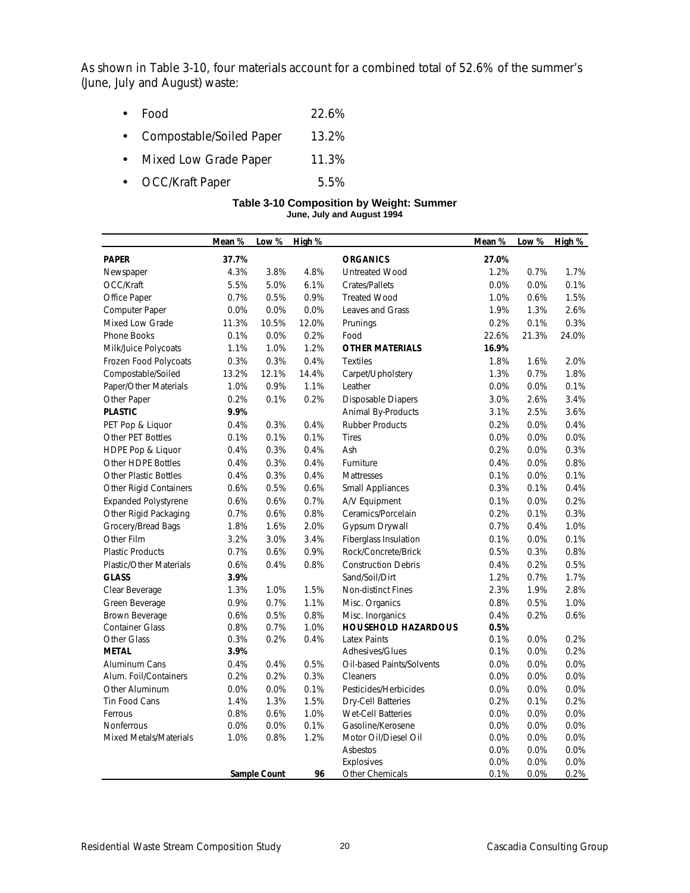As shown in Table 3-10, four materials account for a combined total of 52.6% of the summer's (June, July and August) waste:

- Food 22.6%
- Compostable/Soiled Paper 13.2%
- Mixed Low Grade Paper 11.3%
- OCC/Kraft Paper 5.5%

**Table 3-10 Composition by Weight: Summer**
**June, July and August 1994**

| | Mean % | Low % | High % | | Mean % | Low % | High % |
|---|---|---|---|---|---|---|---|
| **PAPER** | **37.7%** | | | **ORGANICS** | **27.0%** | | |
| Newspaper | 4.3% | 3.8% | 4.8% | Untreated Wood | 1.2% | 0.7% | 1.7% |
| OCC/Kraft | 5.5% | 5.0% | 6.1% | Crates/Pallets | 0.0% | 0.0% | 0.1% |
| Office Paper | 0.7% | 0.5% | 0.9% | Treated Wood | 1.0% | 0.6% | 1.5% |
| Computer Paper | 0.0% | 0.0% | 0.0% | Leaves and Grass | 1.9% | 1.3% | 2.6% |
| Mixed Low Grade | 11.3% | 10.5% | 12.0% | Prunings | 0.2% | 0.1% | 0.3% |
| Phone Books | 0.1% | 0.0% | 0.2% | Food | 22.6% | 21.3% | 24.0% |
| Milk/Juice Polycoats | 1.1% | 1.0% | 1.2% | **OTHER MATERIALS** | **16.9%** | | |
| Frozen Food Polycoats | 0.3% | 0.3% | 0.4% | Textiles | 1.8% | 1.6% | 2.0% |
| Compostable/Soiled | 13.2% | 12.1% | 14.4% | Carpet/Upholstery | 1.3% | 0.7% | 1.8% |
| Paper/Other Materials | 1.0% | 0.9% | 1.1% | Leather | 0.0% | 0.0% | 0.1% |
| Other Paper | 0.2% | 0.1% | 0.2% | Disposable Diapers | 3.0% | 2.6% | 3.4% |
| **PLASTIC** | **9.9%** | | | Animal By-Products | 3.1% | 2.5% | 3.6% |
| PET Pop & Liquor | 0.4% | 0.3% | 0.4% | Rubber Products | 0.2% | 0.0% | 0.4% |
| Other PET Bottles | 0.1% | 0.1% | 0.1% | Tires | 0.0% | 0.0% | 0.0% |
| HDPE Pop & Liquor | 0.4% | 0.3% | 0.4% | Ash | 0.2% | 0.0% | 0.3% |
| Other HDPE Bottles | 0.4% | 0.3% | 0.4% | Furniture | 0.4% | 0.0% | 0.8% |
| Other Plastic Bottles | 0.4% | 0.3% | 0.4% | Mattresses | 0.1% | 0.0% | 0.1% |
| Other Rigid Containers | 0.6% | 0.5% | 0.6% | Small Appliances | 0.3% | 0.1% | 0.4% |
| Expanded Polystyrene | 0.6% | 0.6% | 0.7% | A/V Equipment | 0.1% | 0.0% | 0.2% |
| Other Rigid Packaging | 0.7% | 0.6% | 0.8% | Ceramics/Porcelain | 0.2% | 0.1% | 0.3% |
| Grocery/Bread Bags | 1.8% | 1.6% | 2.0% | Gypsum Drywall | 0.7% | 0.4% | 1.0% |
| Other Film | 3.2% | 3.0% | 3.4% | Fiberglass Insulation | 0.1% | 0.0% | 0.1% |
| Plastic Products | 0.7% | 0.6% | 0.9% | Rock/Concrete/Brick | 0.5% | 0.3% | 0.8% |
| Plastic/Other Materials | 0.6% | 0.4% | 0.8% | Construction Debris | 0.4% | 0.2% | 0.5% |
| **GLASS** | **3.9%** | | | Sand/Soil/Dirt | 1.2% | 0.7% | 1.7% |
| Clear Beverage | 1.3% | 1.0% | 1.5% | Non-distinct Fines | 2.3% | 1.9% | 2.8% |
| Green Beverage | 0.9% | 0.7% | 1.1% | Misc. Organics | 0.8% | 0.5% | 1.0% |
| Brown Beverage | 0.6% | 0.5% | 0.8% | Misc. Inorganics | 0.4% | 0.2% | 0.6% |
| Container Glass | 0.8% | 0.7% | 1.0% | **HOUSEHOLD HAZARDOUS** | **0.5%** | | |
| Other Glass | 0.3% | 0.2% | 0.4% | Latex Paints | 0.1% | 0.0% | 0.2% |
| **METAL** | **3.9%** | | | Adhesives/Glues | 0.1% | 0.0% | 0.2% |
| Aluminum Cans | 0.4% | 0.4% | 0.5% | Oil-based Paints/Solvents | 0.0% | 0.0% | 0.0% |
| Alum. Foil/Containers | 0.2% | 0.2% | 0.3% | Cleaners | 0.0% | 0.0% | 0.0% |
| Other Aluminum | 0.0% | 0.0% | 0.1% | Pesticides/Herbicides | 0.0% | 0.0% | 0.0% |
| Tin Food Cans | 1.4% | 1.3% | 1.5% | Dry-Cell Batteries | 0.2% | 0.1% | 0.2% |
| Ferrous | 0.8% | 0.6% | 1.0% | Wet-Cell Batteries | 0.0% | 0.0% | 0.0% |
| Nonferrous | 0.0% | 0.0% | 0.1% | Gasoline/Kerosene | 0.0% | 0.0% | 0.0% |
| Mixed Metals/Materials | 1.0% | 0.8% | 1.2% | Motor Oil/Diesel Oil | 0.0% | 0.0% | 0.0% |
| | | | | Asbestos | 0.0% | 0.0% | 0.0% |
| | | | | Explosives | 0.0% | 0.0% | 0.0% |
| | | **Sample Count** | **96** | Other Chemicals | 0.1% | 0.0% | 0.2% |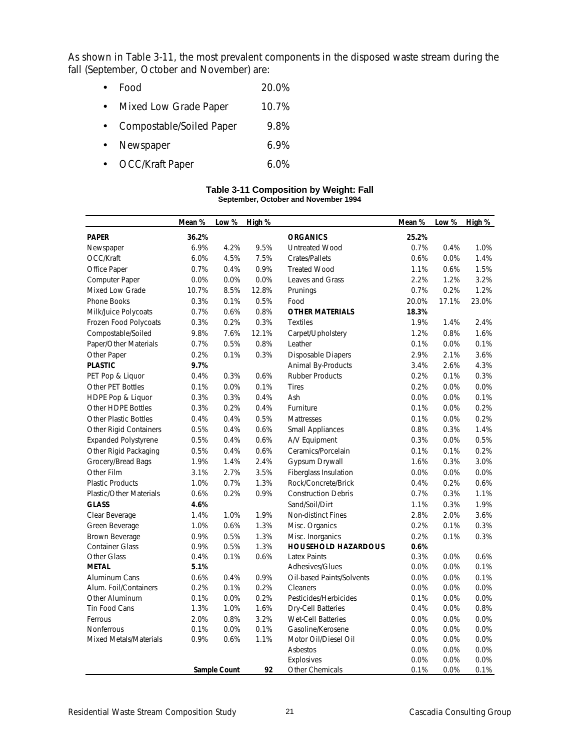As shown in Table 3-11, the most prevalent components in the disposed waste stream during the fall (September, October and November) are:

- Food 20.0%
- Mixed Low Grade Paper 10.7%
- Compostable/Soiled Paper 9.8%
- Newspaper 6.9%
- OCC/Kraft Paper 6.0%

**Table 3-11 Composition by Weight: Fall**
**September, October and November 1994**

| | Mean % | Low % | High % | | Mean % | Low % | High % |
|---|---|---|---|---|---|---|---|
| **PAPER** | **36.2%** | | | **ORGANICS** | **25.2%** | | |
| Newspaper | 6.9% | 4.2% | 9.5% | Untreated Wood | 0.7% | 0.4% | 1.0% |
| OCC/Kraft | 6.0% | 4.5% | 7.5% | Crates/Pallets | 0.6% | 0.0% | 1.4% |
| Office Paper | 0.7% | 0.4% | 0.9% | Treated Wood | 1.1% | 0.6% | 1.5% |
| Computer Paper | 0.0% | 0.0% | 0.0% | Leaves and Grass | 2.2% | 1.2% | 3.2% |
| Mixed Low Grade | 10.7% | 8.5% | 12.8% | Prunings | 0.7% | 0.2% | 1.2% |
| Phone Books | 0.3% | 0.1% | 0.5% | Food | 20.0% | 17.1% | 23.0% |
| Milk/Juice Polycoats | 0.7% | 0.6% | 0.8% | **OTHER MATERIALS** | **18.3%** | | |
| Frozen Food Polycoats | 0.3% | 0.2% | 0.3% | Textiles | 1.9% | 1.4% | 2.4% |
| Compostable/Soiled | 9.8% | 7.6% | 12.1% | Carpet/Upholstery | 1.2% | 0.8% | 1.6% |
| Paper/Other Materials | 0.7% | 0.5% | 0.8% | Leather | 0.1% | 0.0% | 0.1% |
| Other Paper | 0.2% | 0.1% | 0.3% | Disposable Diapers | 2.9% | 2.1% | 3.6% |
| **PLASTIC** | **9.7%** | | | Animal By-Products | 3.4% | 2.6% | 4.3% |
| PET Pop & Liquor | 0.4% | 0.3% | 0.6% | Rubber Products | 0.2% | 0.1% | 0.3% |
| Other PET Bottles | 0.1% | 0.0% | 0.1% | Tires | 0.2% | 0.0% | 0.0% |
| HDPE Pop & Liquor | 0.3% | 0.3% | 0.4% | Ash | 0.0% | 0.0% | 0.1% |
| Other HDPE Bottles | 0.3% | 0.2% | 0.4% | Furniture | 0.1% | 0.0% | 0.2% |
| Other Plastic Bottles | 0.4% | 0.4% | 0.5% | Mattresses | 0.1% | 0.0% | 0.2% |
| Other Rigid Containers | 0.5% | 0.4% | 0.6% | Small Appliances | 0.8% | 0.3% | 1.4% |
| Expanded Polystyrene | 0.5% | 0.4% | 0.6% | A/V Equipment | 0.3% | 0.0% | 0.5% |
| Other Rigid Packaging | 0.5% | 0.4% | 0.6% | Ceramics/Porcelain | 0.1% | 0.1% | 0.2% |
| Grocery/Bread Bags | 1.9% | 1.4% | 2.4% | Gypsum Drywall | 1.6% | 0.3% | 3.0% |
| Other Film | 3.1% | 2.7% | 3.5% | Fiberglass Insulation | 0.0% | 0.0% | 0.0% |
| Plastic Products | 1.0% | 0.7% | 1.3% | Rock/Concrete/Brick | 0.4% | 0.2% | 0.6% |
| Plastic/Other Materials | 0.6% | 0.2% | 0.9% | Construction Debris | 0.7% | 0.3% | 1.1% |
| **GLASS** | **4.6%** | | | Sand/Soil/Dirt | 1.1% | 0.3% | 1.9% |
| Clear Beverage | 1.4% | 1.0% | 1.9% | Non-distinct Fines | 2.8% | 2.0% | 3.6% |
| Green Beverage | 1.0% | 0.6% | 1.3% | Misc. Organics | 0.2% | 0.1% | 0.3% |
| Brown Beverage | 0.9% | 0.5% | 1.3% | Misc. Inorganics | 0.2% | 0.1% | 0.3% |
| Container Glass | 0.9% | 0.5% | 1.3% | **HOUSEHOLD HAZARDOUS** | **0.6%** | | |
| Other Glass | 0.4% | 0.1% | 0.6% | Latex Paints | 0.3% | 0.0% | 0.6% |
| **METAL** | **5.1%** | | | Adhesives/Glues | 0.0% | 0.0% | 0.1% |
| Aluminum Cans | 0.6% | 0.4% | 0.9% | Oil-based Paints/Solvents | 0.0% | 0.0% | 0.1% |
| Alum. Foil/Containers | 0.2% | 0.1% | 0.2% | Cleaners | 0.0% | 0.0% | 0.0% |
| Other Aluminum | 0.1% | 0.0% | 0.2% | Pesticides/Herbicides | 0.1% | 0.0% | 0.0% |
| Tin Food Cans | 1.3% | 1.0% | 1.6% | Dry-Cell Batteries | 0.4% | 0.0% | 0.8% |
| Ferrous | 2.0% | 0.8% | 3.2% | Wet-Cell Batteries | 0.0% | 0.0% | 0.0% |
| Nonferrous | 0.1% | 0.0% | 0.1% | Gasoline/Kerosene | 0.0% | 0.0% | 0.0% |
| Mixed Metals/Materials | 0.9% | 0.6% | 1.1% | Motor Oil/Diesel Oil | 0.0% | 0.0% | 0.0% |
| | | | | Asbestos | 0.0% | 0.0% | 0.0% |
| | | | | Explosives | 0.0% | 0.0% | 0.0% |
| | | **Sample Count** | **92** | Other Chemicals | 0.1% | 0.0% | 0.1% |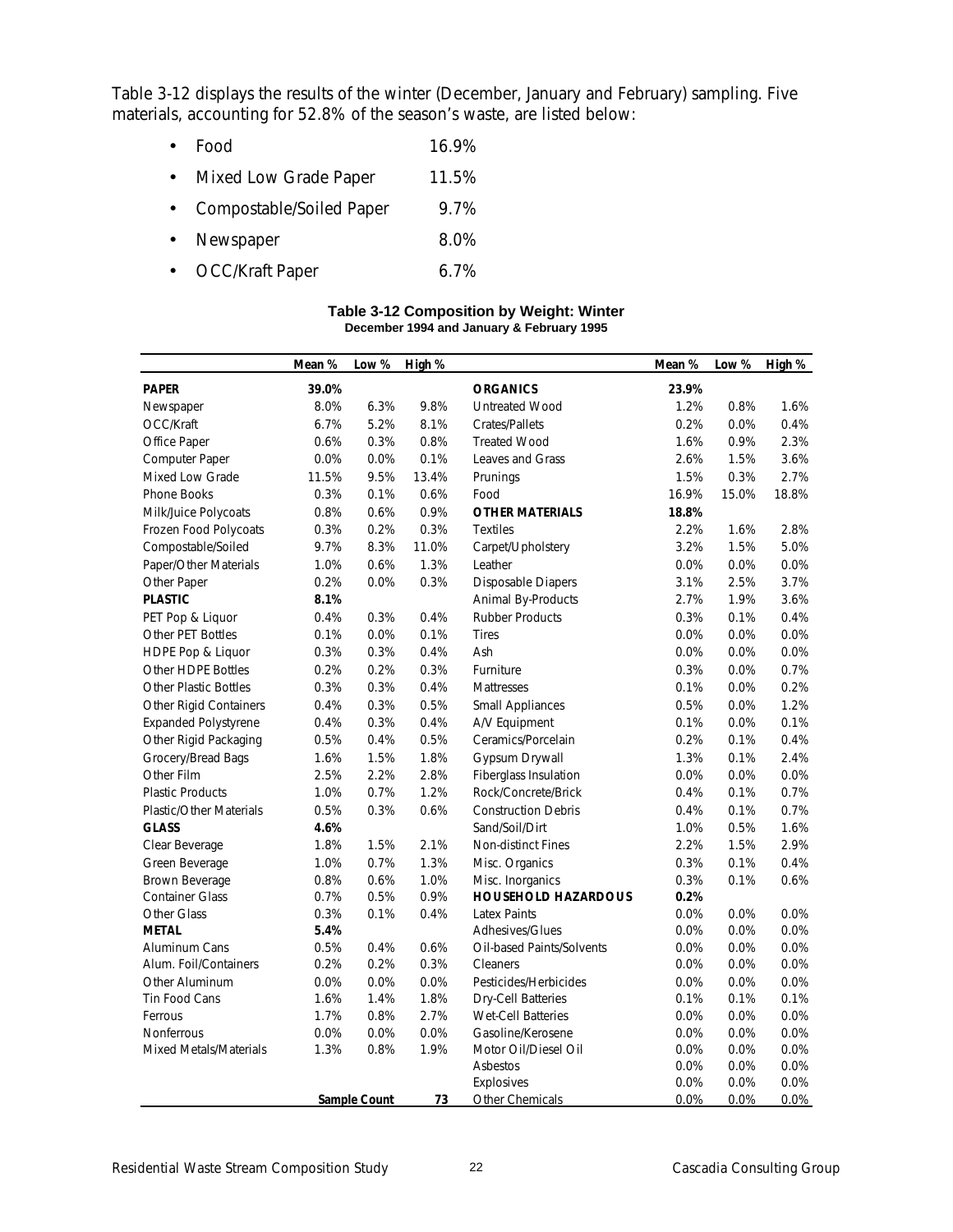Table 3-12 displays the results of the winter (December, January and February) sampling. Five materials, accounting for 52.8% of the season's waste, are listed below:

- Food 16.9%
- Mixed Low Grade Paper 11.5%
- Compostable/Soiled Paper 9.7%
- Newspaper 8.0%
- OCC/Kraft Paper 6.7%

**Table 3-12 Composition by Weight: Winter**
**December 1994 and January & February 1995**

| | Mean % | Low % | High % | | Mean % | Low % | High % |
|---|---|---|---|---|---|---|---|
| **PAPER** | **39.0%** | | | **ORGANICS** | **23.9%** | | |
| Newspaper | 8.0% | 6.3% | 9.8% | Untreated Wood | 1.2% | 0.8% | 1.6% |
| OCC/Kraft | 6.7% | 5.2% | 8.1% | Crates/Pallets | 0.2% | 0.0% | 0.4% |
| Office Paper | 0.6% | 0.3% | 0.8% | Treated Wood | 1.6% | 0.9% | 2.3% |
| Computer Paper | 0.0% | 0.0% | 0.1% | Leaves and Grass | 2.6% | 1.5% | 3.6% |
| Mixed Low Grade | 11.5% | 9.5% | 13.4% | Prunings | 1.5% | 0.3% | 2.7% |
| Phone Books | 0.3% | 0.1% | 0.6% | Food | 16.9% | 15.0% | 18.8% |
| Milk/Juice Polycoats | 0.8% | 0.6% | 0.9% | **OTHER MATERIALS** | **18.8%** | | |
| Frozen Food Polycoats | 0.3% | 0.2% | 0.3% | Textiles | 2.2% | 1.6% | 2.8% |
| Compostable/Soiled | 9.7% | 8.3% | 11.0% | Carpet/Upholstery | 3.2% | 1.5% | 5.0% |
| Paper/Other Materials | 1.0% | 0.6% | 1.3% | Leather | 0.0% | 0.0% | 0.0% |
| Other Paper | 0.2% | 0.0% | 0.3% | Disposable Diapers | 3.1% | 2.5% | 3.7% |
| **PLASTIC** | **8.1%** | | | Animal By-Products | 2.7% | 1.9% | 3.6% |
| PET Pop & Liquor | 0.4% | 0.3% | 0.4% | Rubber Products | 0.3% | 0.1% | 0.4% |
| Other PET Bottles | 0.1% | 0.0% | 0.1% | Tires | 0.0% | 0.0% | 0.0% |
| HDPE Pop & Liquor | 0.3% | 0.3% | 0.4% | Ash | 0.0% | 0.0% | 0.0% |
| Other HDPE Bottles | 0.2% | 0.2% | 0.3% | Furniture | 0.3% | 0.0% | 0.7% |
| Other Plastic Bottles | 0.3% | 0.3% | 0.4% | Mattresses | 0.1% | 0.0% | 0.2% |
| Other Rigid Containers | 0.4% | 0.3% | 0.5% | Small Appliances | 0.5% | 0.0% | 1.2% |
| Expanded Polystyrene | 0.4% | 0.3% | 0.4% | A/V Equipment | 0.1% | 0.0% | 0.1% |
| Other Rigid Packaging | 0.5% | 0.4% | 0.5% | Ceramics/Porcelain | 0.2% | 0.1% | 0.4% |
| Grocery/Bread Bags | 1.6% | 1.5% | 1.8% | Gypsum Drywall | 1.3% | 0.1% | 2.4% |
| Other Film | 2.5% | 2.2% | 2.8% | Fiberglass Insulation | 0.0% | 0.0% | 0.0% |
| Plastic Products | 1.0% | 0.7% | 1.2% | Rock/Concrete/Brick | 0.4% | 0.1% | 0.7% |
| Plastic/Other Materials | 0.5% | 0.3% | 0.6% | Construction Debris | 0.4% | 0.1% | 0.7% |
| **GLASS** | **4.6%** | | | Sand/Soil/Dirt | 1.0% | 0.5% | 1.6% |
| Clear Beverage | 1.8% | 1.5% | 2.1% | Non-distinct Fines | 2.2% | 1.5% | 2.9% |
| Green Beverage | 1.0% | 0.7% | 1.3% | Misc. Organics | 0.3% | 0.1% | 0.4% |
| Brown Beverage | 0.8% | 0.6% | 1.0% | Misc. Inorganics | 0.3% | 0.1% | 0.6% |
| Container Glass | 0.7% | 0.5% | 0.9% | **HOUSEHOLD HAZARDOUS** | **0.2%** | | |
| Other Glass | 0.3% | 0.1% | 0.4% | Latex Paints | 0.0% | 0.0% | 0.0% |
| **METAL** | **5.4%** | | | Adhesives/Glues | 0.0% | 0.0% | 0.0% |
| Aluminum Cans | 0.5% | 0.4% | 0.6% | Oil-based Paints/Solvents | 0.0% | 0.0% | 0.0% |
| Alum. Foil/Containers | 0.2% | 0.2% | 0.3% | Cleaners | 0.0% | 0.0% | 0.0% |
| Other Aluminum | 0.0% | 0.0% | 0.0% | Pesticides/Herbicides | 0.0% | 0.0% | 0.0% |
| Tin Food Cans | 1.6% | 1.4% | 1.8% | Dry-Cell Batteries | 0.1% | 0.1% | 0.1% |
| Ferrous | 1.7% | 0.8% | 2.7% | Wet-Cell Batteries | 0.0% | 0.0% | 0.0% |
| Nonferrous | 0.0% | 0.0% | 0.0% | Gasoline/Kerosene | 0.0% | 0.0% | 0.0% |
| Mixed Metals/Materials | 1.3% | 0.8% | 1.9% | Motor Oil/Diesel Oil | 0.0% | 0.0% | 0.0% |
| | | | | Asbestos | 0.0% | 0.0% | 0.0% |
| | | | | Explosives | 0.0% | 0.0% | 0.0% |
| | | **Sample Count** | **73** | Other Chemicals | 0.0% | 0.0% | 0.0% |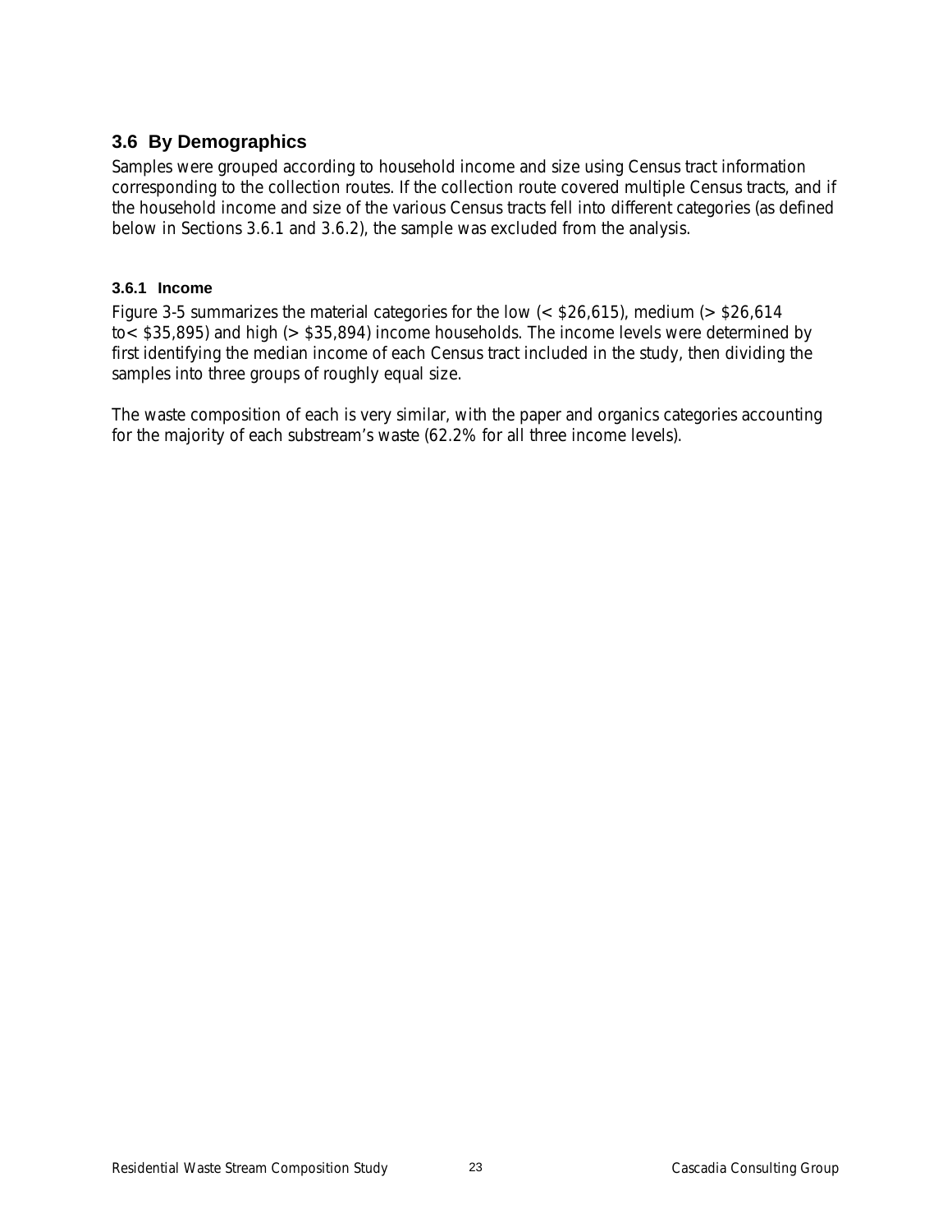## 3.6 By Demographics

Samples were grouped according to household income and size using Census tract information corresponding to the collection routes. If the collection route covered multiple Census tracts, and if the household income and size of the various Census tracts fell into different categories (as defined below in Sections 3.6.1 and 3.6.2), the sample was excluded from the analysis.

### 3.6.1 Income

Figure 3-5 summarizes the material categories for the low (< $26,615), medium (> $26,614 to< $35,895) and high (> $35,894) income households. The income levels were determined by first identifying the median income of each Census tract included in the study, then dividing the samples into three groups of roughly equal size.

The waste composition of each is very similar, with the paper and organics categories accounting for the majority of each substream's waste (62.2% for all three income levels).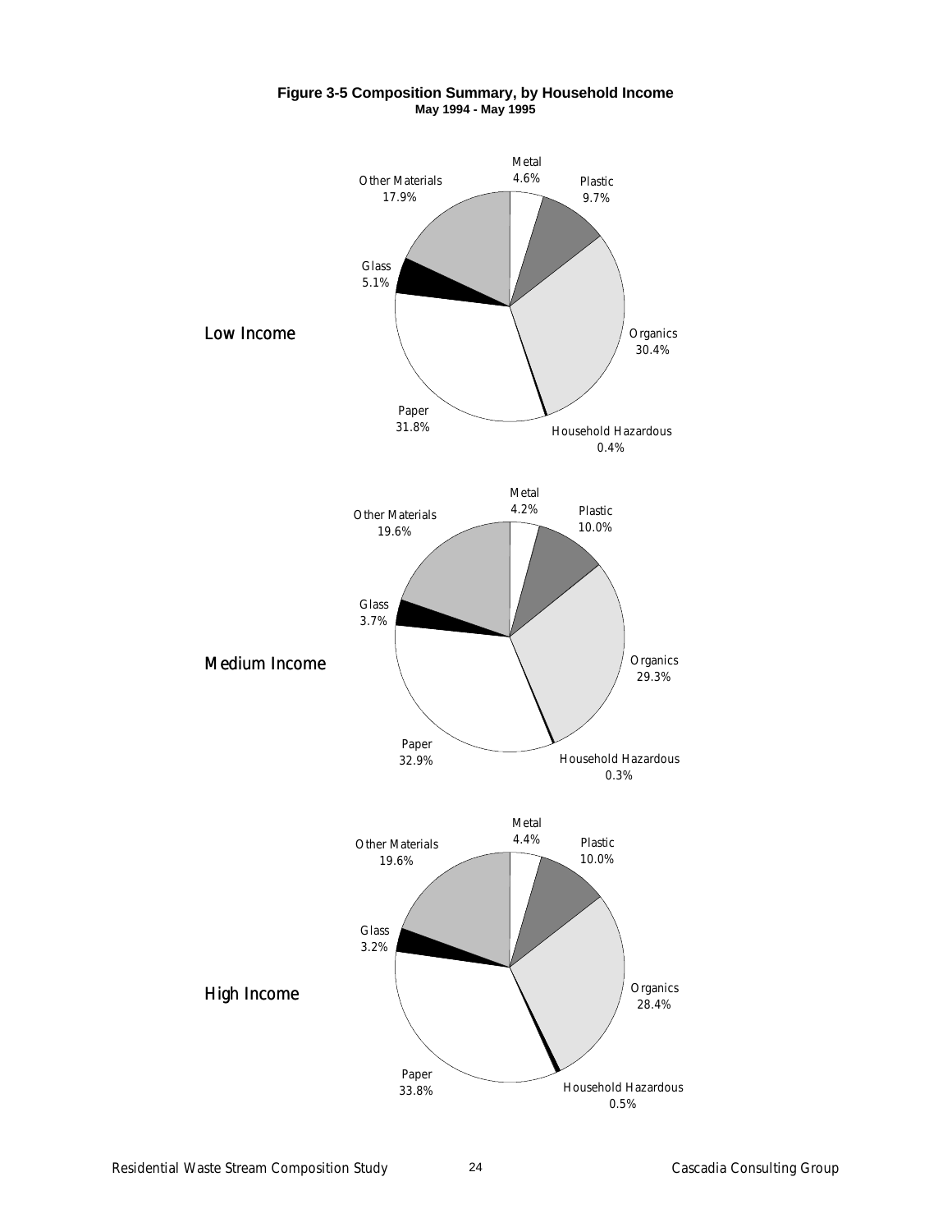**Figure 3-5 Composition Summary, by Household Income**
**May 1994 - May 1995**

Low Income

| Material | Percent |
|---|---|
| Metal | 4.6% |
| Plastic | 9.7% |
| Organics | 30.4% |
| Household Hazardous | 0.4% |
| Paper | 31.8% |
| Glass | 5.1% |
| Other Materials | 17.9% |

Medium Income

| Material | Percent |
|---|---|
| Metal | 4.2% |
| Plastic | 10.0% |
| Organics | 29.3% |
| Household Hazardous | 0.3% |
| Paper | 32.9% |
| Glass | 3.7% |
| Other Materials | 19.6% |

High Income

| Material | Percent |
|---|---|
| Metal | 4.4% |
| Plastic | 10.0% |
| Organics | 28.4% |
| Household Hazardous | 0.5% |
| Paper | 33.8% |
| Glass | 3.2% |
| Other Materials | 19.6% |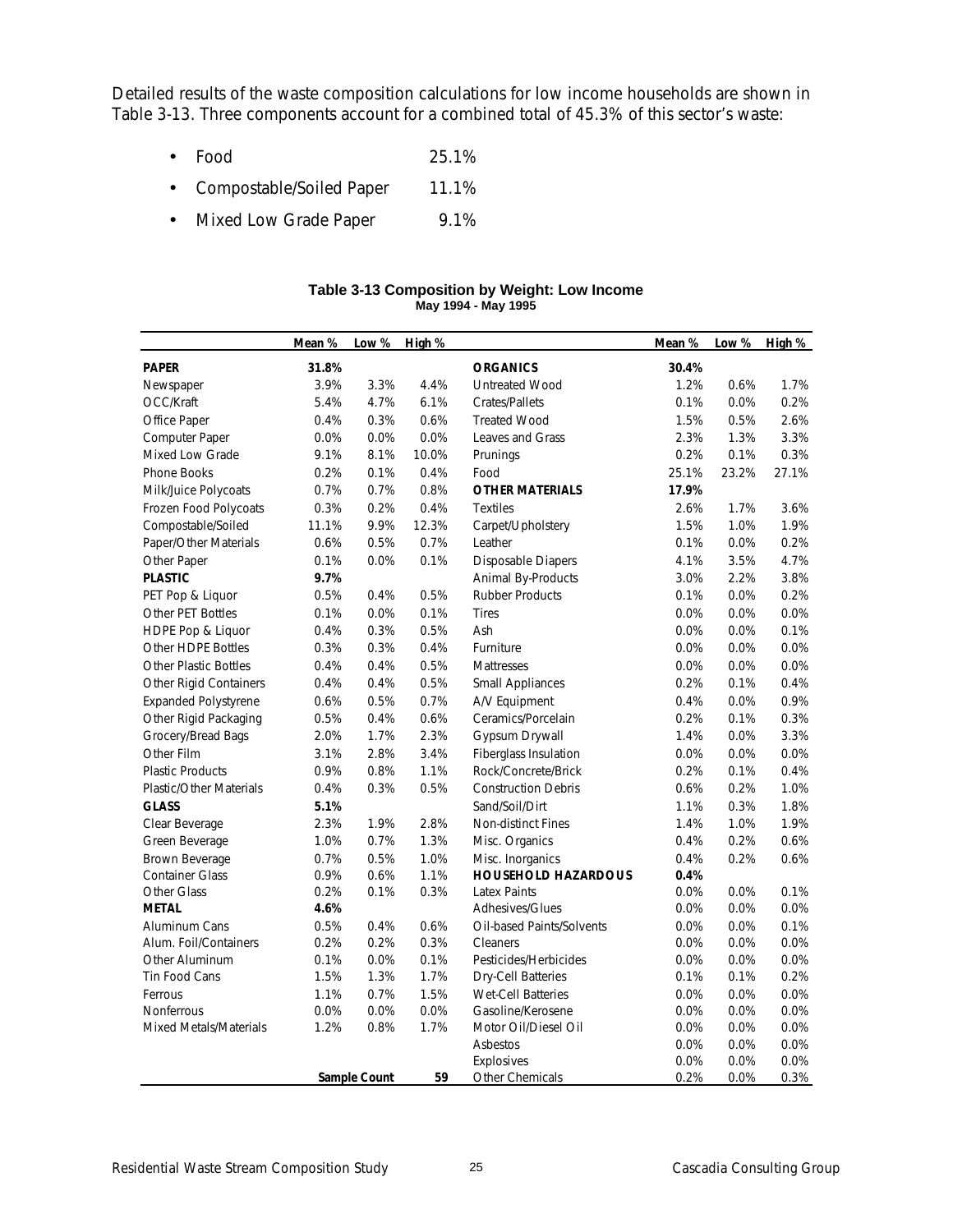Detailed results of the waste composition calculations for low income households are shown in Table 3-13. Three components account for a combined total of 45.3% of this sector's waste:

- Food 25.1%
- Compostable/Soiled Paper 11.1%
- Mixed Low Grade Paper 9.1%

**Table 3-13 Composition by Weight: Low Income**
**May 1994 - May 1995**

| | Mean % | Low % | High % | | Mean % | Low % | High % |
|---|---|---|---|---|---|---|---|
| **PAPER** | **31.8%** | | | **ORGANICS** | **30.4%** | | |
| Newspaper | 3.9% | 3.3% | 4.4% | Untreated Wood | 1.2% | 0.6% | 1.7% |
| OCC/Kraft | 5.4% | 4.7% | 6.1% | Crates/Pallets | 0.1% | 0.0% | 0.2% |
| Office Paper | 0.4% | 0.3% | 0.6% | Treated Wood | 1.5% | 0.5% | 2.6% |
| Computer Paper | 0.0% | 0.0% | 0.0% | Leaves and Grass | 2.3% | 1.3% | 3.3% |
| Mixed Low Grade | 9.1% | 8.1% | 10.0% | Prunings | 0.2% | 0.1% | 0.3% |
| Phone Books | 0.2% | 0.1% | 0.4% | Food | 25.1% | 23.2% | 27.1% |
| Milk/Juice Polycoats | 0.7% | 0.7% | 0.8% | **OTHER MATERIALS** | **17.9%** | | |
| Frozen Food Polycoats | 0.3% | 0.2% | 0.4% | Textiles | 2.6% | 1.7% | 3.6% |
| Compostable/Soiled | 11.1% | 9.9% | 12.3% | Carpet/Upholstery | 1.5% | 1.0% | 1.9% |
| Paper/Other Materials | 0.6% | 0.5% | 0.7% | Leather | 0.1% | 0.0% | 0.2% |
| Other Paper | 0.1% | 0.0% | 0.1% | Disposable Diapers | 4.1% | 3.5% | 4.7% |
| **PLASTIC** | **9.7%** | | | Animal By-Products | 3.0% | 2.2% | 3.8% |
| PET Pop & Liquor | 0.5% | 0.4% | 0.5% | Rubber Products | 0.1% | 0.0% | 0.2% |
| Other PET Bottles | 0.1% | 0.0% | 0.1% | Tires | 0.0% | 0.0% | 0.0% |
| HDPE Pop & Liquor | 0.4% | 0.3% | 0.5% | Ash | 0.0% | 0.0% | 0.1% |
| Other HDPE Bottles | 0.3% | 0.3% | 0.4% | Furniture | 0.0% | 0.0% | 0.0% |
| Other Plastic Bottles | 0.4% | 0.4% | 0.5% | Mattresses | 0.0% | 0.0% | 0.0% |
| Other Rigid Containers | 0.4% | 0.4% | 0.5% | Small Appliances | 0.2% | 0.1% | 0.4% |
| Expanded Polystyrene | 0.6% | 0.5% | 0.7% | A/V Equipment | 0.4% | 0.0% | 0.9% |
| Other Rigid Packaging | 0.5% | 0.4% | 0.6% | Ceramics/Porcelain | 0.2% | 0.1% | 0.3% |
| Grocery/Bread Bags | 2.0% | 1.7% | 2.3% | Gypsum Drywall | 1.4% | 0.0% | 3.3% |
| Other Film | 3.1% | 2.8% | 3.4% | Fiberglass Insulation | 0.0% | 0.0% | 0.0% |
| Plastic Products | 0.9% | 0.8% | 1.1% | Rock/Concrete/Brick | 0.2% | 0.1% | 0.4% |
| Plastic/Other Materials | 0.4% | 0.3% | 0.5% | Construction Debris | 0.6% | 0.2% | 1.0% |
| **GLASS** | **5.1%** | | | Sand/Soil/Dirt | 1.1% | 0.3% | 1.8% |
| Clear Beverage | 2.3% | 1.9% | 2.8% | Non-distinct Fines | 1.4% | 1.0% | 1.9% |
| Green Beverage | 1.0% | 0.7% | 1.3% | Misc. Organics | 0.4% | 0.2% | 0.6% |
| Brown Beverage | 0.7% | 0.5% | 1.0% | Misc. Inorganics | 0.4% | 0.2% | 0.6% |
| Container Glass | 0.9% | 0.6% | 1.1% | **HOUSEHOLD HAZARDOUS** | **0.4%** | | |
| Other Glass | 0.2% | 0.1% | 0.3% | Latex Paints | 0.0% | 0.0% | 0.1% |
| **METAL** | **4.6%** | | | Adhesives/Glues | 0.0% | 0.0% | 0.0% |
| Aluminum Cans | 0.5% | 0.4% | 0.6% | Oil-based Paints/Solvents | 0.0% | 0.0% | 0.1% |
| Alum. Foil/Containers | 0.2% | 0.2% | 0.3% | Cleaners | 0.0% | 0.0% | 0.0% |
| Other Aluminum | 0.1% | 0.0% | 0.1% | Pesticides/Herbicides | 0.0% | 0.0% | 0.0% |
| Tin Food Cans | 1.5% | 1.3% | 1.7% | Dry-Cell Batteries | 0.1% | 0.1% | 0.2% |
| Ferrous | 1.1% | 0.7% | 1.5% | Wet-Cell Batteries | 0.0% | 0.0% | 0.0% |
| Nonferrous | 0.0% | 0.0% | 0.0% | Gasoline/Kerosene | 0.0% | 0.0% | 0.0% |
| Mixed Metals/Materials | 1.2% | 0.8% | 1.7% | Motor Oil/Diesel Oil | 0.0% | 0.0% | 0.0% |
| | | | | Asbestos | 0.0% | 0.0% | 0.0% |
| | | | | Explosives | 0.0% | 0.0% | 0.0% |
| | | **Sample Count** | **59** | Other Chemicals | 0.2% | 0.0% | 0.3% |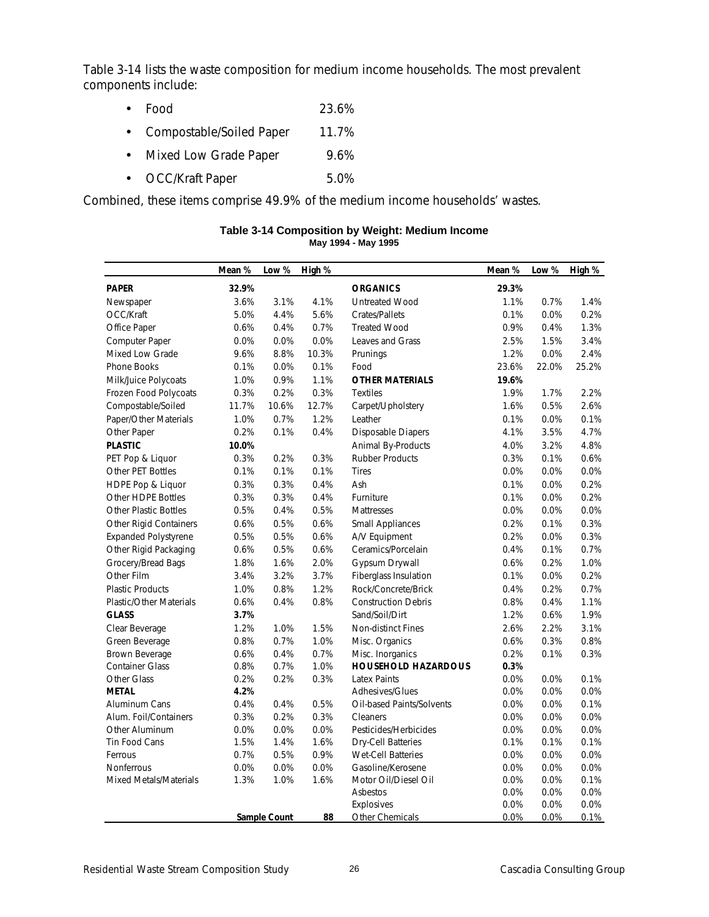Table 3-14 lists the waste composition for medium income households. The most prevalent components include:

- Food 23.6%
- Compostable/Soiled Paper 11.7%
- Mixed Low Grade Paper 9.6%
- OCC/Kraft Paper 5.0%

Combined, these items comprise 49.9% of the medium income households' wastes.

**Table 3-14 Composition by Weight: Medium Income**
**May 1994 - May 1995**

| | Mean % | Low % | High % | | Mean % | Low % | High % |
|---|---|---|---|---|---|---|---|
| **PAPER** | **32.9%** | | | **ORGANICS** | **29.3%** | | |
| Newspaper | 3.6% | 3.1% | 4.1% | Untreated Wood | 1.1% | 0.7% | 1.4% |
| OCC/Kraft | 5.0% | 4.4% | 5.6% | Crates/Pallets | 0.1% | 0.0% | 0.2% |
| Office Paper | 0.6% | 0.4% | 0.7% | Treated Wood | 0.9% | 0.4% | 1.3% |
| Computer Paper | 0.0% | 0.0% | 0.0% | Leaves and Grass | 2.5% | 1.5% | 3.4% |
| Mixed Low Grade | 9.6% | 8.8% | 10.3% | Prunings | 1.2% | 0.0% | 2.4% |
| Phone Books | 0.1% | 0.0% | 0.1% | Food | 23.6% | 22.0% | 25.2% |
| Milk/Juice Polycoats | 1.0% | 0.9% | 1.1% | **OTHER MATERIALS** | **19.6%** | | |
| Frozen Food Polycoats | 0.3% | 0.2% | 0.3% | Textiles | 1.9% | 1.7% | 2.2% |
| Compostable/Soiled | 11.7% | 10.6% | 12.7% | Carpet/Upholstery | 1.6% | 0.5% | 2.6% |
| Paper/Other Materials | 1.0% | 0.7% | 1.2% | Leather | 0.1% | 0.0% | 0.1% |
| Other Paper | 0.2% | 0.1% | 0.4% | Disposable Diapers | 4.1% | 3.5% | 4.7% |
| **PLASTIC** | **10.0%** | | | Animal By-Products | 4.0% | 3.2% | 4.8% |
| PET Pop & Liquor | 0.3% | 0.2% | 0.3% | Rubber Products | 0.3% | 0.1% | 0.6% |
| Other PET Bottles | 0.1% | 0.1% | 0.1% | Tires | 0.0% | 0.0% | 0.0% |
| HDPE Pop & Liquor | 0.3% | 0.3% | 0.4% | Ash | 0.1% | 0.0% | 0.2% |
| Other HDPE Bottles | 0.3% | 0.3% | 0.4% | Furniture | 0.1% | 0.0% | 0.2% |
| Other Plastic Bottles | 0.5% | 0.4% | 0.5% | Mattresses | 0.0% | 0.0% | 0.0% |
| Other Rigid Containers | 0.6% | 0.5% | 0.6% | Small Appliances | 0.2% | 0.1% | 0.3% |
| Expanded Polystyrene | 0.5% | 0.5% | 0.6% | A/V Equipment | 0.2% | 0.0% | 0.3% |
| Other Rigid Packaging | 0.6% | 0.5% | 0.6% | Ceramics/Porcelain | 0.4% | 0.1% | 0.7% |
| Grocery/Bread Bags | 1.8% | 1.6% | 2.0% | Gypsum Drywall | 0.6% | 0.2% | 1.0% |
| Other Film | 3.4% | 3.2% | 3.7% | Fiberglass Insulation | 0.1% | 0.0% | 0.2% |
| Plastic Products | 1.0% | 0.8% | 1.2% | Rock/Concrete/Brick | 0.4% | 0.2% | 0.7% |
| Plastic/Other Materials | 0.6% | 0.4% | 0.8% | Construction Debris | 0.8% | 0.4% | 1.1% |
| **GLASS** | **3.7%** | | | Sand/Soil/Dirt | 1.2% | 0.6% | 1.9% |
| Clear Beverage | 1.2% | 1.0% | 1.5% | Non-distinct Fines | 2.6% | 2.2% | 3.1% |
| Green Beverage | 0.8% | 0.7% | 1.0% | Misc. Organics | 0.6% | 0.3% | 0.8% |
| Brown Beverage | 0.6% | 0.4% | 0.7% | Misc. Inorganics | 0.2% | 0.1% | 0.3% |
| Container Glass | 0.8% | 0.7% | 1.0% | **HOUSEHOLD HAZARDOUS** | **0.3%** | | |
| Other Glass | 0.2% | 0.2% | 0.3% | Latex Paints | 0.0% | 0.0% | 0.1% |
| **METAL** | **4.2%** | | | Adhesives/Glues | 0.0% | 0.0% | 0.0% |
| Aluminum Cans | 0.4% | 0.4% | 0.5% | Oil-based Paints/Solvents | 0.0% | 0.0% | 0.1% |
| Alum. Foil/Containers | 0.3% | 0.2% | 0.3% | Cleaners | 0.0% | 0.0% | 0.0% |
| Other Aluminum | 0.0% | 0.0% | 0.0% | Pesticides/Herbicides | 0.0% | 0.0% | 0.0% |
| Tin Food Cans | 1.5% | 1.4% | 1.6% | Dry-Cell Batteries | 0.1% | 0.1% | 0.1% |
| Ferrous | 0.7% | 0.5% | 0.9% | Wet-Cell Batteries | 0.0% | 0.0% | 0.0% |
| Nonferrous | 0.0% | 0.0% | 0.0% | Gasoline/Kerosene | 0.0% | 0.0% | 0.0% |
| Mixed Metals/Materials | 1.3% | 1.0% | 1.6% | Motor Oil/Diesel Oil | 0.0% | 0.0% | 0.1% |
| | | | | Asbestos | 0.0% | 0.0% | 0.0% |
| | | | | Explosives | 0.0% | 0.0% | 0.0% |
| | | **Sample Count** | **88** | Other Chemicals | 0.0% | 0.0% | 0.1% |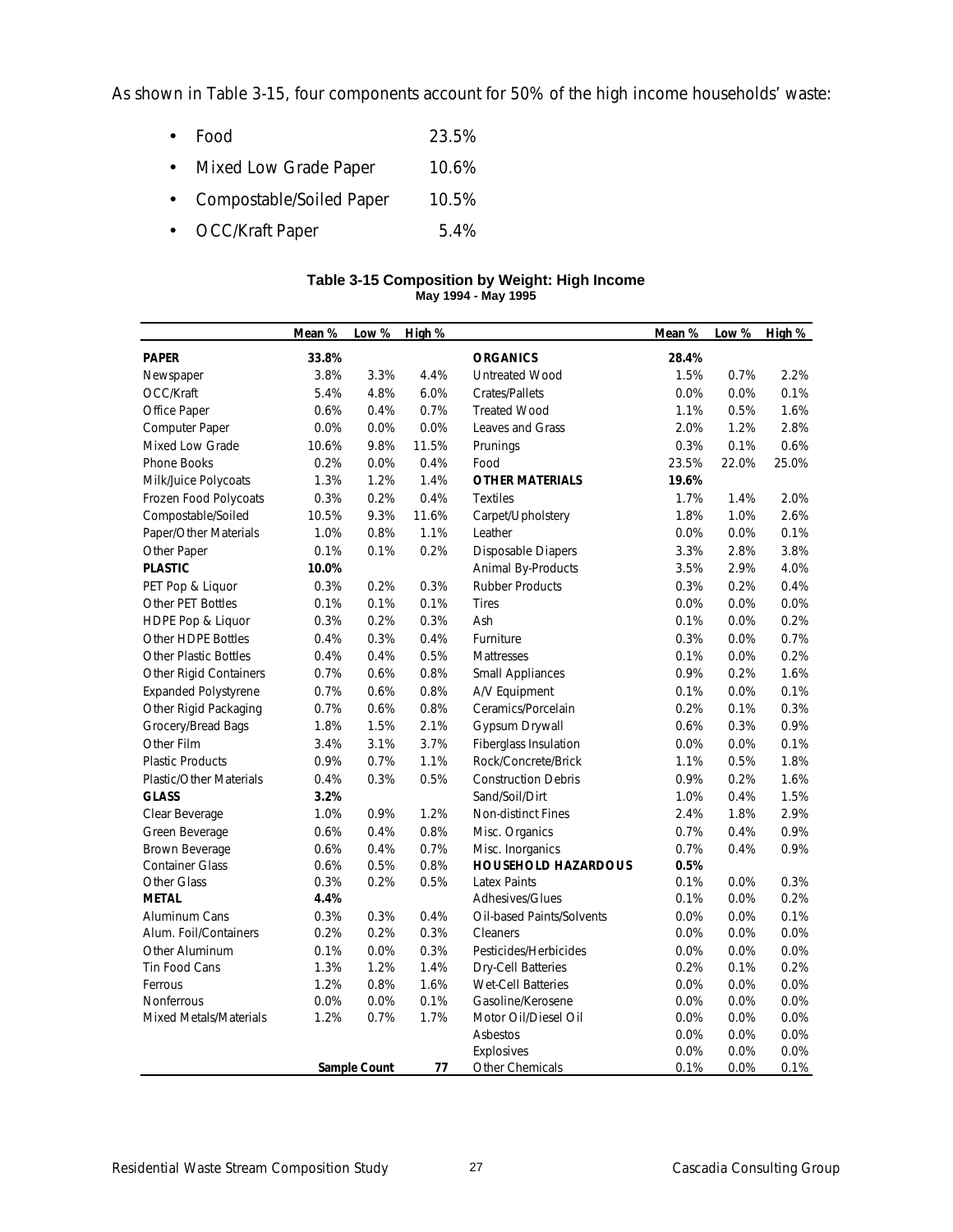As shown in Table 3-15, four components account for 50% of the high income households' waste:

- Food 23.5%
- Mixed Low Grade Paper 10.6%
- Compostable/Soiled Paper 10.5%
- OCC/Kraft Paper 5.4%

**Table 3-15 Composition by Weight: High Income**
**May 1994 - May 1995**

| | Mean % | Low % | High % | | Mean % | Low % | High % |
|---|---|---|---|---|---|---|---|
| **PAPER** | **33.8%** | | | **ORGANICS** | **28.4%** | | |
| Newspaper | 3.8% | 3.3% | 4.4% | Untreated Wood | 1.5% | 0.7% | 2.2% |
| OCC/Kraft | 5.4% | 4.8% | 6.0% | Crates/Pallets | 0.0% | 0.0% | 0.1% |
| Office Paper | 0.6% | 0.4% | 0.7% | Treated Wood | 1.1% | 0.5% | 1.6% |
| Computer Paper | 0.0% | 0.0% | 0.0% | Leaves and Grass | 2.0% | 1.2% | 2.8% |
| Mixed Low Grade | 10.6% | 9.8% | 11.5% | Prunings | 0.3% | 0.1% | 0.6% |
| Phone Books | 0.2% | 0.0% | 0.4% | Food | 23.5% | 22.0% | 25.0% |
| Milk/Juice Polycoats | 1.3% | 1.2% | 1.4% | **OTHER MATERIALS** | **19.6%** | | |
| Frozen Food Polycoats | 0.3% | 0.2% | 0.4% | Textiles | 1.7% | 1.4% | 2.0% |
| Compostable/Soiled | 10.5% | 9.3% | 11.6% | Carpet/Upholstery | 1.8% | 1.0% | 2.6% |
| Paper/Other Materials | 1.0% | 0.8% | 1.1% | Leather | 0.0% | 0.0% | 0.1% |
| Other Paper | 0.1% | 0.1% | 0.2% | Disposable Diapers | 3.3% | 2.8% | 3.8% |
| **PLASTIC** | **10.0%** | | | Animal By-Products | 3.5% | 2.9% | 4.0% |
| PET Pop & Liquor | 0.3% | 0.2% | 0.3% | Rubber Products | 0.3% | 0.2% | 0.4% |
| Other PET Bottles | 0.1% | 0.1% | 0.1% | Tires | 0.0% | 0.0% | 0.0% |
| HDPE Pop & Liquor | 0.3% | 0.2% | 0.3% | Ash | 0.1% | 0.0% | 0.2% |
| Other HDPE Bottles | 0.4% | 0.3% | 0.4% | Furniture | 0.3% | 0.0% | 0.7% |
| Other Plastic Bottles | 0.4% | 0.4% | 0.5% | Mattresses | 0.1% | 0.0% | 0.2% |
| Other Rigid Containers | 0.7% | 0.6% | 0.8% | Small Appliances | 0.9% | 0.2% | 1.6% |
| Expanded Polystyrene | 0.7% | 0.6% | 0.8% | A/V Equipment | 0.1% | 0.0% | 0.1% |
| Other Rigid Packaging | 0.7% | 0.6% | 0.8% | Ceramics/Porcelain | 0.2% | 0.1% | 0.3% |
| Grocery/Bread Bags | 1.8% | 1.5% | 2.1% | Gypsum Drywall | 0.6% | 0.3% | 0.9% |
| Other Film | 3.4% | 3.1% | 3.7% | Fiberglass Insulation | 0.0% | 0.0% | 0.1% |
| Plastic Products | 0.9% | 0.7% | 1.1% | Rock/Concrete/Brick | 1.1% | 0.5% | 1.8% |
| Plastic/Other Materials | 0.4% | 0.3% | 0.5% | Construction Debris | 0.9% | 0.2% | 1.6% |
| **GLASS** | **3.2%** | | | Sand/Soil/Dirt | 1.0% | 0.4% | 1.5% |
| Clear Beverage | 1.0% | 0.9% | 1.2% | Non-distinct Fines | 2.4% | 1.8% | 2.9% |
| Green Beverage | 0.6% | 0.4% | 0.8% | Misc. Organics | 0.7% | 0.4% | 0.9% |
| Brown Beverage | 0.6% | 0.4% | 0.7% | Misc. Inorganics | 0.7% | 0.4% | 0.9% |
| Container Glass | 0.6% | 0.5% | 0.8% | **HOUSEHOLD HAZARDOUS** | **0.5%** | | |
| Other Glass | 0.3% | 0.2% | 0.5% | Latex Paints | 0.1% | 0.0% | 0.3% |
| **METAL** | **4.4%** | | | Adhesives/Glues | 0.1% | 0.0% | 0.2% |
| Aluminum Cans | 0.3% | 0.3% | 0.4% | Oil-based Paints/Solvents | 0.0% | 0.0% | 0.1% |
| Alum. Foil/Containers | 0.2% | 0.2% | 0.3% | Cleaners | 0.0% | 0.0% | 0.0% |
| Other Aluminum | 0.1% | 0.0% | 0.3% | Pesticides/Herbicides | 0.0% | 0.0% | 0.0% |
| Tin Food Cans | 1.3% | 1.2% | 1.4% | Dry-Cell Batteries | 0.2% | 0.1% | 0.2% |
| Ferrous | 1.2% | 0.8% | 1.6% | Wet-Cell Batteries | 0.0% | 0.0% | 0.0% |
| Nonferrous | 0.0% | 0.0% | 0.1% | Gasoline/Kerosene | 0.0% | 0.0% | 0.0% |
| Mixed Metals/Materials | 1.2% | 0.7% | 1.7% | Motor Oil/Diesel Oil | 0.0% | 0.0% | 0.0% |
| | | | | Asbestos | 0.0% | 0.0% | 0.0% |
| | | | | Explosives | 0.0% | 0.0% | 0.0% |
| | | **Sample Count** | **77** | Other Chemicals | 0.1% | 0.0% | 0.1% |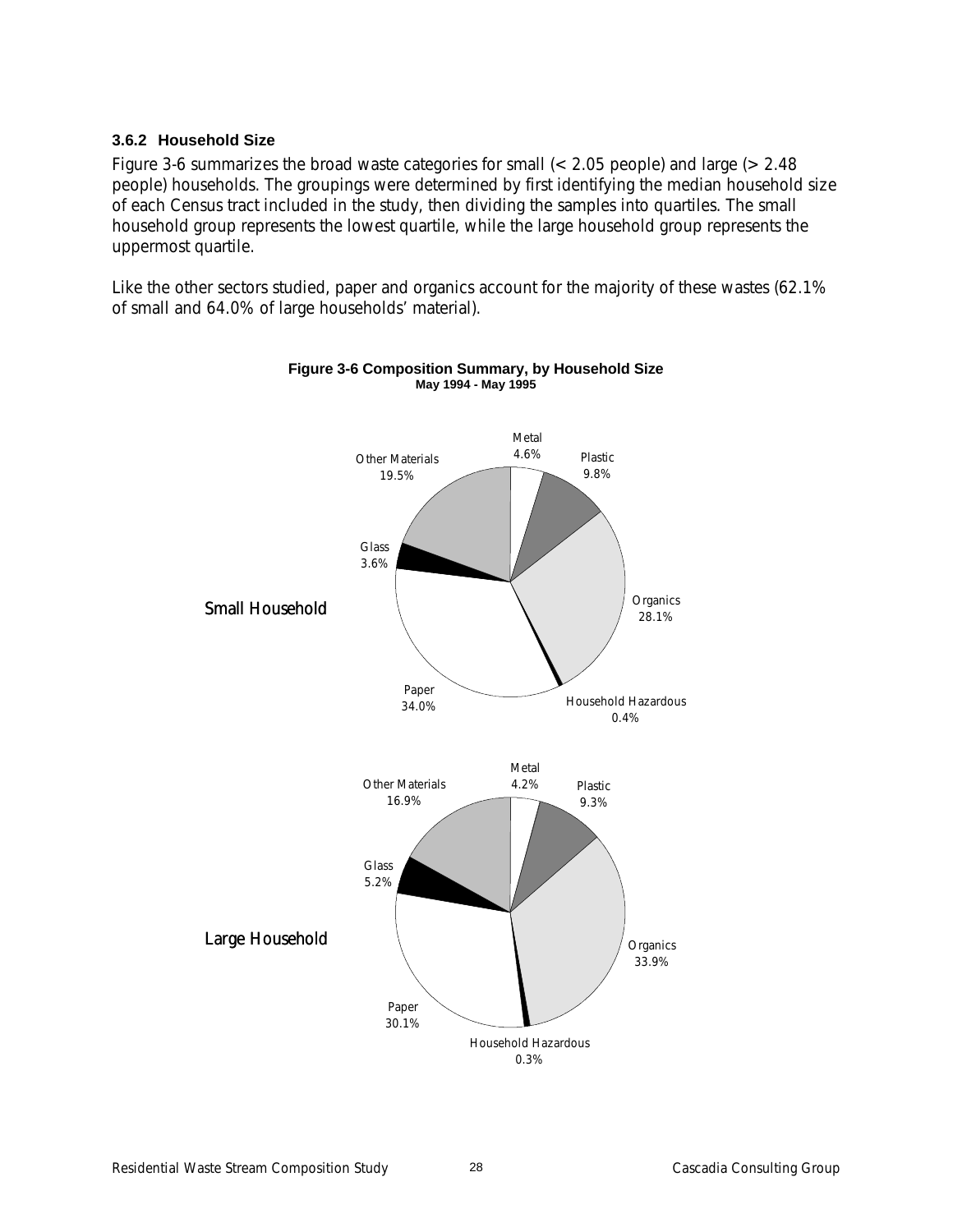### 3.6.2 Household Size

Figure 3-6 summarizes the broad waste categories for small (< 2.05 people) and large (> 2.48 people) households. The groupings were determined by first identifying the median household size of each Census tract included in the study, then dividing the samples into quartiles. The small household group represents the lowest quartile, while the large household group represents the uppermost quartile.

Like the other sectors studied, paper and organics account for the majority of these wastes (62.1% of small and 64.0% of large households' material).

**Figure 3-6 Composition Summary, by Household Size**
**May 1994 - May 1995**

Small Household

| Category | Percent |
|---|---|
| Metal | 4.6% |
| Plastic | 9.8% |
| Organics | 28.1% |
| Household Hazardous | 0.4% |
| Paper | 34.0% |
| Glass | 3.6% |
| Other Materials | 19.5% |

Large Household

| Category | Percent |
|---|---|
| Metal | 4.2% |
| Plastic | 9.3% |
| Organics | 33.9% |
| Household Hazardous | 0.3% |
| Paper | 30.1% |
| Glass | 5.2% |
| Other Materials | 16.9% |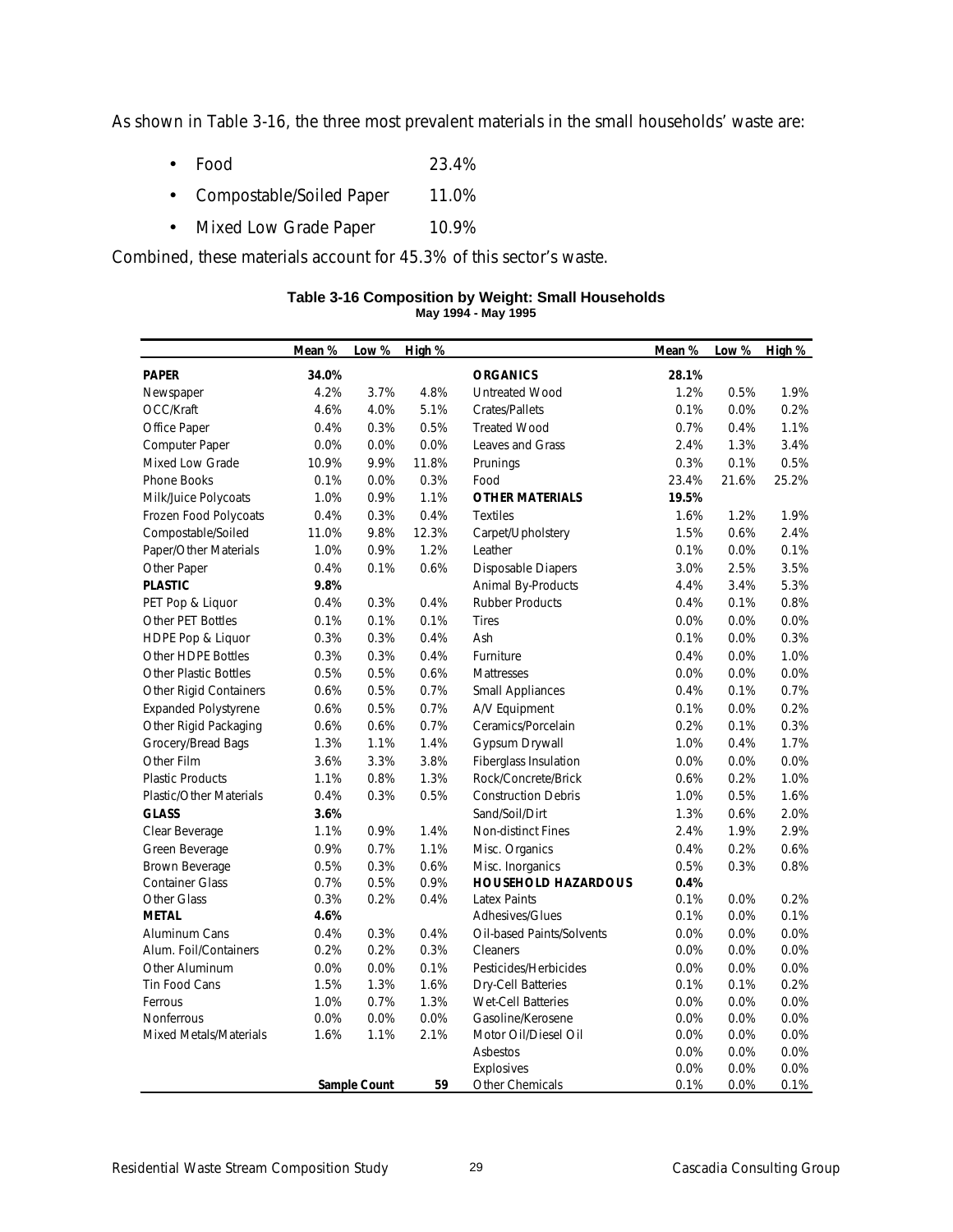As shown in Table 3-16, the three most prevalent materials in the small households' waste are:

- Food 23.4%
- Compostable/Soiled Paper 11.0%
- Mixed Low Grade Paper 10.9%

Combined, these materials account for 45.3% of this sector's waste.

**Table 3-16 Composition by Weight: Small Households**
**May 1994 - May 1995**

| | Mean % | Low % | High % | | Mean % | Low % | High % |
|---|---|---|---|---|---|---|---|
| **PAPER** | **34.0%** | | | **ORGANICS** | **28.1%** | | |
| Newspaper | 4.2% | 3.7% | 4.8% | Untreated Wood | 1.2% | 0.5% | 1.9% |
| OCC/Kraft | 4.6% | 4.0% | 5.1% | Crates/Pallets | 0.1% | 0.0% | 0.2% |
| Office Paper | 0.4% | 0.3% | 0.5% | Treated Wood | 0.7% | 0.4% | 1.1% |
| Computer Paper | 0.0% | 0.0% | 0.0% | Leaves and Grass | 2.4% | 1.3% | 3.4% |
| Mixed Low Grade | 10.9% | 9.9% | 11.8% | Prunings | 0.3% | 0.1% | 0.5% |
| Phone Books | 0.1% | 0.0% | 0.3% | Food | 23.4% | 21.6% | 25.2% |
| Milk/Juice Polycoats | 1.0% | 0.9% | 1.1% | **OTHER MATERIALS** | **19.5%** | | |
| Frozen Food Polycoats | 0.4% | 0.3% | 0.4% | Textiles | 1.6% | 1.2% | 1.9% |
| Compostable/Soiled | 11.0% | 9.8% | 12.3% | Carpet/Upholstery | 1.5% | 0.6% | 2.4% |
| Paper/Other Materials | 1.0% | 0.9% | 1.2% | Leather | 0.1% | 0.0% | 0.1% |
| Other Paper | 0.4% | 0.1% | 0.6% | Disposable Diapers | 3.0% | 2.5% | 3.5% |
| **PLASTIC** | **9.8%** | | | Animal By-Products | 4.4% | 3.4% | 5.3% |
| PET Pop & Liquor | 0.4% | 0.3% | 0.4% | Rubber Products | 0.4% | 0.1% | 0.8% |
| Other PET Bottles | 0.1% | 0.1% | 0.1% | Tires | 0.0% | 0.0% | 0.0% |
| HDPE Pop & Liquor | 0.3% | 0.3% | 0.4% | Ash | 0.1% | 0.0% | 0.3% |
| Other HDPE Bottles | 0.3% | 0.3% | 0.4% | Furniture | 0.4% | 0.0% | 1.0% |
| Other Plastic Bottles | 0.5% | 0.5% | 0.6% | Mattresses | 0.0% | 0.0% | 0.0% |
| Other Rigid Containers | 0.6% | 0.5% | 0.7% | Small Appliances | 0.4% | 0.1% | 0.7% |
| Expanded Polystyrene | 0.6% | 0.5% | 0.7% | A/V Equipment | 0.1% | 0.0% | 0.2% |
| Other Rigid Packaging | 0.6% | 0.6% | 0.7% | Ceramics/Porcelain | 0.2% | 0.1% | 0.3% |
| Grocery/Bread Bags | 1.3% | 1.1% | 1.4% | Gypsum Drywall | 1.0% | 0.4% | 1.7% |
| Other Film | 3.6% | 3.3% | 3.8% | Fiberglass Insulation | 0.0% | 0.0% | 0.0% |
| Plastic Products | 1.1% | 0.8% | 1.3% | Rock/Concrete/Brick | 0.6% | 0.2% | 1.0% |
| Plastic/Other Materials | 0.4% | 0.3% | 0.5% | Construction Debris | 1.0% | 0.5% | 1.6% |
| **GLASS** | **3.6%** | | | Sand/Soil/Dirt | 1.3% | 0.6% | 2.0% |
| Clear Beverage | 1.1% | 0.9% | 1.4% | Non-distinct Fines | 2.4% | 1.9% | 2.9% |
| Green Beverage | 0.9% | 0.7% | 1.1% | Misc. Organics | 0.4% | 0.2% | 0.6% |
| Brown Beverage | 0.5% | 0.3% | 0.6% | Misc. Inorganics | 0.5% | 0.3% | 0.8% |
| Container Glass | 0.7% | 0.5% | 0.9% | **HOUSEHOLD HAZARDOUS** | **0.4%** | | |
| Other Glass | 0.3% | 0.2% | 0.4% | Latex Paints | 0.1% | 0.0% | 0.2% |
| **METAL** | **4.6%** | | | Adhesives/Glues | 0.1% | 0.0% | 0.1% |
| Aluminum Cans | 0.4% | 0.3% | 0.4% | Oil-based Paints/Solvents | 0.0% | 0.0% | 0.0% |
| Alum. Foil/Containers | 0.2% | 0.2% | 0.3% | Cleaners | 0.0% | 0.0% | 0.0% |
| Other Aluminum | 0.0% | 0.0% | 0.1% | Pesticides/Herbicides | 0.0% | 0.0% | 0.0% |
| Tin Food Cans | 1.5% | 1.3% | 1.6% | Dry-Cell Batteries | 0.1% | 0.1% | 0.2% |
| Ferrous | 1.0% | 0.7% | 1.3% | Wet-Cell Batteries | 0.0% | 0.0% | 0.0% |
| Nonferrous | 0.0% | 0.0% | 0.0% | Gasoline/Kerosene | 0.0% | 0.0% | 0.0% |
| Mixed Metals/Materials | 1.6% | 1.1% | 2.1% | Motor Oil/Diesel Oil | 0.0% | 0.0% | 0.0% |
| | | | | Asbestos | 0.0% | 0.0% | 0.0% |
| | | | | Explosives | 0.0% | 0.0% | 0.0% |
| | **Sample Count** | | **59** | Other Chemicals | 0.1% | 0.0% | 0.1% |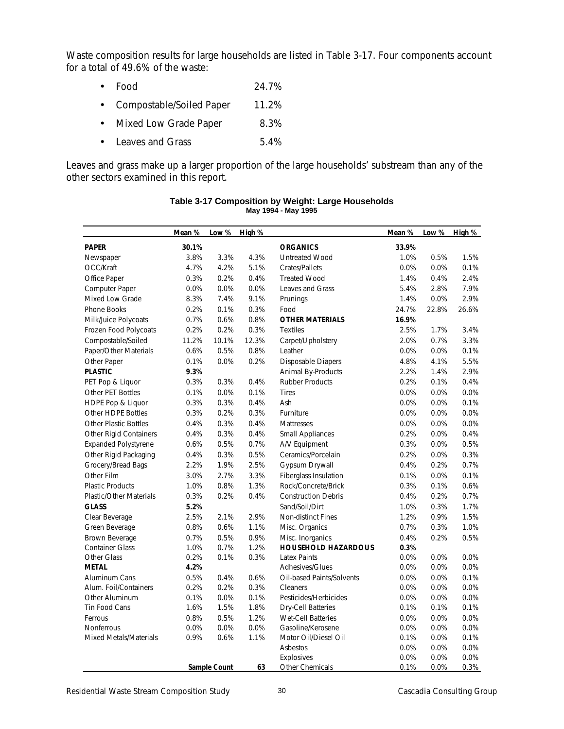Waste composition results for large households are listed in Table 3-17. Four components account for a total of 49.6% of the waste:

- Food 24.7%
- Compostable/Soiled Paper 11.2%
- Mixed Low Grade Paper 8.3%
- Leaves and Grass 5.4%

Leaves and grass make up a larger proportion of the large households' substream than any of the other sectors examined in this report.

**Table 3-17 Composition by Weight: Large Households**
**May 1994 - May 1995**

| | Mean % | Low % | High % | | Mean % | Low % | High % |
|---|---|---|---|---|---|---|---|
| **PAPER** | **30.1%** | | | **ORGANICS** | **33.9%** | | |
| Newspaper | 3.8% | 3.3% | 4.3% | Untreated Wood | 1.0% | 0.5% | 1.5% |
| OCC/Kraft | 4.7% | 4.2% | 5.1% | Crates/Pallets | 0.0% | 0.0% | 0.1% |
| Office Paper | 0.3% | 0.2% | 0.4% | Treated Wood | 1.4% | 0.4% | 2.4% |
| Computer Paper | 0.0% | 0.0% | 0.0% | Leaves and Grass | 5.4% | 2.8% | 7.9% |
| Mixed Low Grade | 8.3% | 7.4% | 9.1% | Prunings | 1.4% | 0.0% | 2.9% |
| Phone Books | 0.2% | 0.1% | 0.3% | Food | 24.7% | 22.8% | 26.6% |
| Milk/Juice Polycoats | 0.7% | 0.6% | 0.8% | **OTHER MATERIALS** | **16.9%** | | |
| Frozen Food Polycoats | 0.2% | 0.2% | 0.3% | Textiles | 2.5% | 1.7% | 3.4% |
| Compostable/Soiled | 11.2% | 10.1% | 12.3% | Carpet/Upholstery | 2.0% | 0.7% | 3.3% |
| Paper/Other Materials | 0.6% | 0.5% | 0.8% | Leather | 0.0% | 0.0% | 0.1% |
| Other Paper | 0.1% | 0.0% | 0.2% | Disposable Diapers | 4.8% | 4.1% | 5.5% |
| **PLASTIC** | **9.3%** | | | Animal By-Products | 2.2% | 1.4% | 2.9% |
| PET Pop & Liquor | 0.3% | 0.3% | 0.4% | Rubber Products | 0.2% | 0.1% | 0.4% |
| Other PET Bottles | 0.1% | 0.0% | 0.1% | Tires | 0.0% | 0.0% | 0.0% |
| HDPE Pop & Liquor | 0.3% | 0.3% | 0.4% | Ash | 0.0% | 0.0% | 0.1% |
| Other HDPE Bottles | 0.3% | 0.2% | 0.3% | Furniture | 0.0% | 0.0% | 0.0% |
| Other Plastic Bottles | 0.4% | 0.3% | 0.4% | Mattresses | 0.0% | 0.0% | 0.0% |
| Other Rigid Containers | 0.4% | 0.3% | 0.4% | Small Appliances | 0.2% | 0.0% | 0.4% |
| Expanded Polystyrene | 0.6% | 0.5% | 0.7% | A/V Equipment | 0.3% | 0.0% | 0.5% |
| Other Rigid Packaging | 0.4% | 0.3% | 0.5% | Ceramics/Porcelain | 0.2% | 0.0% | 0.3% |
| Grocery/Bread Bags | 2.2% | 1.9% | 2.5% | Gypsum Drywall | 0.4% | 0.2% | 0.7% |
| Other Film | 3.0% | 2.7% | 3.3% | Fiberglass Insulation | 0.1% | 0.0% | 0.1% |
| Plastic Products | 1.0% | 0.8% | 1.3% | Rock/Concrete/Brick | 0.3% | 0.1% | 0.6% |
| Plastic/Other Materials | 0.3% | 0.2% | 0.4% | Construction Debris | 0.4% | 0.2% | 0.7% |
| **GLASS** | **5.2%** | | | Sand/Soil/Dirt | 1.0% | 0.3% | 1.7% |
| Clear Beverage | 2.5% | 2.1% | 2.9% | Non-distinct Fines | 1.2% | 0.9% | 1.5% |
| Green Beverage | 0.8% | 0.6% | 1.1% | Misc. Organics | 0.7% | 0.3% | 1.0% |
| Brown Beverage | 0.7% | 0.5% | 0.9% | Misc. Inorganics | 0.4% | 0.2% | 0.5% |
| Container Glass | 1.0% | 0.7% | 1.2% | **HOUSEHOLD HAZARDOUS** | **0.3%** | | |
| Other Glass | 0.2% | 0.1% | 0.3% | Latex Paints | 0.0% | 0.0% | 0.0% |
| **METAL** | **4.2%** | | | Adhesives/Glues | 0.0% | 0.0% | 0.0% |
| Aluminum Cans | 0.5% | 0.4% | 0.6% | Oil-based Paints/Solvents | 0.0% | 0.0% | 0.1% |
| Alum. Foil/Containers | 0.2% | 0.2% | 0.3% | Cleaners | 0.0% | 0.0% | 0.0% |
| Other Aluminum | 0.1% | 0.0% | 0.1% | Pesticides/Herbicides | 0.0% | 0.0% | 0.0% |
| Tin Food Cans | 1.6% | 1.5% | 1.8% | Dry-Cell Batteries | 0.1% | 0.1% | 0.1% |
| Ferrous | 0.8% | 0.5% | 1.2% | Wet-Cell Batteries | 0.0% | 0.0% | 0.0% |
| Nonferrous | 0.0% | 0.0% | 0.0% | Gasoline/Kerosene | 0.0% | 0.0% | 0.0% |
| Mixed Metals/Materials | 0.9% | 0.6% | 1.1% | Motor Oil/Diesel Oil | 0.1% | 0.0% | 0.1% |
| | | | | Asbestos | 0.0% | 0.0% | 0.0% |
| | | | | Explosives | 0.0% | 0.0% | 0.0% |
| | | **Sample Count** | **63** | Other Chemicals | 0.1% | 0.0% | 0.3% |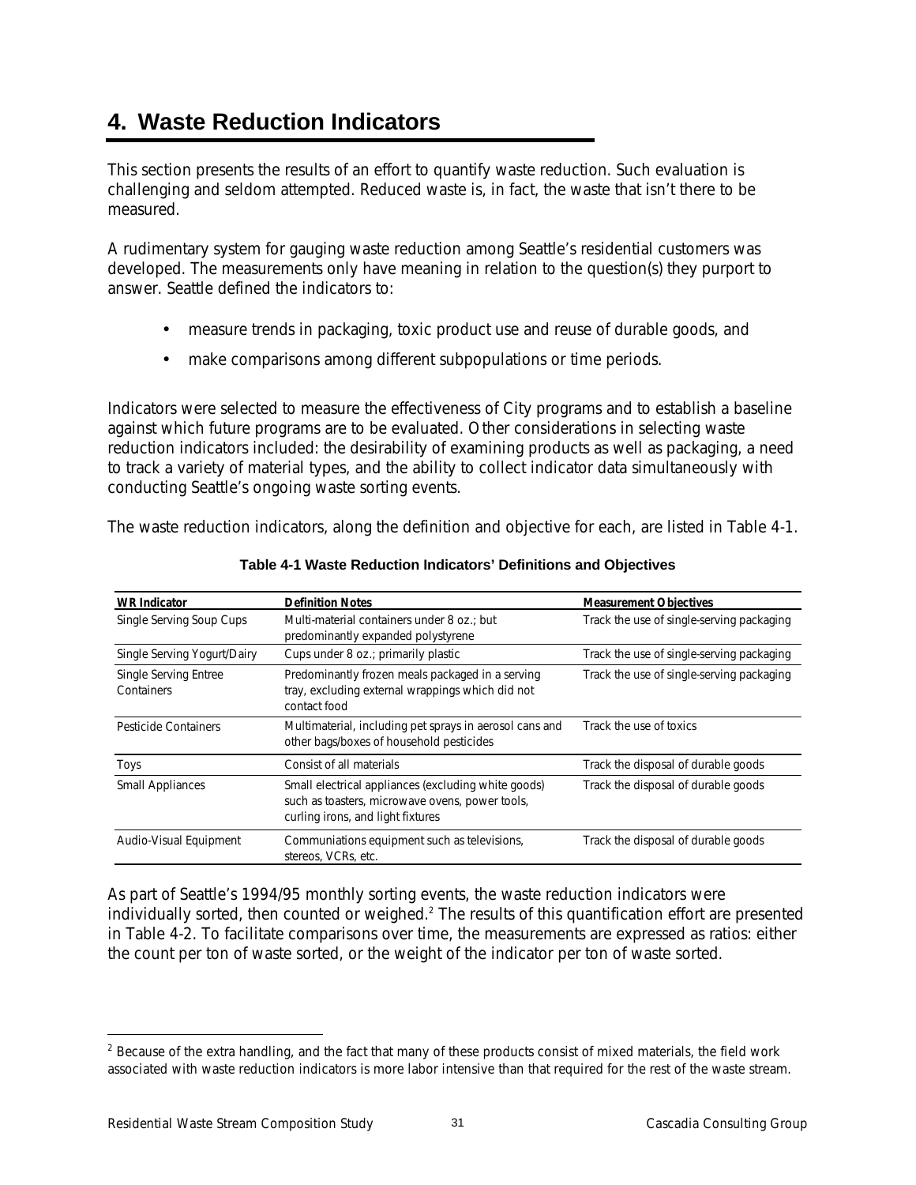# 4. Waste Reduction Indicators

This section presents the results of an effort to quantify waste reduction. Such evaluation is challenging and seldom attempted. Reduced waste is, in fact, the waste that isn't there to be measured.

A rudimentary system for gauging waste reduction among Seattle's residential customers was developed. The measurements only have meaning in relation to the question(s) they purport to answer. Seattle defined the indicators to:

- measure trends in packaging, toxic product use and reuse of durable goods, and
- make comparisons among different subpopulations or time periods.

Indicators were selected to measure the effectiveness of City programs and to establish a baseline against which future programs are to be evaluated. Other considerations in selecting waste reduction indicators included: the desirability of examining products as well as packaging, a need to track a variety of material types, and the ability to collect indicator data simultaneously with conducting Seattle's ongoing waste sorting events.

The waste reduction indicators, along the definition and objective for each, are listed in Table 4-1.

**Table 4-1 Waste Reduction Indicators' Definitions and Objectives**

| WR Indicator | Definition Notes | Measurement Objectives |
|---|---|---|
| Single Serving Soup Cups | Multi-material containers under 8 oz.; but predominantly expanded polystyrene | Track the use of single-serving packaging |
| Single Serving Yogurt/Dairy | Cups under 8 oz.; primarily plastic | Track the use of single-serving packaging |
| Single Serving Entree Containers | Predominantly frozen meals packaged in a serving tray, excluding external wrappings which did not contact food | Track the use of single-serving packaging |
| Pesticide Containers | Multimaterial, including pet sprays in aerosol cans and other bags/boxes of household pesticides | Track the use of toxics |
| Toys | Consist of all materials | Track the disposal of durable goods |
| Small Appliances | Small electrical appliances (excluding white goods) such as toasters, microwave ovens, power tools, curling irons, and light fixtures | Track the disposal of durable goods |
| Audio-Visual Equipment | Communiations equipment such as televisions, stereos, VCRs, etc. | Track the disposal of durable goods |

As part of Seattle's 1994/95 monthly sorting events, the waste reduction indicators were individually sorted, then counted or weighed.[2] The results of this quantification effort are presented in Table 4-2. To facilitate comparisons over time, the measurements are expressed as ratios: either the count per ton of waste sorted, or the weight of the indicator per ton of waste sorted.

[2] Because of the extra handling, and the fact that many of these products consist of mixed materials, the field work associated with waste reduction indicators is more labor intensive than that required for the rest of the waste stream.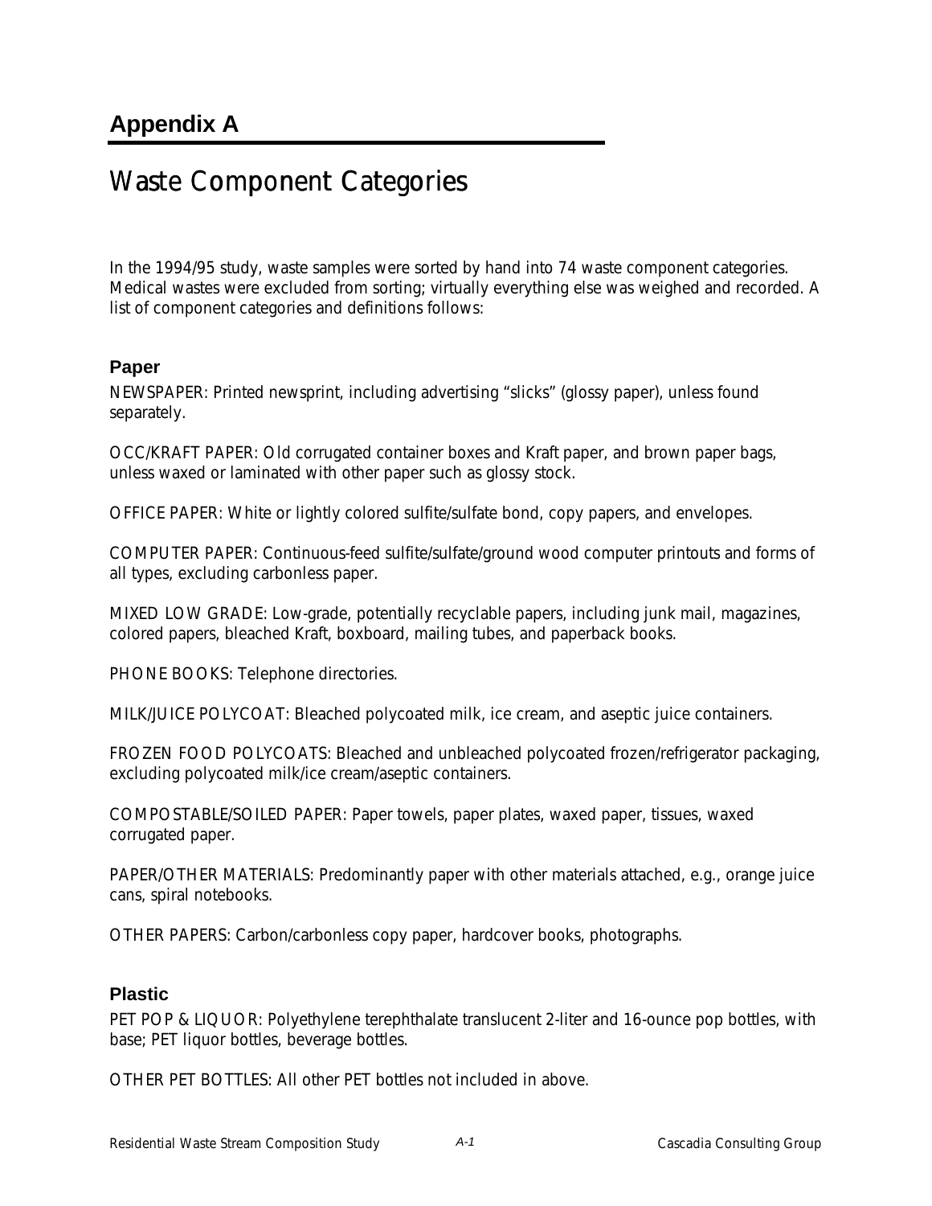## Appendix A

# Waste Component Categories

In the 1994/95 study, waste samples were sorted by hand into 74 waste component categories. Medical wastes were excluded from sorting; virtually everything else was weighed and recorded. A list of component categories and definitions follows:

### Paper

NEWSPAPER: Printed newsprint, including advertising "slicks" (glossy paper), unless found separately.

OCC/KRAFT PAPER: Old corrugated container boxes and Kraft paper, and brown paper bags, unless waxed or laminated with other paper such as glossy stock.

OFFICE PAPER: White or lightly colored sulfite/sulfate bond, copy papers, and envelopes.

COMPUTER PAPER: Continuous-feed sulfite/sulfate/ground wood computer printouts and forms of all types, excluding carbonless paper.

MIXED LOW GRADE: Low-grade, potentially recyclable papers, including junk mail, magazines, colored papers, bleached Kraft, boxboard, mailing tubes, and paperback books.

PHONE BOOKS: Telephone directories.

MILK/JUICE POLYCOAT: Bleached polycoated milk, ice cream, and aseptic juice containers.

FROZEN FOOD POLYCOATS: Bleached and unbleached polycoated frozen/refrigerator packaging, excluding polycoated milk/ice cream/aseptic containers.

COMPOSTABLE/SOILED PAPER: Paper towels, paper plates, waxed paper, tissues, waxed corrugated paper.

PAPER/OTHER MATERIALS: Predominantly paper with other materials attached, e.g., orange juice cans, spiral notebooks.

OTHER PAPERS: Carbon/carbonless copy paper, hardcover books, photographs.

### Plastic

PET POP & LIQUOR: Polyethylene terephthalate translucent 2-liter and 16-ounce pop bottles, with base; PET liquor bottles, beverage bottles.

OTHER PET BOTTLES: All other PET bottles not included in above.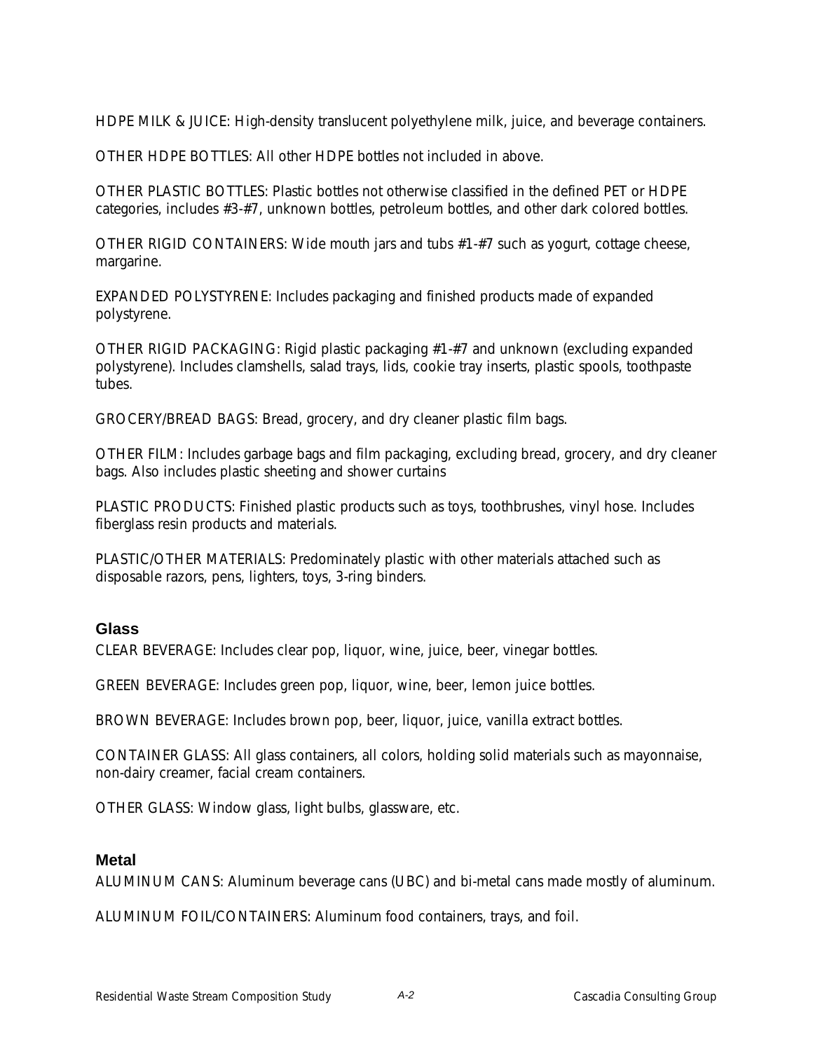HDPE MILK & JUICE: High-density translucent polyethylene milk, juice, and beverage containers.

OTHER HDPE BOTTLES: All other HDPE bottles not included in above.

OTHER PLASTIC BOTTLES: Plastic bottles not otherwise classified in the defined PET or HDPE categories, includes #3-#7, unknown bottles, petroleum bottles, and other dark colored bottles.

OTHER RIGID CONTAINERS: Wide mouth jars and tubs #1-#7 such as yogurt, cottage cheese, margarine.

EXPANDED POLYSTYRENE: Includes packaging and finished products made of expanded polystyrene.

OTHER RIGID PACKAGING: Rigid plastic packaging #1-#7 and unknown (excluding expanded polystyrene). Includes clamshells, salad trays, lids, cookie tray inserts, plastic spools, toothpaste tubes.

GROCERY/BREAD BAGS: Bread, grocery, and dry cleaner plastic film bags.

OTHER FILM: Includes garbage bags and film packaging, excluding bread, grocery, and dry cleaner bags. Also includes plastic sheeting and shower curtains

PLASTIC PRODUCTS: Finished plastic products such as toys, toothbrushes, vinyl hose. Includes fiberglass resin products and materials.

PLASTIC/OTHER MATERIALS: Predominately plastic with other materials attached such as disposable razors, pens, lighters, toys, 3-ring binders.

### Glass

CLEAR BEVERAGE: Includes clear pop, liquor, wine, juice, beer, vinegar bottles.

GREEN BEVERAGE: Includes green pop, liquor, wine, beer, lemon juice bottles.

BROWN BEVERAGE: Includes brown pop, beer, liquor, juice, vanilla extract bottles.

CONTAINER GLASS: All glass containers, all colors, holding solid materials such as mayonnaise, non-dairy creamer, facial cream containers.

OTHER GLASS: Window glass, light bulbs, glassware, etc.

### Metal

ALUMINUM CANS: Aluminum beverage cans (UBC) and bi-metal cans made mostly of aluminum.

ALUMINUM FOIL/CONTAINERS: Aluminum food containers, trays, and foil.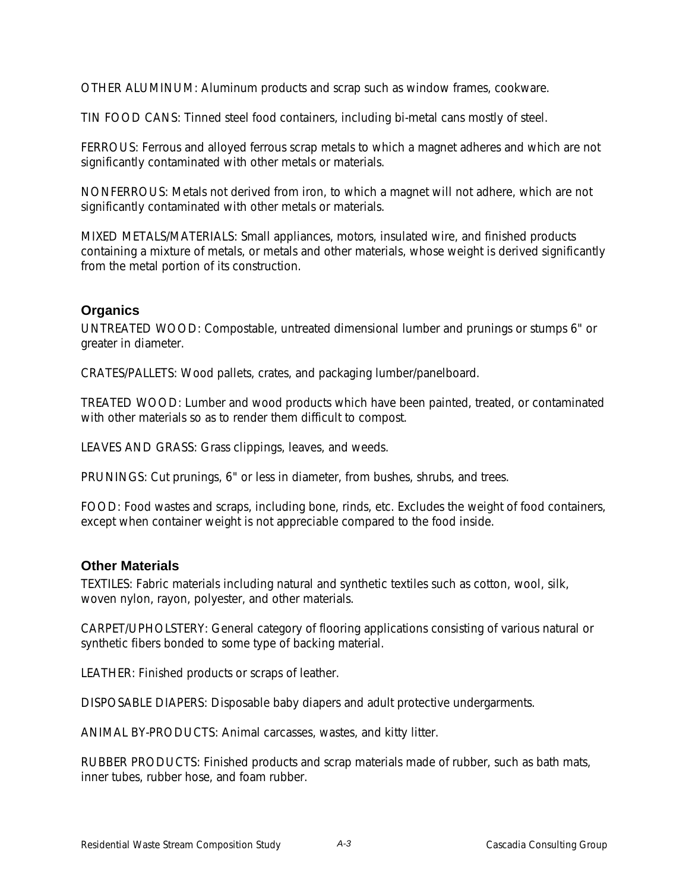OTHER ALUMINUM: Aluminum products and scrap such as window frames, cookware.

TIN FOOD CANS: Tinned steel food containers, including bi-metal cans mostly of steel.

FERROUS: Ferrous and alloyed ferrous scrap metals to which a magnet adheres and which are not significantly contaminated with other metals or materials.

NONFERROUS: Metals not derived from iron, to which a magnet will not adhere, which are not significantly contaminated with other metals or materials.

MIXED METALS/MATERIALS: Small appliances, motors, insulated wire, and finished products containing a mixture of metals, or metals and other materials, whose weight is derived significantly from the metal portion of its construction.

### Organics

UNTREATED WOOD: Compostable, untreated dimensional lumber and prunings or stumps 6" or greater in diameter.

CRATES/PALLETS: Wood pallets, crates, and packaging lumber/panelboard.

TREATED WOOD: Lumber and wood products which have been painted, treated, or contaminated with other materials so as to render them difficult to compost.

LEAVES AND GRASS: Grass clippings, leaves, and weeds.

PRUNINGS: Cut prunings, 6" or less in diameter, from bushes, shrubs, and trees.

FOOD: Food wastes and scraps, including bone, rinds, etc. Excludes the weight of food containers, except when container weight is not appreciable compared to the food inside.

### Other Materials

TEXTILES: Fabric materials including natural and synthetic textiles such as cotton, wool, silk, woven nylon, rayon, polyester, and other materials.

CARPET/UPHOLSTERY: General category of flooring applications consisting of various natural or synthetic fibers bonded to some type of backing material.

LEATHER: Finished products or scraps of leather.

DISPOSABLE DIAPERS: Disposable baby diapers and adult protective undergarments.

ANIMAL BY-PRODUCTS: Animal carcasses, wastes, and kitty litter.

RUBBER PRODUCTS: Finished products and scrap materials made of rubber, such as bath mats, inner tubes, rubber hose, and foam rubber.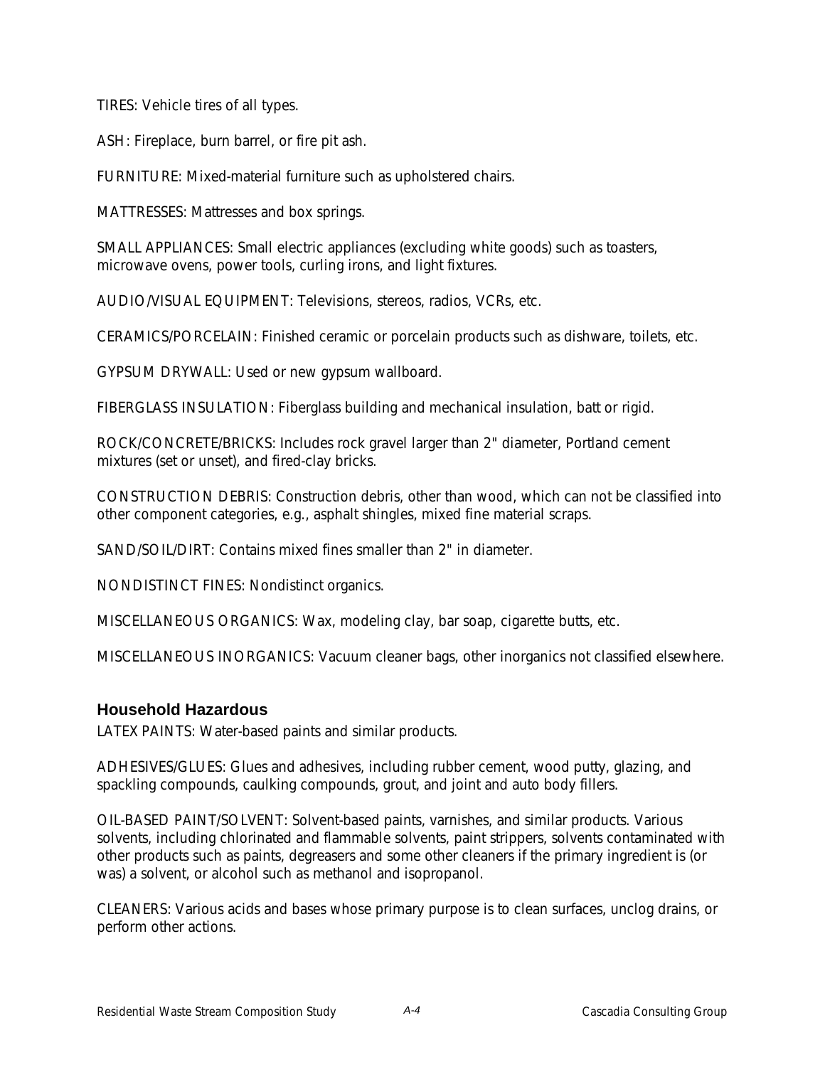TIRES: Vehicle tires of all types.

ASH: Fireplace, burn barrel, or fire pit ash.

FURNITURE: Mixed-material furniture such as upholstered chairs.

MATTRESSES: Mattresses and box springs.

SMALL APPLIANCES: Small electric appliances (excluding white goods) such as toasters, microwave ovens, power tools, curling irons, and light fixtures.

AUDIO/VISUAL EQUIPMENT: Televisions, stereos, radios, VCRs, etc.

CERAMICS/PORCELAIN: Finished ceramic or porcelain products such as dishware, toilets, etc.

GYPSUM DRYWALL: Used or new gypsum wallboard.

FIBERGLASS INSULATION: Fiberglass building and mechanical insulation, batt or rigid.

ROCK/CONCRETE/BRICKS: Includes rock gravel larger than 2" diameter, Portland cement mixtures (set or unset), and fired-clay bricks.

CONSTRUCTION DEBRIS: Construction debris, other than wood, which can not be classified into other component categories, e.g., asphalt shingles, mixed fine material scraps.

SAND/SOIL/DIRT: Contains mixed fines smaller than 2" in diameter.

NONDISTINCT FINES: Nondistinct organics.

MISCELLANEOUS ORGANICS: Wax, modeling clay, bar soap, cigarette butts, etc.

MISCELLANEOUS INORGANICS: Vacuum cleaner bags, other inorganics not classified elsewhere.

## Household Hazardous

LATEX PAINTS: Water-based paints and similar products.

ADHESIVES/GLUES: Glues and adhesives, including rubber cement, wood putty, glazing, and spackling compounds, caulking compounds, grout, and joint and auto body fillers.

OIL-BASED PAINT/SOLVENT: Solvent-based paints, varnishes, and similar products. Various solvents, including chlorinated and flammable solvents, paint strippers, solvents contaminated with other products such as paints, degreasers and some other cleaners if the primary ingredient is (or was) a solvent, or alcohol such as methanol and isopropanol.

CLEANERS: Various acids and bases whose primary purpose is to clean surfaces, unclog drains, or perform other actions.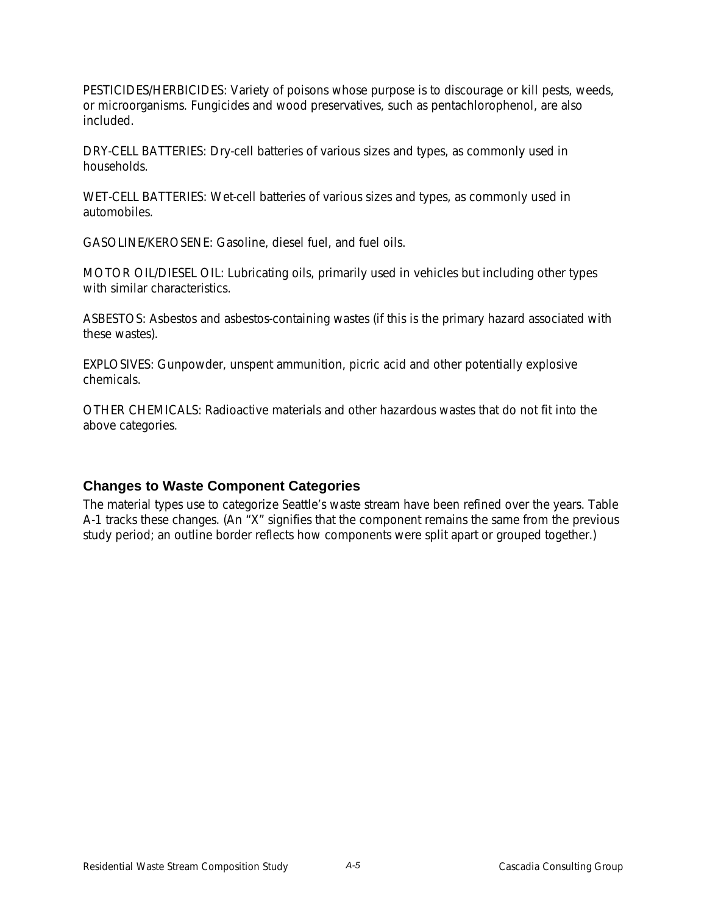PESTICIDES/HERBICIDES: Variety of poisons whose purpose is to discourage or kill pests, weeds, or microorganisms. Fungicides and wood preservatives, such as pentachlorophenol, are also included.

DRY-CELL BATTERIES: Dry-cell batteries of various sizes and types, as commonly used in households.

WET-CELL BATTERIES: Wet-cell batteries of various sizes and types, as commonly used in automobiles.

GASOLINE/KEROSENE: Gasoline, diesel fuel, and fuel oils.

MOTOR OIL/DIESEL OIL: Lubricating oils, primarily used in vehicles but including other types with similar characteristics.

ASBESTOS: Asbestos and asbestos-containing wastes (if this is the primary hazard associated with these wastes).

EXPLOSIVES: Gunpowder, unspent ammunition, picric acid and other potentially explosive chemicals.

OTHER CHEMICALS: Radioactive materials and other hazardous wastes that do not fit into the above categories.

### Changes to Waste Component Categories

The material types use to categorize Seattle's waste stream have been refined over the years. Table A-1 tracks these changes. (An "X" signifies that the component remains the same from the previous study period; an outline border reflects how components were split apart or grouped together.)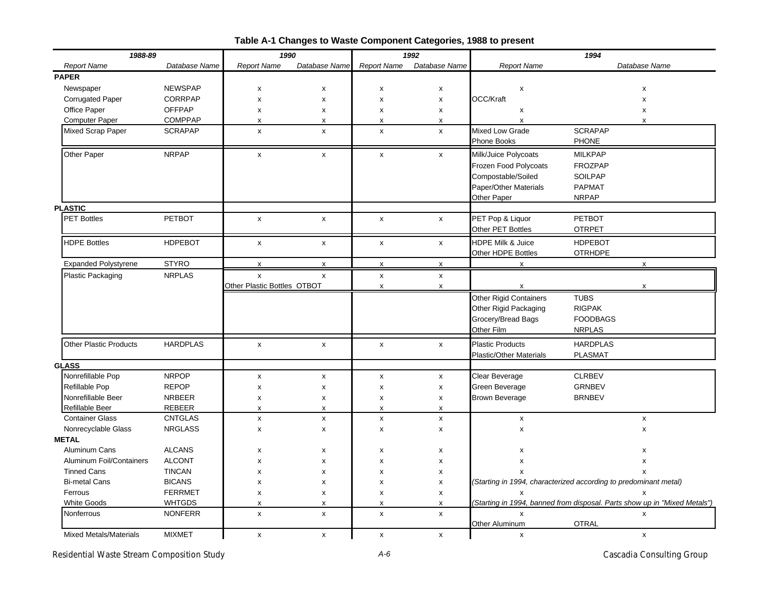# Table A-1 Changes to Waste Component Categories, 1988 to present

| 1988-89 | | 1990 | | 1992 | | 1994 | |
|---|---|---|---|---|---|---|---|
| *Report Name* | *Database Name* | *Report Name* | *Database Name* | *Report Name* | *Database Name* | *Report Name* | *Database Name* |
| **PAPER** | | | | | | | |
| Newspaper | NEWSPAP | x | x | x | x | x | x |
| Corrugated Paper | CORRPAP | x | x | x | x | OCC/Kraft | x |
| Office Paper | OFFPAP | x | x | x | x | x | x |
| Computer Paper | COMPPAP | x | x | x | x | x | x |
| Mixed Scrap Paper | SCRAPAP | x | x | x | x | Mixed Low Grade | SCRAPAP |
| | | | | | | Phone Books | PHONE |
| Other Paper | NRPAP | x | x | x | x | Milk/Juice Polycoats | MILKPAP |
| | | | | | | Frozen Food Polycoats | FROZPAP |
| | | | | | | Compostable/Soiled | SOILPAP |
| | | | | | | Paper/Other Materials | PAPMAT |
| | | | | | | Other Paper | NRPAP |
| **PLASTIC** | | | | | | | |
| PET Bottles | PETBOT | x | x | x | x | PET Pop & Liquor | PETBOT |
| | | | | | | Other PET Bottles | OTRPET |
| HDPE Bottles | HDPEBOT | x | x | x | x | HDPE Milk & Juice | HDPEBOT |
| | | | | | | Other HDPE Bottles | OTRHDPE |
| Expanded Polystyrene | STYRO | x | x | x | x | x | x |
| Plastic Packaging | NRPLAS | x | x | x | x | | |
| | | Other Plastic Bottles | OTBOT | x | x | x | x |
| | | | | | | Other Rigid Containers | TUBS |
| | | | | | | Other Rigid Packaging | RIGPAK |
| | | | | | | Grocery/Bread Bags | FOODBAGS |
| | | | | | | Other Film | NRPLAS |
| Other Plastic Products | HARDPLAS | x | x | x | x | Plastic Products | HARDPLAS |
| | | | | | | Plastic/Other Materials | PLASMAT |
| **GLASS** | | | | | | | |
| Nonrefillable Pop | NRPOP | x | x | x | x | Clear Beverage | CLRBEV |
| Refillable Pop | REPOP | x | x | x | x | Green Beverage | GRNBEV |
| Nonrefillable Beer | NRBEER | x | x | x | x | Brown Beverage | BRNBEV |
| Refillable Beer | REBEER | x | x | x | x | | |
| Container Glass | CNTGLAS | x | x | x | x | x | x |
| Nonrecyclable Glass | NRGLASS | x | x | x | x | x | x |
| **METAL** | | | | | | | |
| Aluminum Cans | ALCANS | x | x | x | x | x | x |
| Aluminum Foil/Containers | ALCONT | x | x | x | x | x | x |
| Tinned Cans | TINCAN | x | x | x | x | x | x |
| Bi-metal Cans | BICANS | x | x | x | x | *(Starting in 1994, characterized according to predominant metal)* | |
| Ferrous | FERRMET | x | x | x | x | x | x |
| White Goods | WHTGDS | x | x | x | x | *(Starting in 1994, banned from disposal. Parts show up in "Mixed Metals")* | |
| Nonferrous | NONFERR | x | x | x | x | x | x |
| | | | | | | Other Aluminum | OTRAL |
| Mixed Metals/Materials | MIXMET | x | x | x | x | x | x |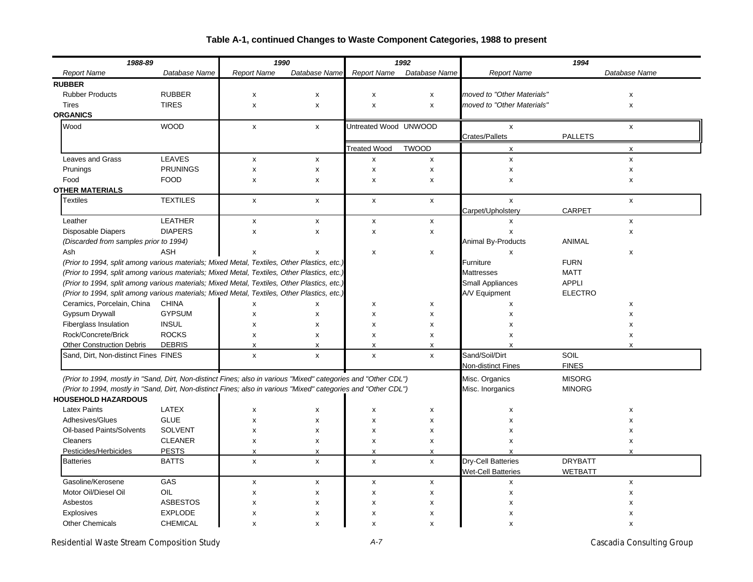# Table A-1, continued Changes to Waste Component Categories, 1988 to present

| 1988-89 | | 1990 | | 1992 | | 1994 | |
|---|---|---|---|---|---|---|---|
| *Report Name* | *Database Name* | *Report Name* | *Database Name* | *Report Name* | *Database Name* | *Report Name* | *Database Name* |
| **RUBBER** | | | | | | | |
| Rubber Products | RUBBER | x | x | x | x | *moved to "Other Materials"* | x |
| Tires | TIRES | x | x | x | x | *moved to "Other Materials"* | x |
| **ORGANICS** | | | | | | | |
| Wood | WOOD | x | x | Untreated Wood | UNWOOD | x | x |
| | | | | | | Crates/Pallets | PALLETS |
| | | | | Treated Wood | TWOOD | x | x |
| Leaves and Grass | LEAVES | x | x | x | x | x | x |
| Prunings | PRUNINGS | x | x | x | x | x | x |
| Food | FOOD | x | x | x | x | x | x |
| **OTHER MATERIALS** | | | | | | | |
| Textiles | TEXTILES | x | x | x | x | x | x |
| | | | | | | Carpet/Upholstery | CARPET |
| Leather | LEATHER | x | x | x | x | x | x |
| Disposable Diapers | DIAPERS | x | x | x | x | x | x |
| *(Discarded from samples prior to 1994)* | | | | | | Animal By-Products | ANIMAL |
| Ash | ASH | x | x | x | x | x | x |
| *(Prior to 1994, split among various materials; Mixed Metal, Textiles, Other Plastics, etc.)* | | | | | | Furniture | FURN |
| *(Prior to 1994, split among various materials; Mixed Metal, Textiles, Other Plastics, etc.)* | | | | | | Mattresses | MATT |
| *(Prior to 1994, split among various materials; Mixed Metal, Textiles, Other Plastics, etc.)* | | | | | | Small Appliances | APPLI |
| *(Prior to 1994, split among various materials; Mixed Metal, Textiles, Other Plastics, etc.)* | | | | | | A/V Equipment | ELECTRO |
| Ceramics, Porcelain, China | CHINA | x | x | x | x | x | x |
| Gypsum Drywall | GYPSUM | x | x | x | x | x | x |
| Fiberglass Insulation | INSUL | x | x | x | x | x | x |
| Rock/Concrete/Brick | ROCKS | x | x | x | x | x | x |
| Other Construction Debris | DEBRIS | x | x | x | x | x | x |
| Sand, Dirt, Non-distinct Fines | FINES | x | x | x | x | Sand/Soil/Dirt | SOIL |
| | | | | | | Non-distinct Fines | FINES |
| *(Prior to 1994, mostly in "Sand, Dirt, Non-distinct Fines; also in various "Mixed" categories and "Other CDL")* | | | | | | Misc. Organics | MISORG |
| *(Prior to 1994, mostly in "Sand, Dirt, Non-distinct Fines; also in various "Mixed" categories and "Other CDL")* | | | | | | Misc. Inorganics | MINORG |
| **HOUSEHOLD HAZARDOUS** | | | | | | | |
| Latex Paints | LATEX | x | x | x | x | x | x |
| Adhesives/Glues | GLUE | x | x | x | x | x | x |
| Oil-based Paints/Solvents | SOLVENT | x | x | x | x | x | x |
| Cleaners | CLEANER | x | x | x | x | x | x |
| Pesticides/Herbicides | PESTS | x | x | x | x | x | x |
| Batteries | BATTS | x | x | x | x | Dry-Cell Batteries | DRYBATT |
| | | | | | | Wet-Cell Batteries | WETBATT |
| Gasoline/Kerosene | GAS | x | x | x | x | x | x |
| Motor Oil/Diesel Oil | OIL | x | x | x | x | x | x |
| Asbestos | ASBESTOS | x | x | x | x | x | x |
| Explosives | EXPLODE | x | x | x | x | x | x |
| Other Chemicals | CHEMICAL | x | x | x | x | x | x |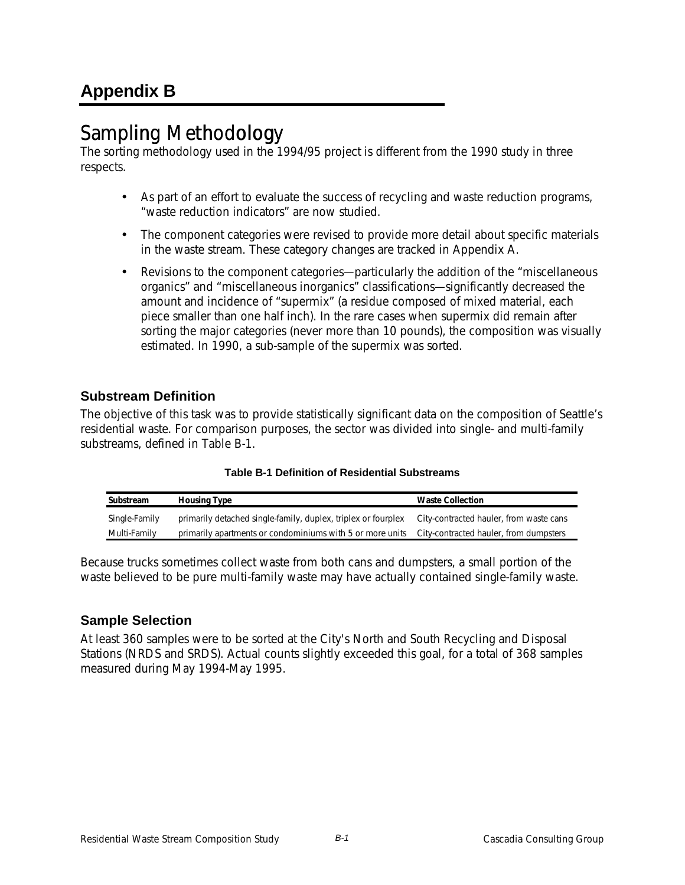# Appendix B

## Sampling Methodology

The sorting methodology used in the 1994/95 project is different from the 1990 study in three respects.

- As part of an effort to evaluate the success of recycling and waste reduction programs, "waste reduction indicators" are now studied.
- The component categories were revised to provide more detail about specific materials in the waste stream. These category changes are tracked in Appendix A.
- Revisions to the component categories—particularly the addition of the "miscellaneous organics" and "miscellaneous inorganics" classifications—significantly decreased the amount and incidence of "supermix" (a residue composed of mixed material, each piece smaller than one half inch). In the rare cases when supermix did remain after sorting the major categories (never more than 10 pounds), the composition was visually estimated. In 1990, a sub-sample of the supermix was sorted.

### Substream Definition

The objective of this task was to provide statistically significant data on the composition of Seattle's residential waste. For comparison purposes, the sector was divided into single- and multi-family substreams, defined in Table B-1.

**Table B-1 Definition of Residential Substreams**

| Substream | Housing Type | Waste Collection |
|---|---|---|
| Single-Family | primarily detached single-family, duplex, triplex or fourplex | City-contracted hauler, from waste cans |
| Multi-Family | primarily apartments or condominiums with 5 or more units | City-contracted hauler, from dumpsters |

Because trucks sometimes collect waste from both cans and dumpsters, a small portion of the waste believed to be pure multi-family waste may have actually contained single-family waste.

### Sample Selection

At least 360 samples were to be sorted at the City's North and South Recycling and Disposal Stations (NRDS and SRDS). Actual counts slightly exceeded this goal, for a total of 368 samples measured during May 1994-May 1995.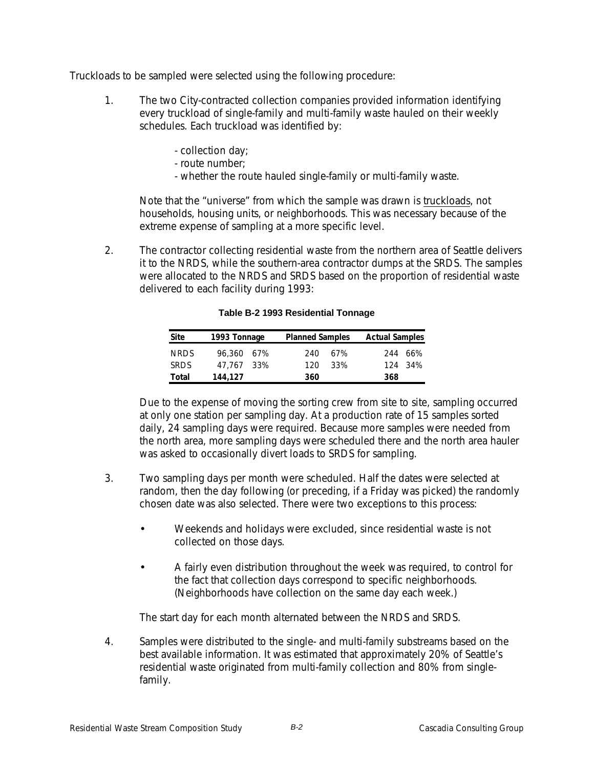Truckloads to be sampled were selected using the following procedure:

1. The two City-contracted collection companies provided information identifying every truckload of single-family and multi-family waste hauled on their weekly schedules. Each truckload was identified by:

   - collection day;
   - route number;
   - whether the route hauled single-family or multi-family waste.

   Note that the "universe" from which the sample was drawn is truckloads, not households, housing units, or neighborhoods. This was necessary because of the extreme expense of sampling at a more specific level.

2. The contractor collecting residential waste from the northern area of Seattle delivers it to the NRDS, while the southern-area contractor dumps at the SRDS. The samples were allocated to the NRDS and SRDS based on the proportion of residential waste delivered to each facility during 1993:

   **Table B-2 1993 Residential Tonnage**

   | Site | 1993 Tonnage | | Planned Samples | | Actual Samples | |
   |---|---|---|---|---|---|---|
   | NRDS | 96,360 | 67% | 240 | 67% | 244 | 66% |
   | SRDS | 47,767 | 33% | 120 | 33% | 124 | 34% |
   | **Total** | **144,127** | | **360** | | **368** | |

   Due to the expense of moving the sorting crew from site to site, sampling occurred at only one station per sampling day. At a production rate of 15 samples sorted daily, 24 sampling days were required. Because more samples were needed from the north area, more sampling days were scheduled there and the north area hauler was asked to occasionally divert loads to SRDS for sampling.

3. Two sampling days per month were scheduled. Half the dates were selected at random, then the day following (or preceding, if a Friday was picked) the randomly chosen date was also selected. There were two exceptions to this process:

   - Weekends and holidays were excluded, since residential waste is not collected on those days.
   - A fairly even distribution throughout the week was required, to control for the fact that collection days correspond to specific neighborhoods. (Neighborhoods have collection on the same day each week.)

   The start day for each month alternated between the NRDS and SRDS.

4. Samples were distributed to the single- and multi-family substreams based on the best available information. It was estimated that approximately 20% of Seattle's residential waste originated from multi-family collection and 80% from single-family.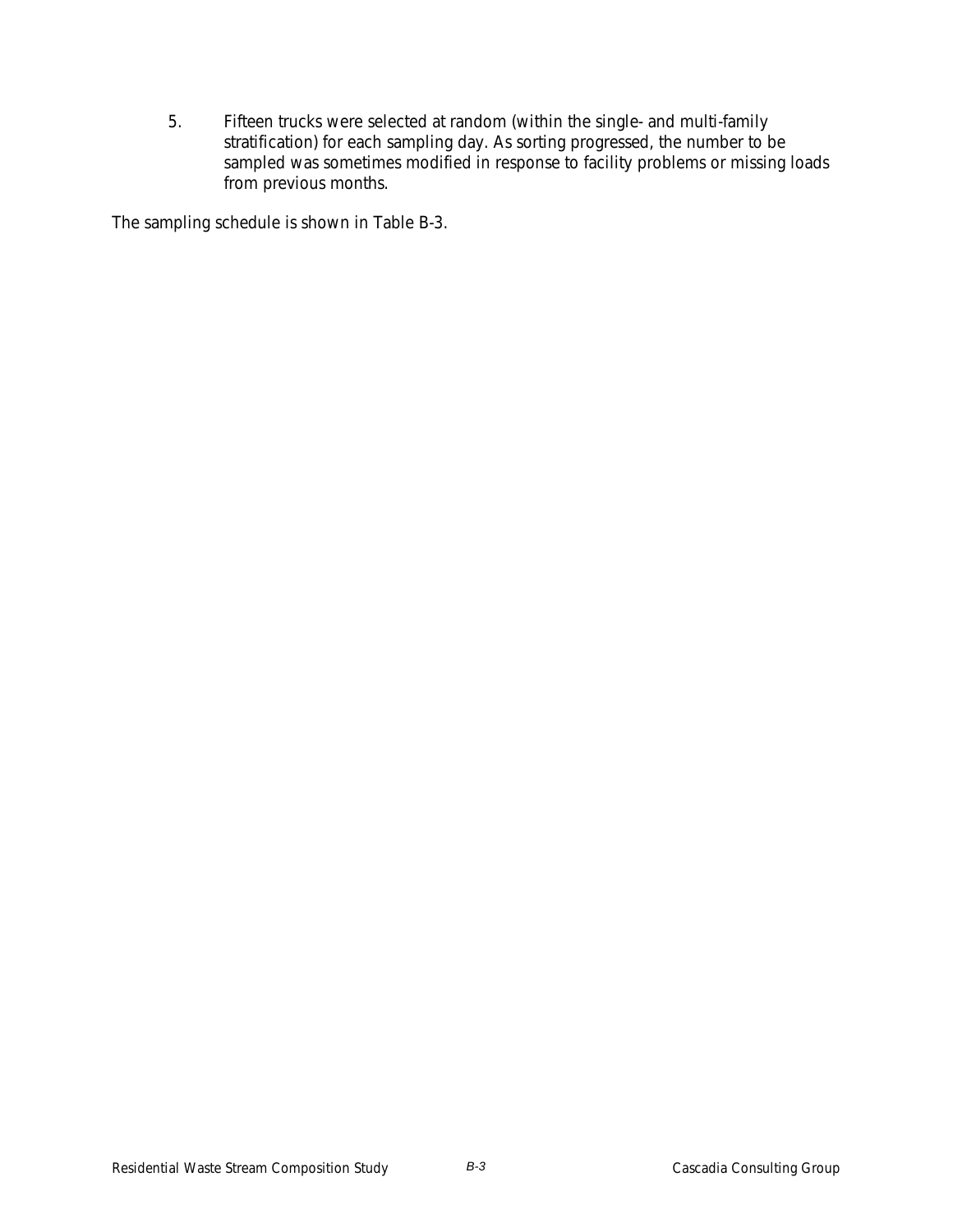5. Fifteen trucks were selected at random (within the single- and multi-family stratification) for each sampling day. As sorting progressed, the number to be sampled was sometimes modified in response to facility problems or missing loads from previous months.

The sampling schedule is shown in Table B-3.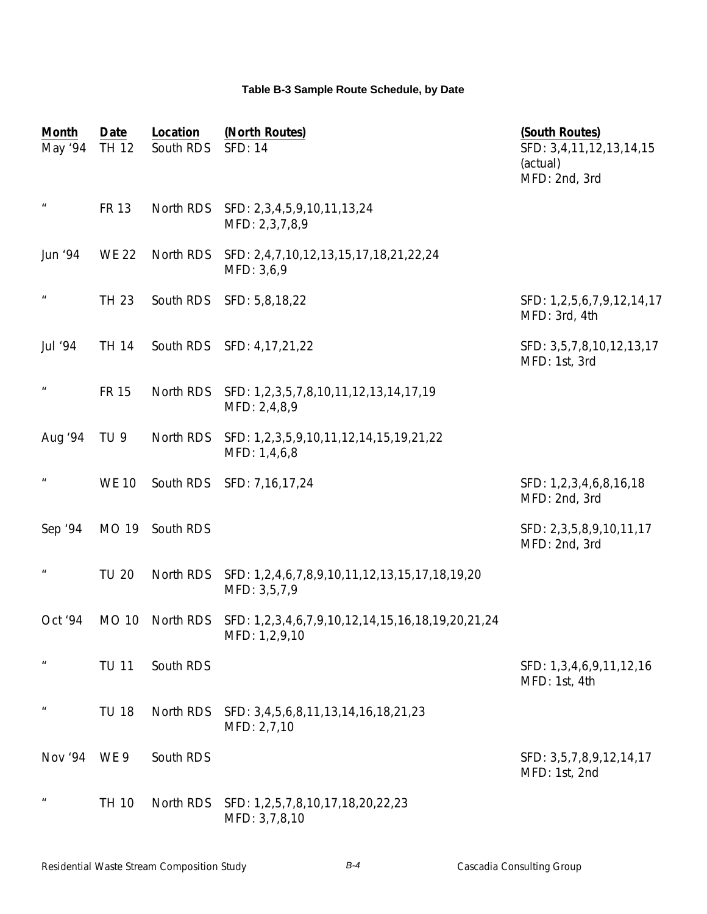**Table B-3 Sample Route Schedule, by Date**

| Month | Date | Location | (North Routes) | (South Routes) |
|---|---|---|---|---|
| May '94 | TH 12 | South RDS | SFD: 14 | SFD: 3,4,11,12,13,14,15 (actual)<br>MFD: 2nd, 3rd |
| " | FR 13 | North RDS | SFD: 2,3,4,5,9,10,11,13,24<br>MFD: 2,3,7,8,9 | |
| Jun '94 | WE 22 | North RDS | SFD: 2,4,7,10,12,13,15,17,18,21,22,24<br>MFD: 3,6,9 | |
| " | TH 23 | South RDS | SFD: 5,8,18,22 | SFD: 1,2,5,6,7,9,12,14,17<br>MFD: 3rd, 4th |
| Jul '94 | TH 14 | South RDS | SFD: 4,17,21,22 | SFD: 3,5,7,8,10,12,13,17<br>MFD: 1st, 3rd |
| " | FR 15 | North RDS | SFD: 1,2,3,5,7,8,10,11,12,13,14,17,19<br>MFD: 2,4,8,9 | |
| Aug '94 | TU 9 | North RDS | SFD: 1,2,3,5,9,10,11,12,14,15,19,21,22<br>MFD: 1,4,6,8 | |
| " | WE 10 | South RDS | SFD: 7,16,17,24 | SFD: 1,2,3,4,6,8,16,18<br>MFD: 2nd, 3rd |
| Sep '94 | MO 19 | South RDS | | SFD: 2,3,5,8,9,10,11,17<br>MFD: 2nd, 3rd |
| " | TU 20 | North RDS | SFD: 1,2,4,6,7,8,9,10,11,12,13,15,17,18,19,20<br>MFD: 3,5,7,9 | |
| Oct '94 | MO 10 | North RDS | SFD: 1,2,3,4,6,7,9,10,12,14,15,16,18,19,20,21,24<br>MFD: 1,2,9,10 | |
| " | TU 11 | South RDS | | SFD: 1,3,4,6,9,11,12,16<br>MFD: 1st, 4th |
| " | TU 18 | North RDS | SFD: 3,4,5,6,8,11,13,14,16,18,21,23<br>MFD: 2,7,10 | |
| Nov '94 | WE 9 | South RDS | | SFD: 3,5,7,8,9,12,14,17<br>MFD: 1st, 2nd |
| " | TH 10 | North RDS | SFD: 1,2,5,7,8,10,17,18,20,22,23<br>MFD: 3,7,8,10 | |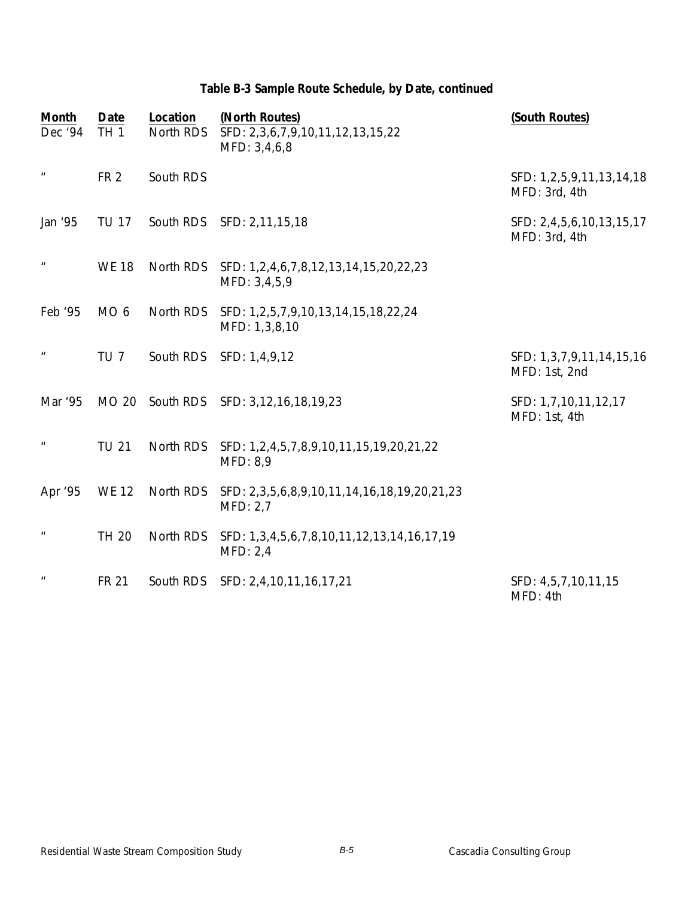**Table B-3 Sample Route Schedule, by Date, continued**

| Month | Date | Location | (North Routes) | (South Routes) |
|---|---|---|---|---|
| Dec '94 | TH 1 | North RDS | SFD: 2,3,6,7,9,10,11,12,13,15,22<br>MFD: 3,4,6,8 | |
| " | FR 2 | South RDS | | SFD: 1,2,5,9,11,13,14,18<br>MFD: 3rd, 4th |
| Jan '95 | TU 17 | South RDS | SFD: 2,11,15,18 | SFD: 2,4,5,6,10,13,15,17<br>MFD: 3rd, 4th |
| " | WE 18 | North RDS | SFD: 1,2,4,6,7,8,12,13,14,15,20,22,23<br>MFD: 3,4,5,9 | |
| Feb '95 | MO 6 | North RDS | SFD: 1,2,5,7,9,10,13,14,15,18,22,24<br>MFD: 1,3,8,10 | |
| " | TU 7 | South RDS | SFD: 1,4,9,12 | SFD: 1,3,7,9,11,14,15,16<br>MFD: 1st, 2nd |
| Mar '95 | MO 20 | South RDS | SFD: 3,12,16,18,19,23 | SFD: 1,7,10,11,12,17<br>MFD: 1st, 4th |
| " | TU 21 | North RDS | SFD: 1,2,4,5,7,8,9,10,11,15,19,20,21,22<br>MFD: 8,9 | |
| Apr '95 | WE 12 | North RDS | SFD: 2,3,5,6,8,9,10,11,14,16,18,19,20,21,23<br>MFD: 2,7 | |
| " | TH 20 | North RDS | SFD: 1,3,4,5,6,7,8,10,11,12,13,14,16,17,19<br>MFD: 2,4 | |
| " | FR 21 | South RDS | SFD: 2,4,10,11,16,17,21 | SFD: 4,5,7,10,11,15<br>MFD: 4th |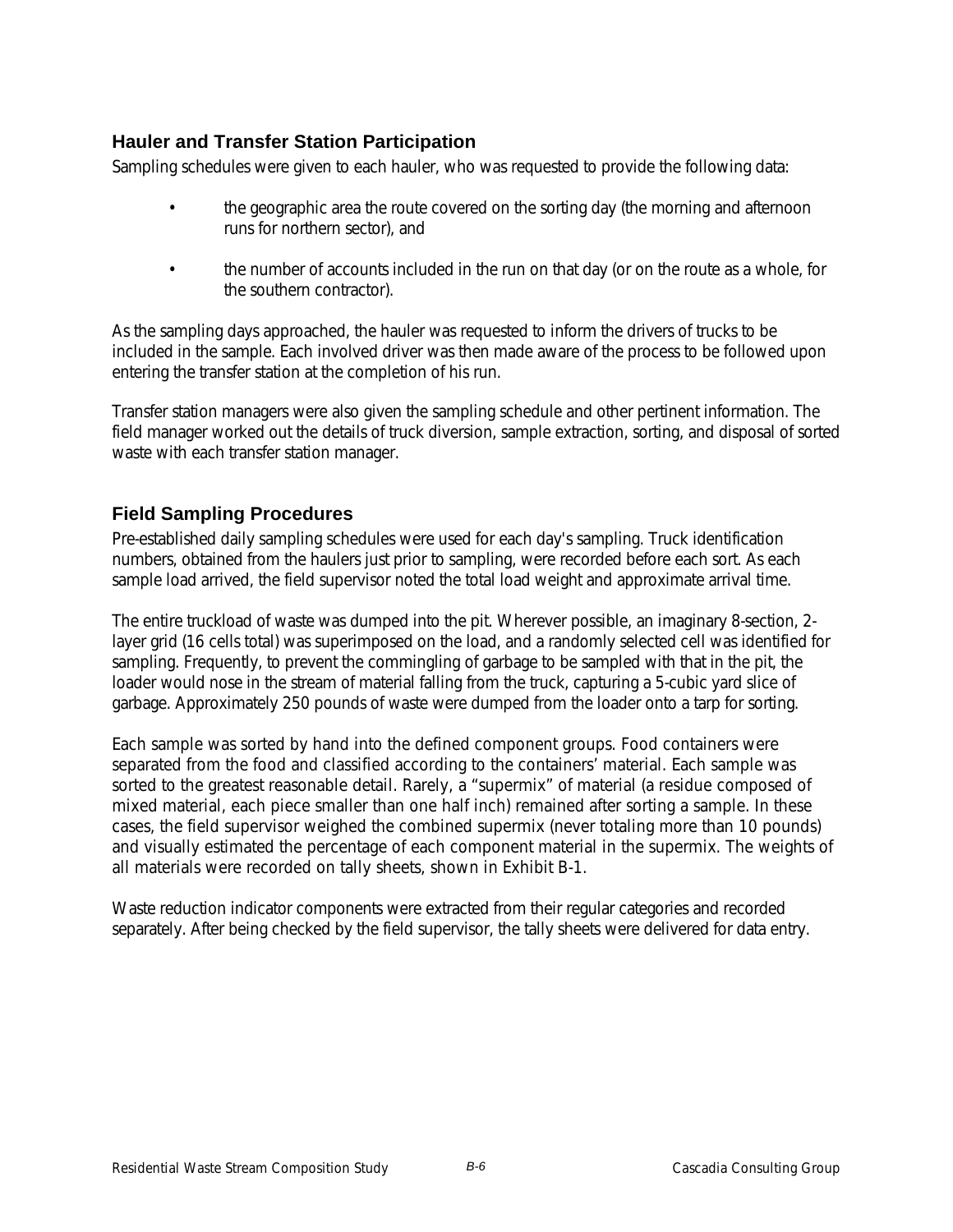## Hauler and Transfer Station Participation

Sampling schedules were given to each hauler, who was requested to provide the following data:

- the geographic area the route covered on the sorting day (the morning and afternoon runs for northern sector), and
- the number of accounts included in the run on that day (or on the route as a whole, for the southern contractor).

As the sampling days approached, the hauler was requested to inform the drivers of trucks to be included in the sample. Each involved driver was then made aware of the process to be followed upon entering the transfer station at the completion of his run.

Transfer station managers were also given the sampling schedule and other pertinent information. The field manager worked out the details of truck diversion, sample extraction, sorting, and disposal of sorted waste with each transfer station manager.

## Field Sampling Procedures

Pre-established daily sampling schedules were used for each day's sampling. Truck identification numbers, obtained from the haulers just prior to sampling, were recorded before each sort. As each sample load arrived, the field supervisor noted the total load weight and approximate arrival time.

The entire truckload of waste was dumped into the pit. Wherever possible, an imaginary 8-section, 2-layer grid (16 cells total) was superimposed on the load, and a randomly selected cell was identified for sampling. Frequently, to prevent the commingling of garbage to be sampled with that in the pit, the loader would nose in the stream of material falling from the truck, capturing a 5-cubic yard slice of garbage. Approximately 250 pounds of waste were dumped from the loader onto a tarp for sorting.

Each sample was sorted by hand into the defined component groups. Food containers were separated from the food and classified according to the containers' material. Each sample was sorted to the greatest reasonable detail. Rarely, a "supermix" of material (a residue composed of mixed material, each piece smaller than one half inch) remained after sorting a sample. In these cases, the field supervisor weighed the combined supermix (never totaling more than 10 pounds) and visually estimated the percentage of each component material in the supermix. The weights of all materials were recorded on tally sheets, shown in Exhibit B-1.

Waste reduction indicator components were extracted from their regular categories and recorded separately. After being checked by the field supervisor, the tally sheets were delivered for data entry.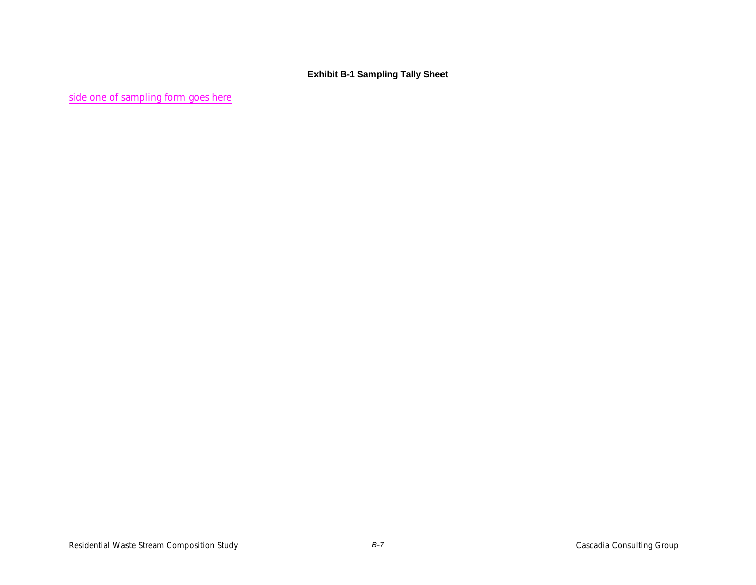**Exhibit B-1 Sampling Tally Sheet**

side one of sampling form goes here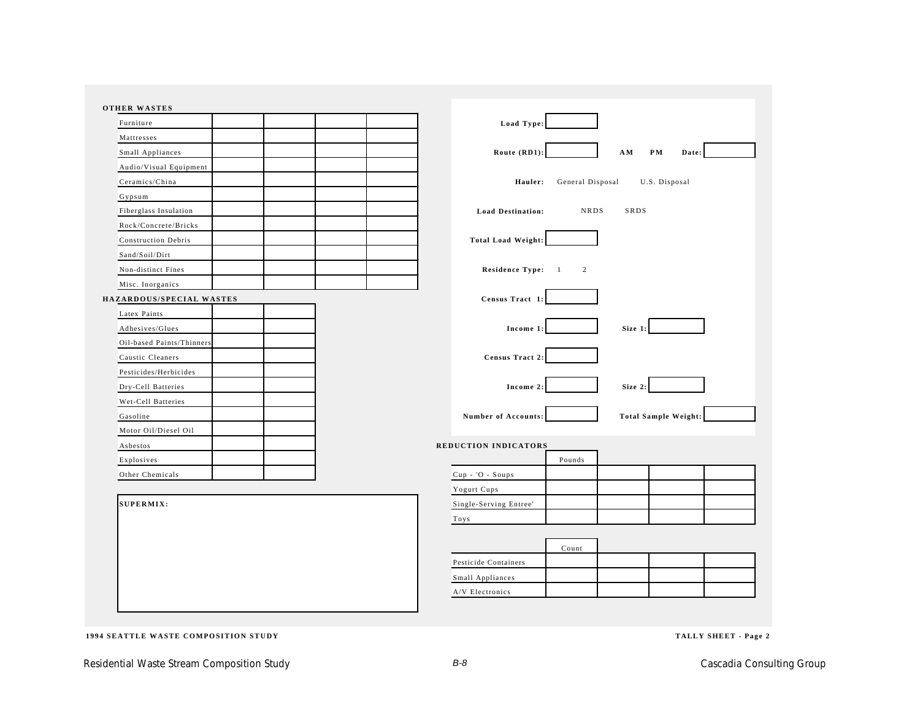**OTHER WASTES**

| | | | | |
|---|---|---|---|---|
| Furniture | | | | |
| Mattresses | | | | |
| Small Appliances | | | | |
| Audio/Visual Equipment | | | | |
| Ceramics/China | | | | |
| Gypsum | | | | |
| Fiberglass Insulation | | | | |
| Rock/Concrete/Bricks | | | | |
| Construction Debris | | | | |
| Sand/Soil/Dirt | | | | |
| Non-distinct Fines | | | | |
| Misc. Inorganics | | | | |

**HAZARDOUS/SPECIAL WASTES**

| | | |
|---|---|---|
| Latex Paints | | |
| Adhesives/Glues | | |
| Oil-based Paints/Thinners | | |
| Caustic Cleaners | | |
| Pesticides/Herbicides | | |
| Dry-Cell Batteries | | |
| Wet-Cell Batteries | | |
| Gasoline | | |
| Motor Oil/Diesel Oil | | |
| Asbestos | | |
| Explosives | | |
| Other Chemicals | | |

**SUPERMIX:**

**Load Type:** ________

**Route (RD1):** ________ **AM** **PM** **Date:** ________

**Hauler:** General Disposal U.S. Disposal

**Load Destination:** NRDS SRDS

**Total Load Weight:** ________

**Residence Type:** 1 2

**Census Tract 1:** ________

**Income 1:** ________ **Size 1:** ________

**Census Tract 2:** ________

**Income 2:** ________ **Size 2:** ________

**Number of Accounts:** ________ **Total Sample Weight:** ________

**REDUCTION INDICATORS**

| | Pounds | | | |
|---|---|---|---|---|
| Cup - 'O - Soups | | | | |
| Yogurt Cups | | | | |
| Single-Serving Entree' | | | | |
| Toys | | | | |

| | Count | | | |
|---|---|---|---|---|
| Pesticide Containers | | | | |
| Small Appliances | | | | |
| A/V Electronics | | | | |

**1994 SEATTLE WASTE COMPOSITION STUDY** **TALLY SHEET - Page 2**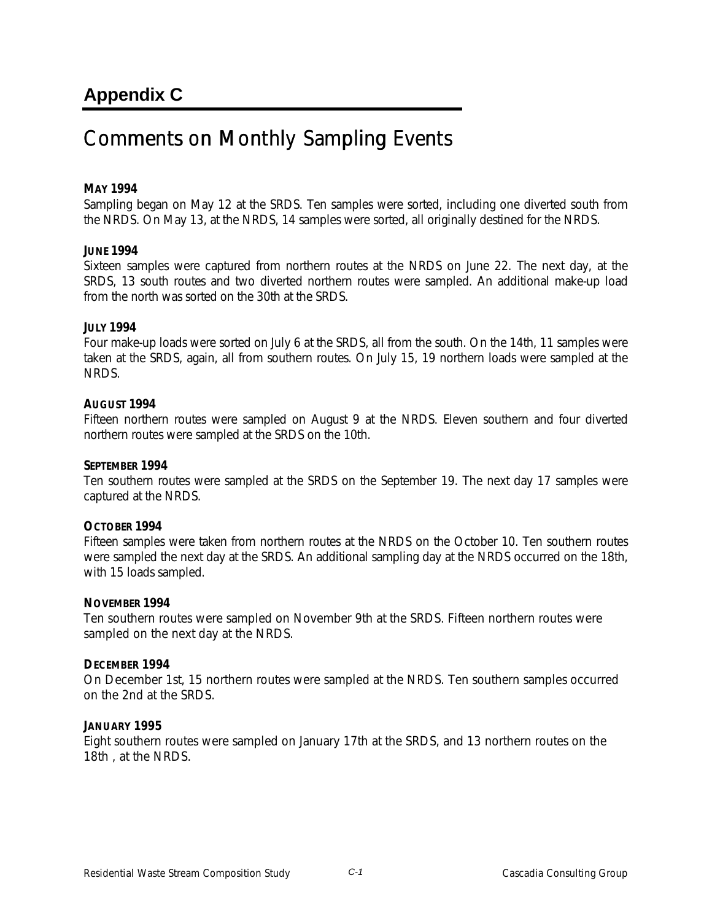# Appendix C

## Comments on Monthly Sampling Events

**MAY 1994**

Sampling began on May 12 at the SRDS. Ten samples were sorted, including one diverted south from the NRDS. On May 13, at the NRDS, 14 samples were sorted, all originally destined for the NRDS.

**JUNE 1994**

Sixteen samples were captured from northern routes at the NRDS on June 22. The next day, at the SRDS, 13 south routes and two diverted northern routes were sampled. An additional make-up load from the north was sorted on the 30th at the SRDS.

**JULY 1994**

Four make-up loads were sorted on July 6 at the SRDS, all from the south. On the 14th, 11 samples were taken at the SRDS, again, all from southern routes. On July 15, 19 northern loads were sampled at the NRDS.

**AUGUST 1994**

Fifteen northern routes were sampled on August 9 at the NRDS. Eleven southern and four diverted northern routes were sampled at the SRDS on the 10th.

**SEPTEMBER 1994**

Ten southern routes were sampled at the SRDS on the September 19. The next day 17 samples were captured at the NRDS.

**OCTOBER 1994**

Fifteen samples were taken from northern routes at the NRDS on the October 10. Ten southern routes were sampled the next day at the SRDS. An additional sampling day at the NRDS occurred on the 18th, with 15 loads sampled.

**NOVEMBER 1994**

Ten southern routes were sampled on November 9th at the SRDS. Fifteen northern routes were sampled on the next day at the NRDS.

**DECEMBER 1994**

On December 1st, 15 northern routes were sampled at the NRDS. Ten southern samples occurred on the 2nd at the SRDS.

**JANUARY 1995**

Eight southern routes were sampled on January 17th at the SRDS, and 13 northern routes on the 18th , at the NRDS.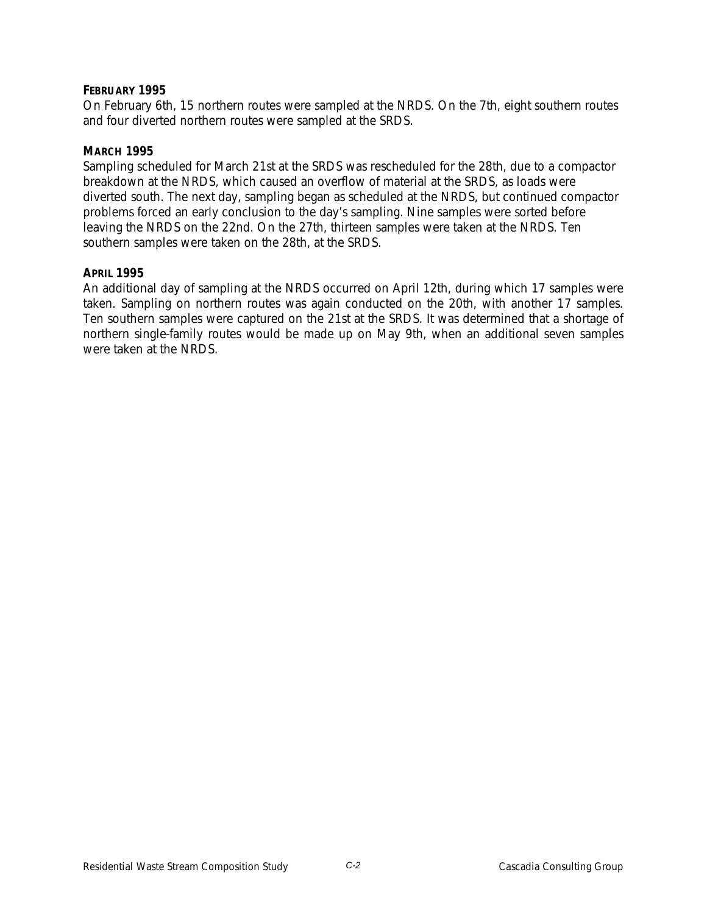**FEBRUARY 1995**

On February 6th, 15 northern routes were sampled at the NRDS. On the 7th, eight southern routes and four diverted northern routes were sampled at the SRDS.

**MARCH 1995**

Sampling scheduled for March 21st at the SRDS was rescheduled for the 28th, due to a compactor breakdown at the NRDS, which caused an overflow of material at the SRDS, as loads were diverted south. The next day, sampling began as scheduled at the NRDS, but continued compactor problems forced an early conclusion to the day's sampling. Nine samples were sorted before leaving the NRDS on the 22nd. On the 27th, thirteen samples were taken at the NRDS. Ten southern samples were taken on the 28th, at the SRDS.

**APRIL 1995**

An additional day of sampling at the NRDS occurred on April 12th, during which 17 samples were taken. Sampling on northern routes was again conducted on the 20th, with another 17 samples. Ten southern samples were captured on the 21st at the SRDS. It was determined that a shortage of northern single-family routes would be made up on May 9th, when an additional seven samples were taken at the NRDS.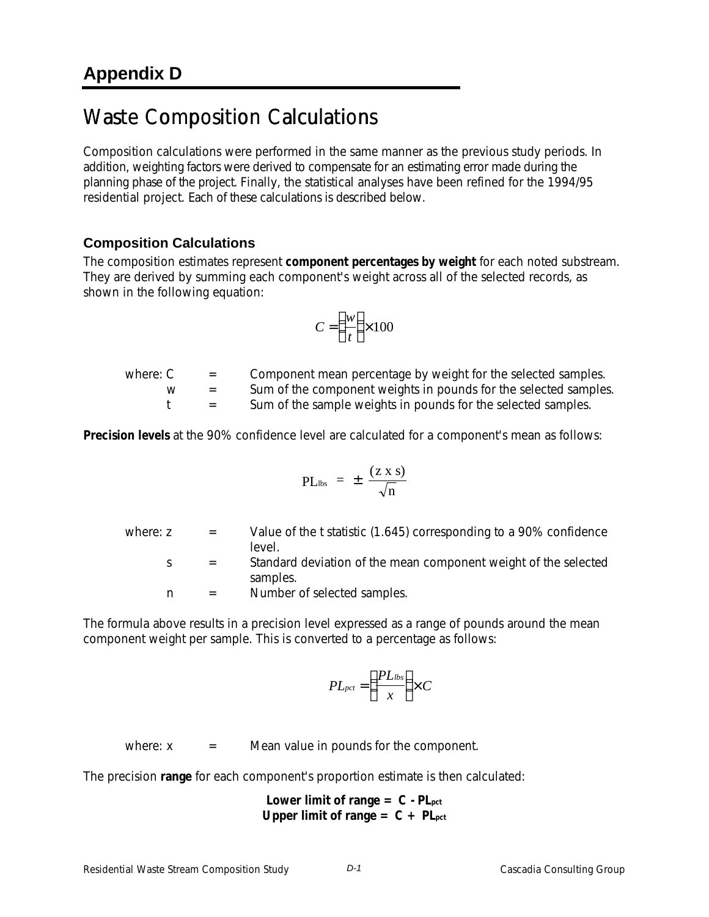# Appendix D

# Waste Composition Calculations

Composition calculations were performed in the same manner as the previous study periods. In addition, weighting factors were derived to compensate for an estimating error made during the planning phase of the project. Finally, the statistical analyses have been refined for the 1994/95 residential project. Each of these calculations is described below.

## Composition Calculations

The composition estimates represent **component percentages by weight** for each noted substream. They are derived by summing each component's weight across all of the selected records, as shown in the following equation:

$$C = \left(\frac{w}{t}\right) \times 100$$

where: $C$ = Component mean percentage by weight for the selected samples.
$w$ = Sum of the component weights in pounds for the selected samples.
$t$ = Sum of the sample weights in pounds for the selected samples.

**Precision levels** at the 90% confidence level are calculated for a component's mean as follows:

$$PL_{lbs} = \pm \frac{(z \times s)}{\sqrt{n}}$$

where: $z$ = Value of the t statistic (1.645) corresponding to a 90% confidence level.
$s$ = Standard deviation of the mean component weight of the selected samples.
$n$ = Number of selected samples.

The formula above results in a precision level expressed as a range of pounds around the mean component weight per sample. This is converted to a percentage as follows:

$$PL_{pct} = \left(\frac{PL_{lbs}}{x}\right) \times C$$

where: $x$ = Mean value in pounds for the component.

The precision **range** for each component's proportion estimate is then calculated:

**Lower limit of range = $C - PL_{pct}$**
**Upper limit of range = $C + PL_{pct}$**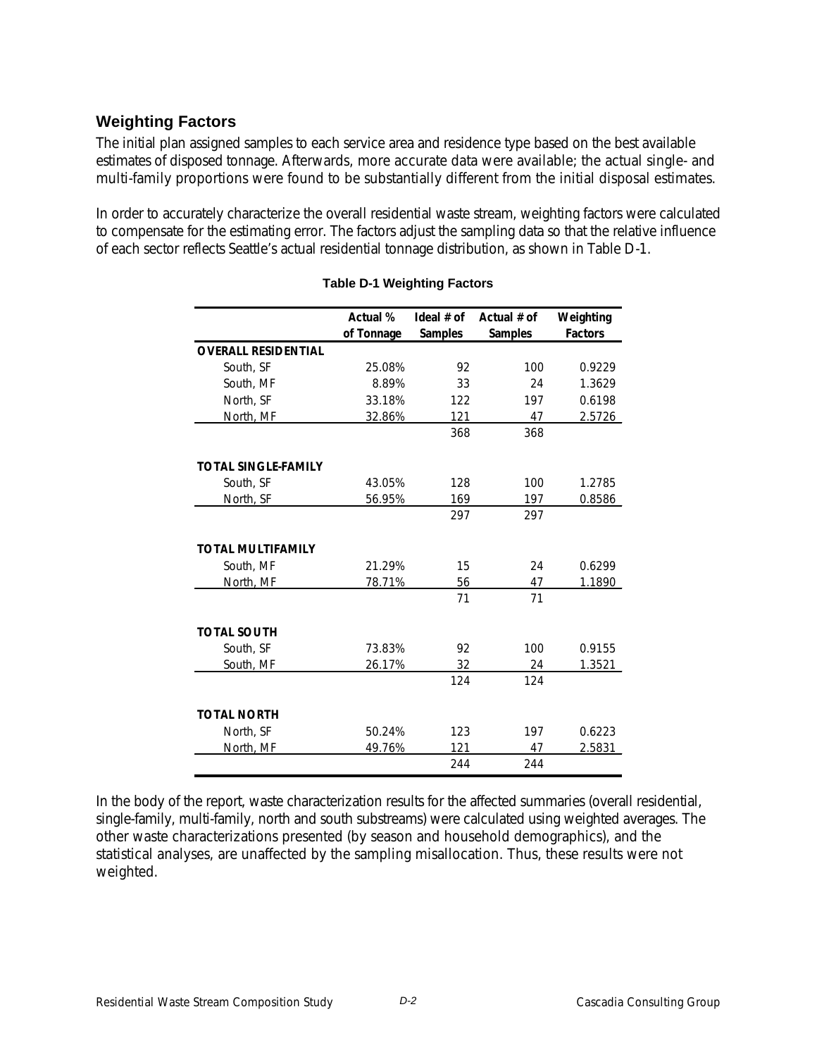## Weighting Factors

The initial plan assigned samples to each service area and residence type based on the best available estimates of disposed tonnage. Afterwards, more accurate data were available; the actual single- and multi-family proportions were found to be substantially different from the initial disposal estimates.

In order to accurately characterize the overall residential waste stream, weighting factors were calculated to compensate for the estimating error. The factors adjust the sampling data so that the relative influence of each sector reflects Seattle's actual residential tonnage distribution, as shown in Table D-1.

**Table D-1 Weighting Factors**

| | Actual % of Tonnage | Ideal # of Samples | Actual # of Samples | Weighting Factors |
|---|---|---|---|---|
| **OVERALL RESIDENTIAL** | | | | |
| South, SF | 25.08% | 92 | 100 | 0.9229 |
| South, MF | 8.89% | 33 | 24 | 1.3629 |
| North, SF | 33.18% | 122 | 197 | 0.6198 |
| North, MF | 32.86% | 121 | 47 | 2.5726 |
| | | 368 | 368 | |
| **TOTAL SINGLE-FAMILY** | | | | |
| South, SF | 43.05% | 128 | 100 | 1.2785 |
| North, SF | 56.95% | 169 | 197 | 0.8586 |
| | | 297 | 297 | |
| **TOTAL MULTIFAMILY** | | | | |
| South, MF | 21.29% | 15 | 24 | 0.6299 |
| North, MF | 78.71% | 56 | 47 | 1.1890 |
| | | 71 | 71 | |
| **TOTAL SOUTH** | | | | |
| South, SF | 73.83% | 92 | 100 | 0.9155 |
| South, MF | 26.17% | 32 | 24 | 1.3521 |
| | | 124 | 124 | |
| **TOTAL NORTH** | | | | |
| North, SF | 50.24% | 123 | 197 | 0.6223 |
| North, MF | 49.76% | 121 | 47 | 2.5831 |
| | | 244 | 244 | |

In the body of the report, waste characterization results for the affected summaries (overall residential, single-family, multi-family, north and south substreams) were calculated using weighted averages. The other waste characterizations presented (by season and household demographics), and the statistical analyses, are unaffected by the sampling misallocation. Thus, these results were not weighted.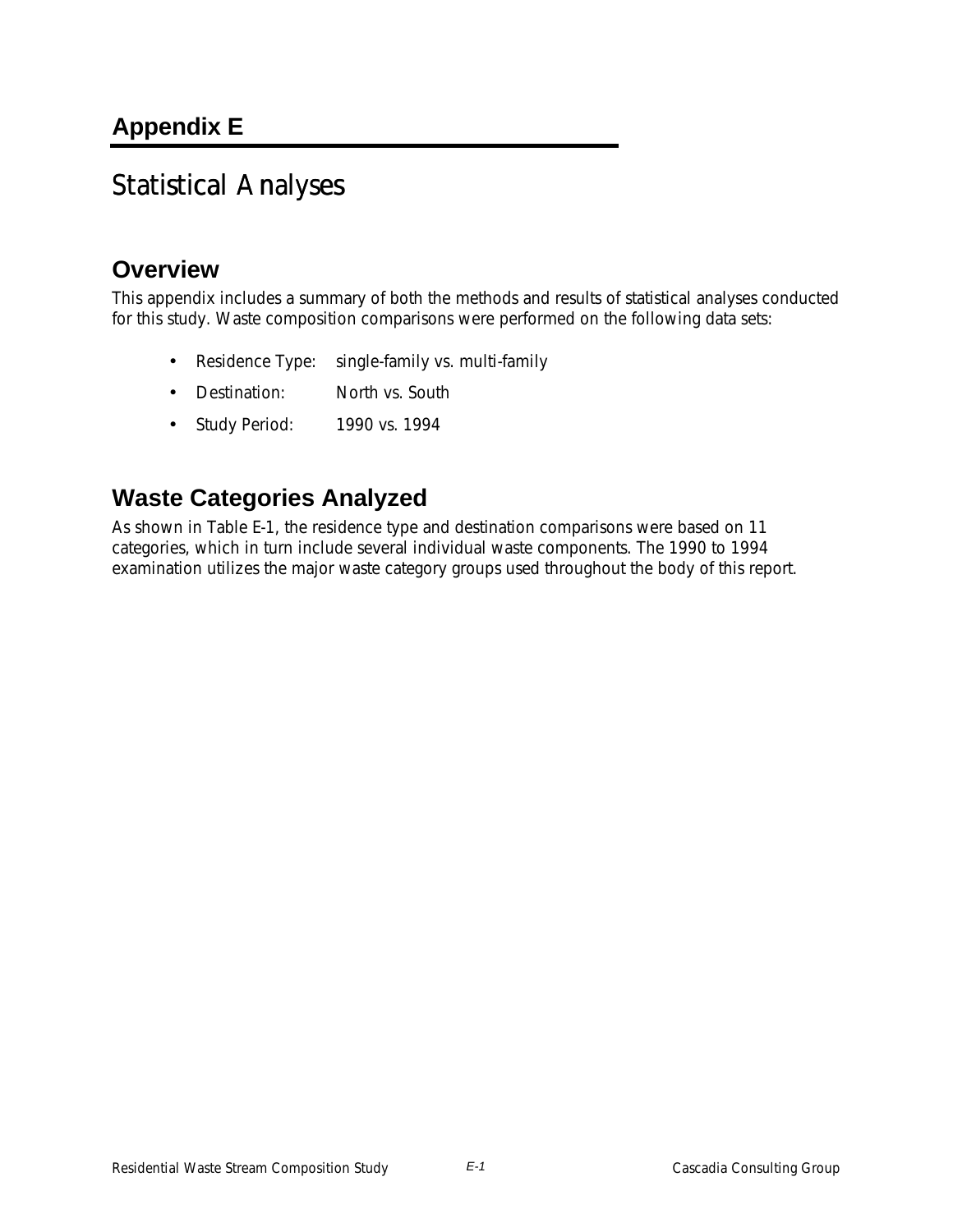## Appendix E

# Statistical Analyses

## Overview

This appendix includes a summary of both the methods and results of statistical analyses conducted for this study. Waste composition comparisons were performed on the following data sets:

- Residence Type: single-family vs. multi-family
- Destination: North vs. South
- Study Period: 1990 vs. 1994

## Waste Categories Analyzed

As shown in Table E-1, the residence type and destination comparisons were based on 11 categories, which in turn include several individual waste components. The 1990 to 1994 examination utilizes the major waste category groups used throughout the body of this report.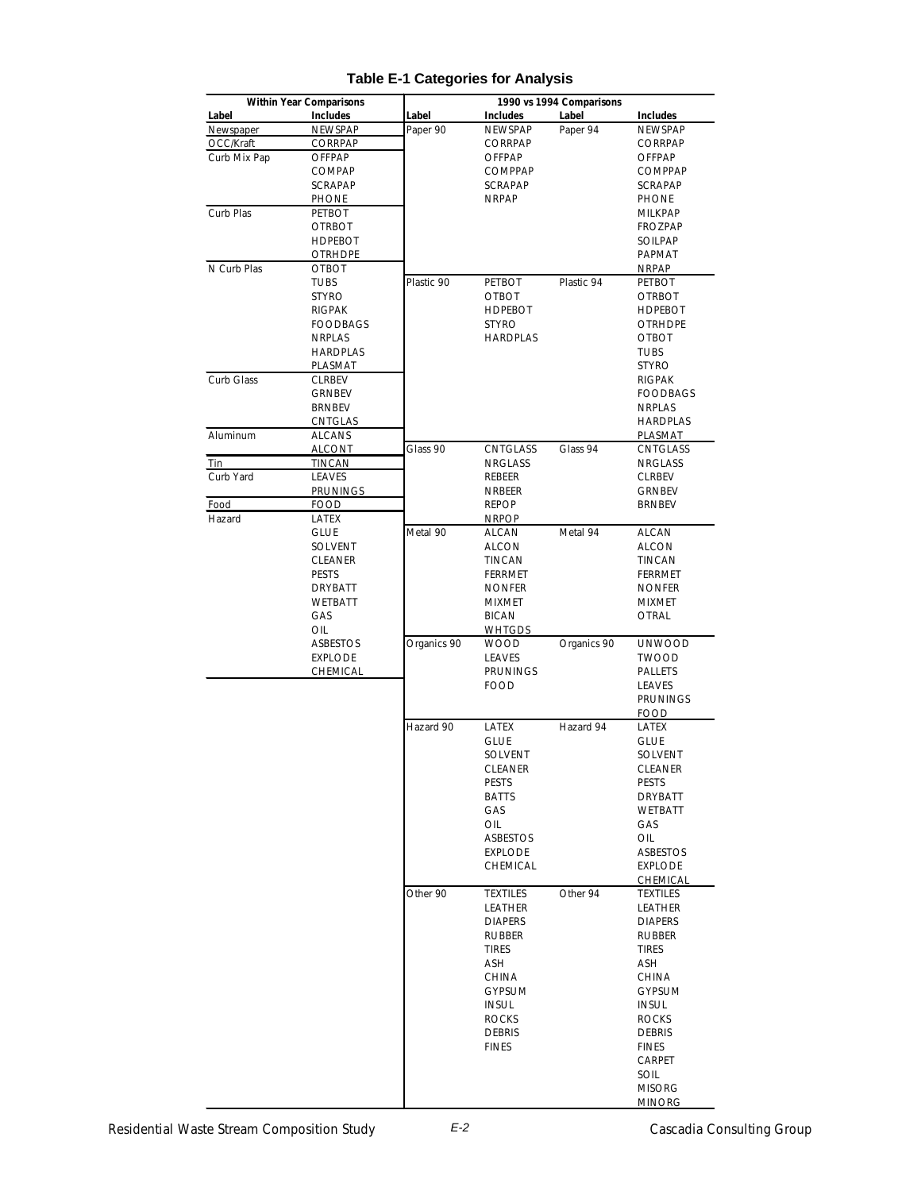**Table E-1 Categories for Analysis**

| Within Year Comparisons | | 1990 vs 1994 Comparisons | | | |
|---|---|---|---|---|---|
| **Label** | **Includes** | **Label** | **Includes** | **Label** | **Includes** |
| Newspaper | NEWSPAP | Paper 90 | NEWSPAP | Paper 94 | NEWSPAP |
| OCC/Kraft | CORRPAP | | CORRPAP | | CORRPAP |
| Curb Mix Pap | OFFPAP | | OFFPAP | | OFFPAP |
| | COMPAP | | COMPPAP | | COMPPAP |
| | SCRAPAP | | SCRAPAP | | SCRAPAP |
| | PHONE | | NRPAP | | PHONE |
| Curb Plas | PETBOT | | | | MILKPAP |
| | OTRBOT | | | | FROZPAP |
| | HDPEBOT | | | | SOILPAP |
| | OTRHDPE | | | | PAPMAT |
| N Curb Plas | OTBOT | | | | NRPAP |
| | TUBS | Plastic 90 | PETBOT | Plastic 94 | PETBOT |
| | STYRO | | OTBOT | | OTRBOT |
| | RIGPAK | | HDPEBOT | | HDPEBOT |
| | FOODBAGS | | STYRO | | OTRHDPE |
| | NRPLAS | | HARDPLAS | | OTBOT |
| | HARDPLAS | | | | TUBS |
| | PLASMAT | | | | STYRO |
| Curb Glass | CLRBEV | | | | RIGPAK |
| | GRNBEV | | | | FOODBAGS |
| | BRNBEV | | | | NRPLAS |
| | CNTGLAS | | | | HARDPLAS |
| Aluminum | ALCANS | | | | PLASMAT |
| | ALCONT | Glass 90 | CNTGLASS | Glass 94 | CNTGLASS |
| Tin | TINCAN | | NRGLASS | | NRGLASS |
| Curb Yard | LEAVES | | REBEER | | CLRBEV |
| | PRUNINGS | | NRBEER | | GRNBEV |
| Food | FOOD | | REPOP | | BRNBEV |
| Hazard | LATEX | | NRPOP | | |
| | GLUE | Metal 90 | ALCAN | Metal 94 | ALCAN |
| | SOLVENT | | ALCON | | ALCON |
| | CLEANER | | TINCAN | | TINCAN |
| | PESTS | | FERRMET | | FERRMET |
| | DRYBATT | | NONFER | | NONFER |
| | WETBATT | | MIXMET | | MIXMET |
| | GAS | | BICAN | | OTRAL |
| | OIL | | WHTGDS | | |
| | ASBESTOS | Organics 90 | WOOD | Organics 90 | UNWOOD |
| | EXPLODE | | LEAVES | | TWOOD |
| | CHEMICAL | | PRUNINGS | | PALLETS |
| | | | FOOD | | LEAVES |
| | | | | | PRUNINGS |
| | | | | | FOOD |
| | | Hazard 90 | LATEX | Hazard 94 | LATEX |
| | | | GLUE | | GLUE |
| | | | SOLVENT | | SOLVENT |
| | | | CLEANER | | CLEANER |
| | | | PESTS | | PESTS |
| | | | BATTS | | DRYBATT |
| | | | GAS | | WETBATT |
| | | | OIL | | GAS |
| | | | ASBESTOS | | OIL |
| | | | EXPLODE | | ASBESTOS |
| | | | CHEMICAL | | EXPLODE |
| | | | | | CHEMICAL |
| | | Other 90 | TEXTILES | Other 94 | TEXTILES |
| | | | LEATHER | | LEATHER |
| | | | DIAPERS | | DIAPERS |
| | | | RUBBER | | RUBBER |
| | | | TIRES | | TIRES |
| | | | ASH | | ASH |
| | | | CHINA | | CHINA |
| | | | GYPSUM | | GYPSUM |
| | | | INSUL | | INSUL |
| | | | ROCKS | | ROCKS |
| | | | DEBRIS | | DEBRIS |
| | | | FINES | | FINES |
| | | | | | CARPET |
| | | | | | SOIL |
| | | | | | MISORG |
| | | | | | MINORG |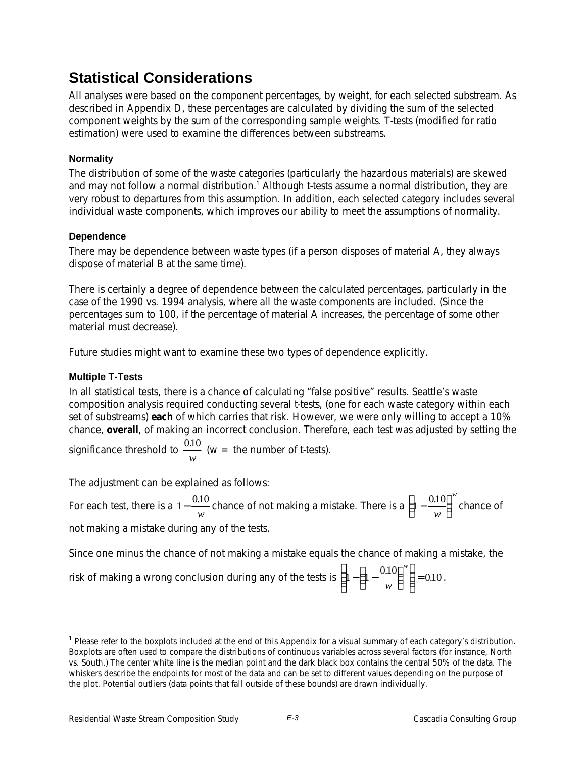# Statistical Considerations

All analyses were based on the component percentages, by weight, for each selected substream. As described in Appendix D, these percentages are calculated by dividing the sum of the selected component weights by the sum of the corresponding sample weights. T-tests (modified for ratio estimation) were used to examine the differences between substreams.

### Normality

The distribution of some of the waste categories (particularly the hazardous materials) are skewed and may not follow a normal distribution.[1] Although t-tests assume a normal distribution, they are very robust to departures from this assumption. In addition, each selected category includes several individual waste components, which improves our ability to meet the assumptions of normality.

### Dependence

There may be dependence between waste types (if a person disposes of material A, they always dispose of material B at the same time).

There is certainly a degree of dependence between the calculated percentages, particularly in the case of the 1990 vs. 1994 analysis, where all the waste components are included. (Since the percentages sum to 100, if the percentage of material A increases, the percentage of some other material must decrease).

Future studies might want to examine these two types of dependence explicitly.

### Multiple T-Tests

In all statistical tests, there is a chance of calculating "false positive" results. Seattle's waste composition analysis required conducting several t-tests, (one for each waste category within each set of substreams) **each** of which carries that risk. However, we were only willing to accept a 10% chance, **overall**, of making an incorrect conclusion. Therefore, each test was adjusted by setting the significance threshold to $\frac{0.10}{w}$ (w = the number of t-tests).

The adjustment can be explained as follows:

For each test, there is a $1 - \frac{0.10}{w}$ chance of not making a mistake. There is a $\left(1 - \frac{0.10}{w}\right)^w$ chance of not making a mistake during any of the tests.

Since one minus the chance of not making a mistake equals the chance of making a mistake, the risk of making a wrong conclusion during any of the tests is $\left(1 - \left(1 - \frac{0.10}{w}\right)^w\right) = 0.10$.

---

[1] Please refer to the boxplots included at the end of this Appendix for a visual summary of each category's distribution. Boxplots are often used to compare the distributions of continuous variables across several factors (for instance, North vs. South.) The center white line is the median point and the dark black box contains the central 50% of the data. The whiskers describe the endpoints for most of the data and can be set to different values depending on the purpose of the plot. Potential outliers (data points that fall outside of these bounds) are drawn individually.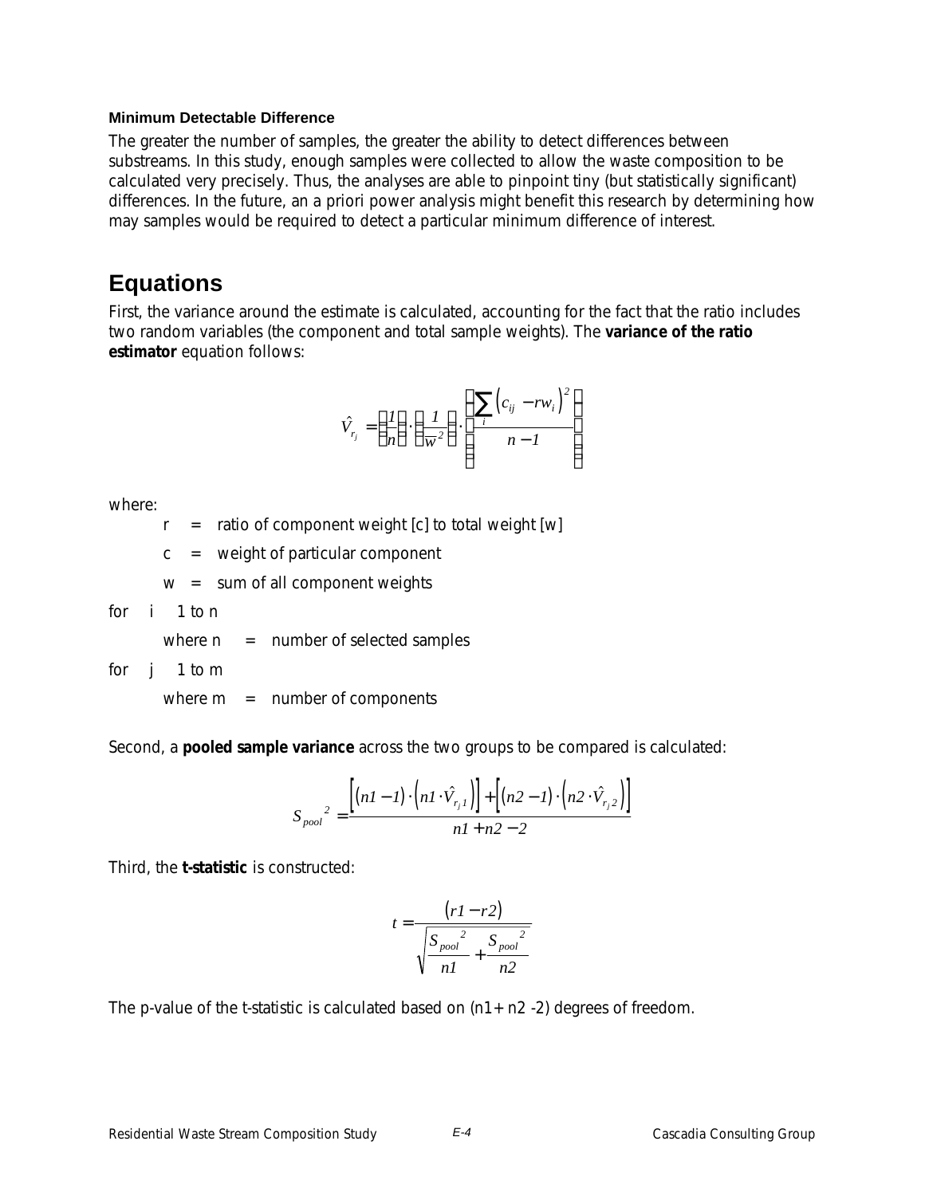#### Minimum Detectable Difference

The greater the number of samples, the greater the ability to detect differences between substreams. In this study, enough samples were collected to allow the waste composition to be calculated very precisely. Thus, the analyses are able to pinpoint tiny (but statistically significant) differences. In the future, an a priori power analysis might benefit this research by determining how may samples would be required to detect a particular minimum difference of interest.

## Equations

First, the variance around the estimate is calculated, accounting for the fact that the ratio includes two random variables (the component and total sample weights). The **variance of the ratio estimator** equation follows:

$$\hat{V}_{r_j} = \left(\frac{1}{n}\right) \cdot \left(\frac{1}{\overline{w}^2}\right) \cdot \left(\frac{\sum_i \left(c_{ij} - rw_i\right)^2}{n-1}\right)$$

where:

- $r$ = ratio of component weight [c] to total weight [w]
- $c$ = weight of particular component
- $w$ = sum of all component weights

for $i$ 1 to n

- where n = number of selected samples

for $j$ 1 to m

- where m = number of components

Second, a **pooled sample variance** across the two groups to be compared is calculated:

$$S_{pool}{}^2 = \frac{\left[(n1-1) \cdot \left(n1 \cdot \hat{V}_{r_j 1}\right)\right] + \left[(n2-1) \cdot \left(n2 \cdot \hat{V}_{r_j 2}\right)\right]}{n1 + n2 - 2}$$

Third, the **t-statistic** is constructed:

$$t = \frac{(r1 - r2)}{\sqrt{\frac{S_{pool}{}^2}{n1} + \frac{S_{pool}{}^2}{n2}}}$$

The p-value of the t-statistic is calculated based on (n1+ n2 -2) degrees of freedom.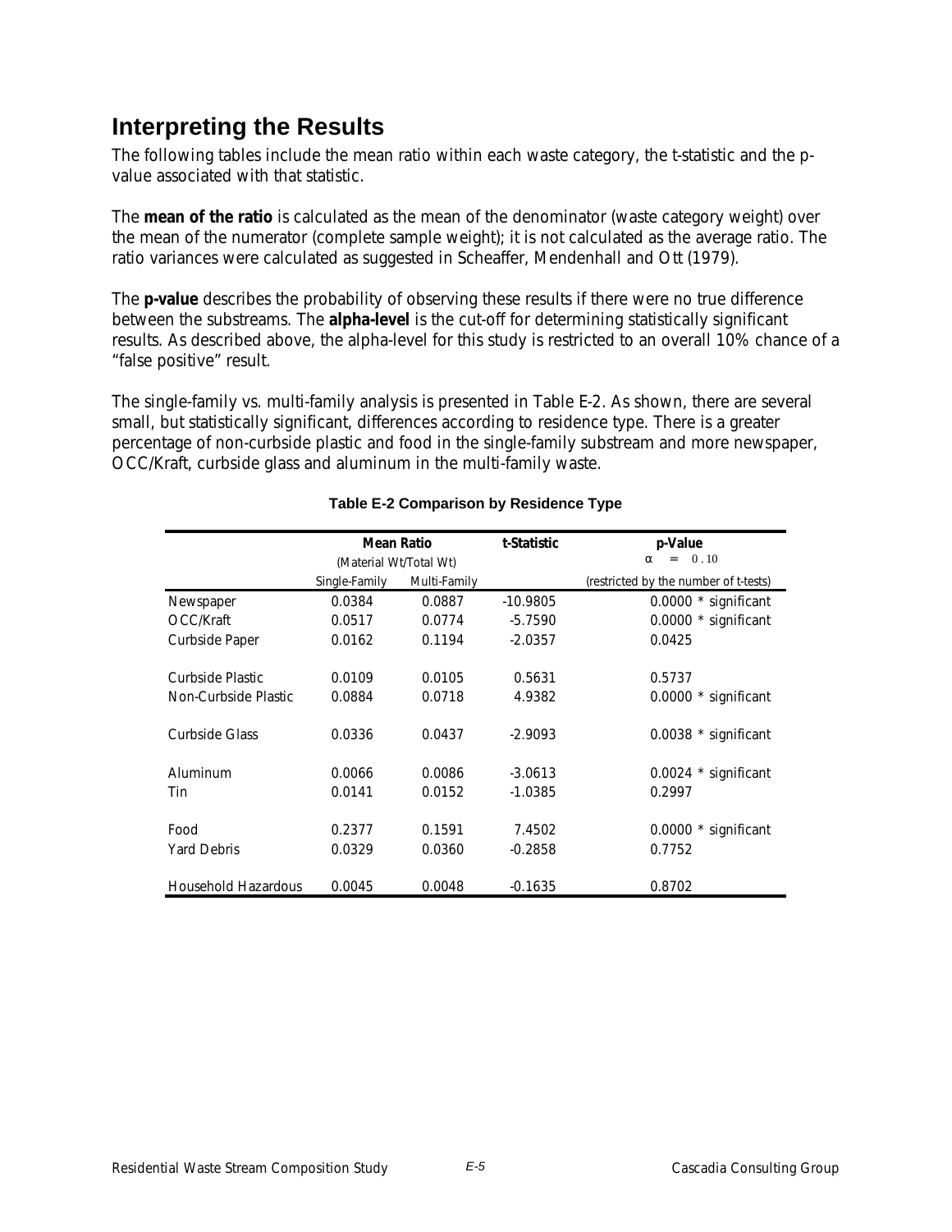## Interpreting the Results

The following tables include the mean ratio within each waste category, the t-statistic and the p-value associated with that statistic.

The **mean of the ratio** is calculated as the mean of the denominator (waste category weight) over the mean of the numerator (complete sample weight); it is not calculated as the average ratio. The ratio variances were calculated as suggested in Scheaffer, Mendenhall and Ott (1979).

The **p-value** describes the probability of observing these results if there were no true difference between the substreams. The **alpha-level** is the cut-off for determining statistically significant results. As described above, the alpha-level for this study is restricted to an overall 10% chance of a "false positive" result.

The single-family vs. multi-family analysis is presented in Table E-2. As shown, there are several small, but statistically significant, differences according to residence type. There is a greater percentage of non-curbside plastic and food in the single-family substream and more newspaper, OCC/Kraft, curbside glass and aluminum in the multi-family waste.

**Table E-2 Comparison by Residence Type**

| | **Mean Ratio** (Material Wt/Total Wt) | | **t-Statistic** | **p-Value** $\alpha = 0.10$ (restricted by the number of t-tests) |
|---|---|---|---|---|
| | Single-Family | Multi-Family | | |
| Newspaper | 0.0384 | 0.0887 | -10.9805 | 0.0000 * significant |
| OCC/Kraft | 0.0517 | 0.0774 | -5.7590 | 0.0000 * significant |
| Curbside Paper | 0.0162 | 0.1194 | -2.0357 | 0.0425 |
| Curbside Plastic | 0.0109 | 0.0105 | 0.5631 | 0.5737 |
| Non-Curbside Plastic | 0.0884 | 0.0718 | 4.9382 | 0.0000 * significant |
| Curbside Glass | 0.0336 | 0.0437 | -2.9093 | 0.0038 * significant |
| Aluminum | 0.0066 | 0.0086 | -3.0613 | 0.0024 * significant |
| Tin | 0.0141 | 0.0152 | -1.0385 | 0.2997 |
| Food | 0.2377 | 0.1591 | 7.4502 | 0.0000 * significant |
| Yard Debris | 0.0329 | 0.0360 | -0.2858 | 0.7752 |
| Household Hazardous | 0.0045 | 0.0048 | -0.1635 | 0.8702 |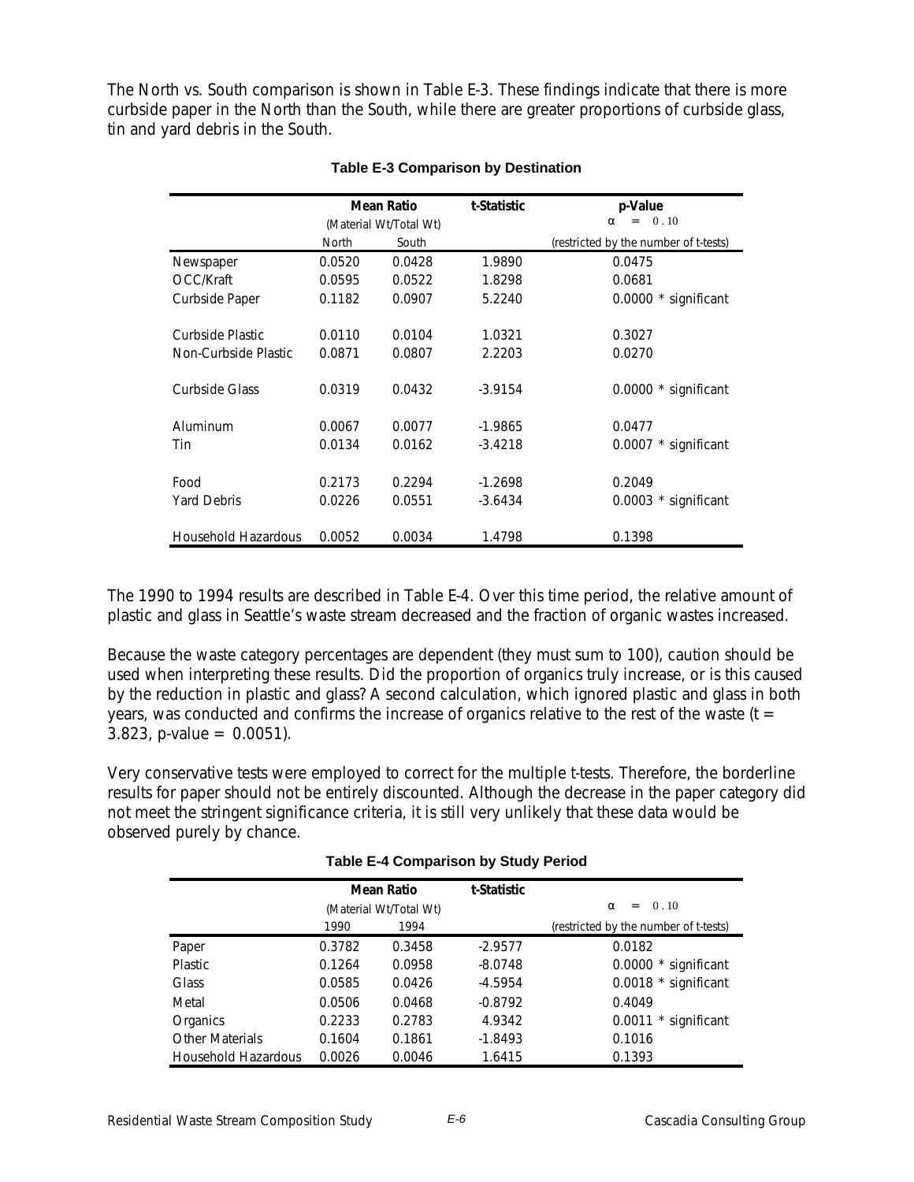The North vs. South comparison is shown in Table E-3. These findings indicate that there is more curbside paper in the North than the South, while there are greater proportions of curbside glass, tin and yard debris in the South.

**Table E-3 Comparison by Destination**

| | Mean Ratio (Material Wt/Total Wt) | | t-Statistic | p-Value $\alpha = 0.10$ |
|---|---|---|---|---|
| | North | South | | (restricted by the number of t-tests) |
| Newspaper | 0.0520 | 0.0428 | 1.9890 | 0.0475 |
| OCC/Kraft | 0.0595 | 0.0522 | 1.8298 | 0.0681 |
| Curbside Paper | 0.1182 | 0.0907 | 5.2240 | 0.0000 * significant |
| Curbside Plastic | 0.0110 | 0.0104 | 1.0321 | 0.3027 |
| Non-Curbside Plastic | 0.0871 | 0.0807 | 2.2203 | 0.0270 |
| Curbside Glass | 0.0319 | 0.0432 | -3.9154 | 0.0000 * significant |
| Aluminum | 0.0067 | 0.0077 | -1.9865 | 0.0477 |
| Tin | 0.0134 | 0.0162 | -3.4218 | 0.0007 * significant |
| Food | 0.2173 | 0.2294 | -1.2698 | 0.2049 |
| Yard Debris | 0.0226 | 0.0551 | -3.6434 | 0.0003 * significant |
| Household Hazardous | 0.0052 | 0.0034 | 1.4798 | 0.1398 |

The 1990 to 1994 results are described in Table E-4. Over this time period, the relative amount of plastic and glass in Seattle's waste stream decreased and the fraction of organic wastes increased.

Because the waste category percentages are dependent (they must sum to 100), caution should be used when interpreting these results. Did the proportion of organics truly increase, or is this caused by the reduction in plastic and glass? A second calculation, which ignored plastic and glass in both years, was conducted and confirms the increase of organics relative to the rest of the waste (t = 3.823, p-value = 0.0051).

Very conservative tests were employed to correct for the multiple t-tests. Therefore, the borderline results for paper should not be entirely discounted. Although the decrease in the paper category did not meet the stringent significance criteria, it is still very unlikely that these data would be observed purely by chance.

**Table E-4 Comparison by Study Period**

| | Mean Ratio (Material Wt/Total Wt) | | t-Statistic | $\alpha = 0.10$ |
|---|---|---|---|---|
| | 1990 | 1994 | | (restricted by the number of t-tests) |
| Paper | 0.3782 | 0.3458 | -2.9577 | 0.0182 |
| Plastic | 0.1264 | 0.0958 | -8.0748 | 0.0000 * significant |
| Glass | 0.0585 | 0.0426 | -4.5954 | 0.0018 * significant |
| Metal | 0.0506 | 0.0468 | -0.8792 | 0.4049 |
| Organics | 0.2233 | 0.2783 | 4.9342 | 0.0011 * significant |
| Other Materials | 0.1604 | 0.1861 | -1.8493 | 0.1016 |
| Household Hazardous | 0.0026 | 0.0046 | 1.6415 | 0.1393 |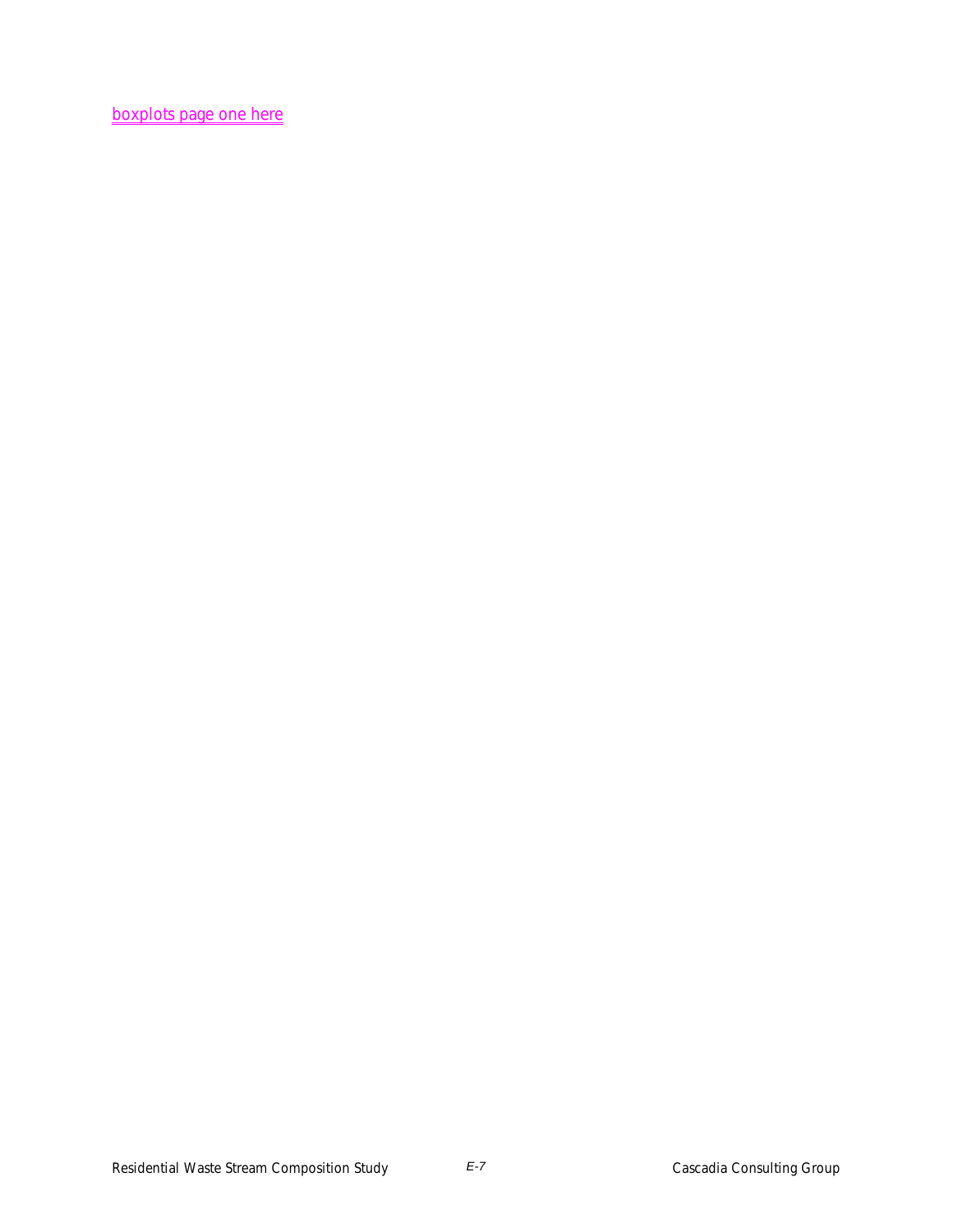boxplots page one here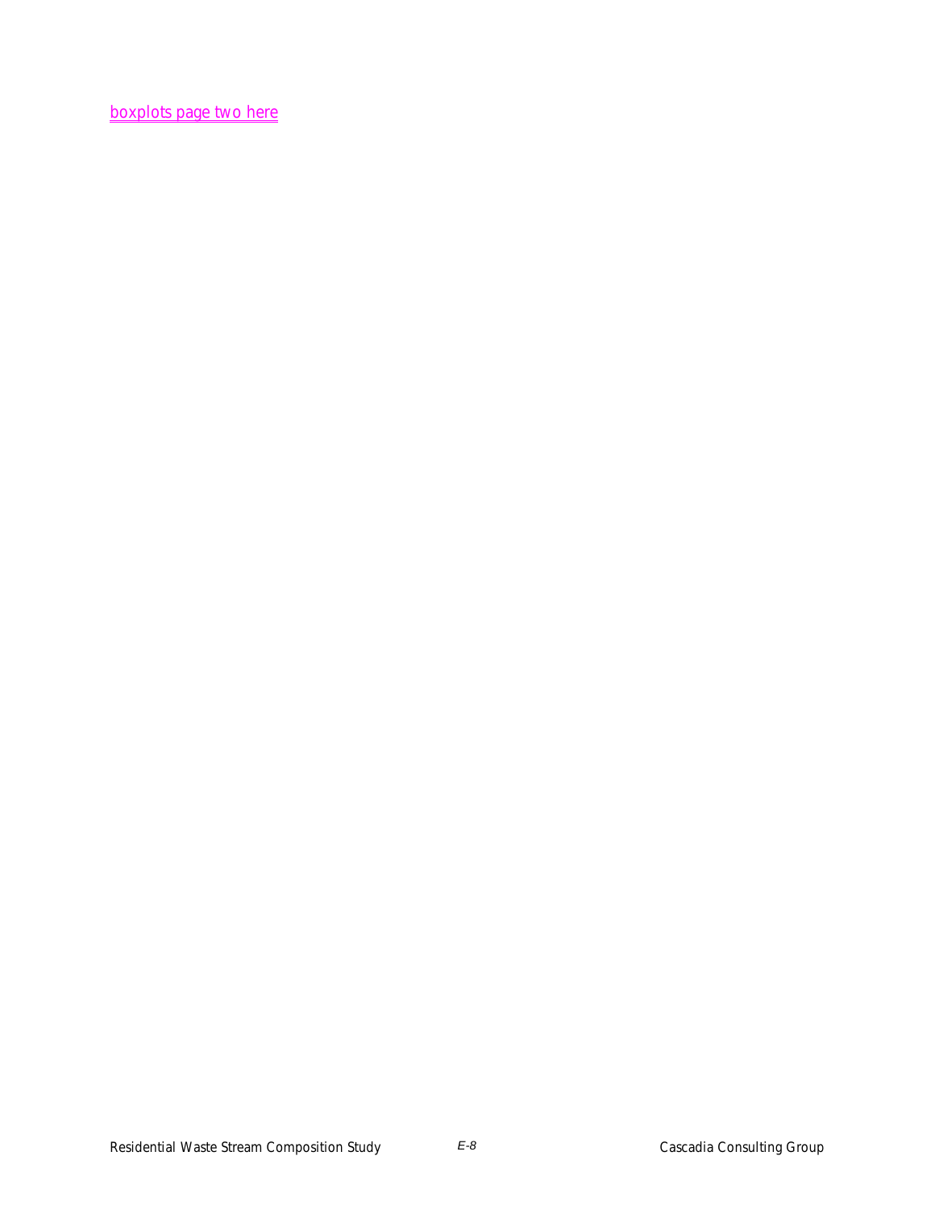boxplots page two here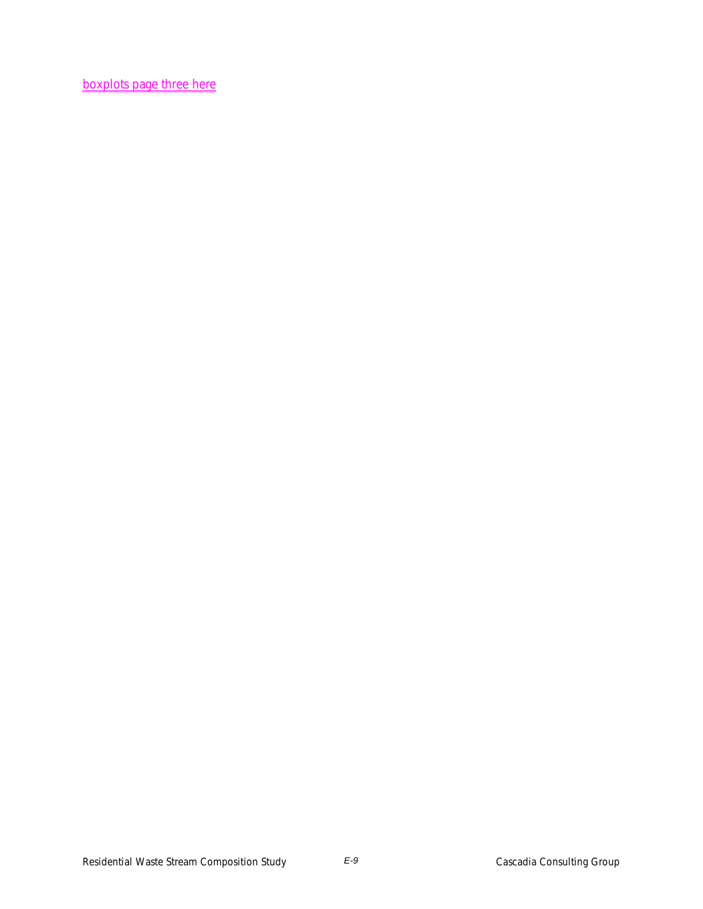boxplots page three here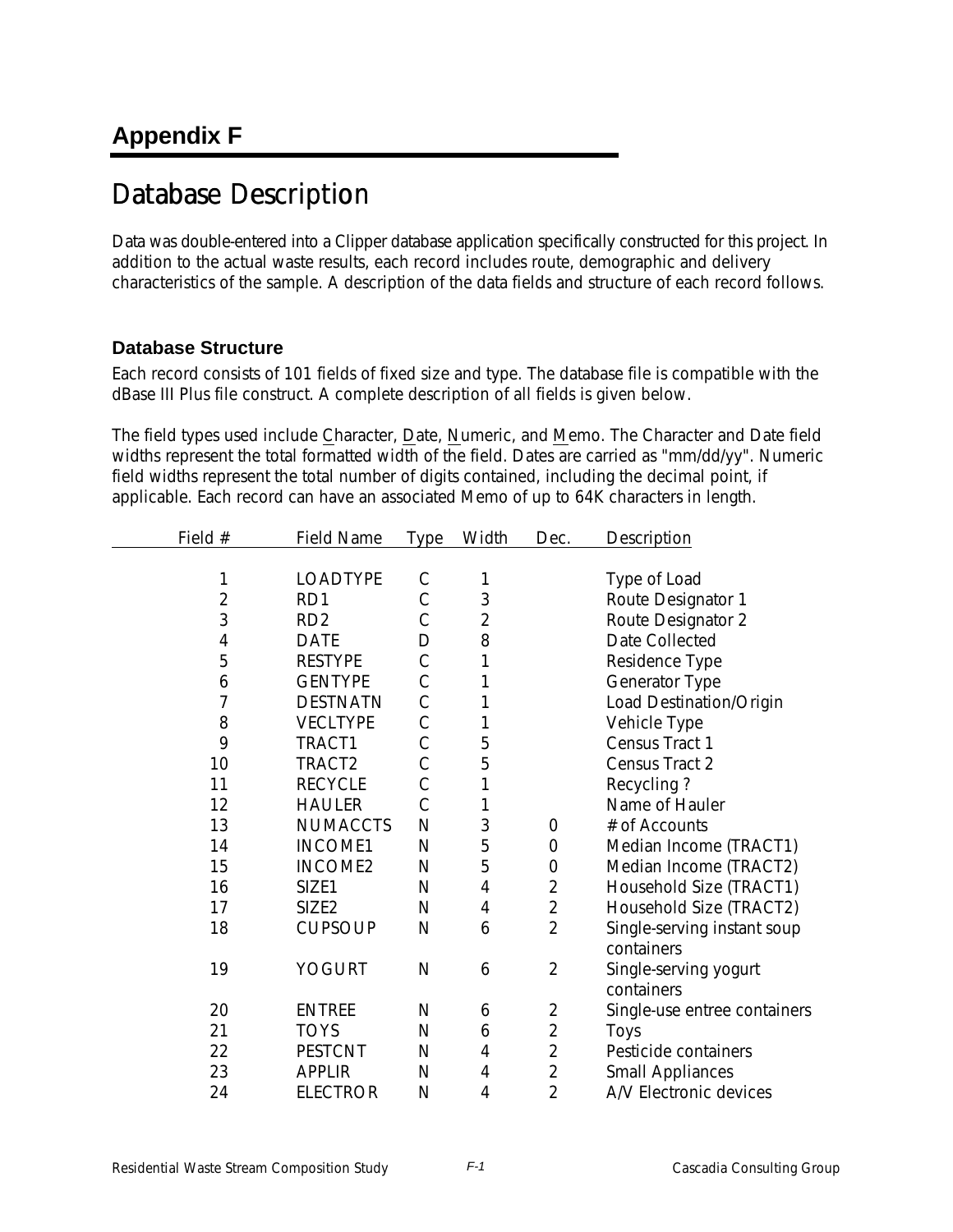# Appendix F

## Database Description

Data was double-entered into a Clipper database application specifically constructed for this project. In addition to the actual waste results, each record includes route, demographic and delivery characteristics of the sample. A description of the data fields and structure of each record follows.

### Database Structure

Each record consists of 101 fields of fixed size and type. The database file is compatible with the dBase III Plus file construct. A complete description of all fields is given below.

The field types used include Character, Date, Numeric, and Memo. The Character and Date field widths represent the total formatted width of the field. Dates are carried as "mm/dd/yy". Numeric field widths represent the total number of digits contained, including the decimal point, if applicable. Each record can have an associated Memo of up to 64K characters in length.

| Field # | Field Name | Type | Width | Dec. | Description |
|---|---|---|---|---|---|
| 1 | LOADTYPE | C | 1 | | Type of Load |
| 2 | RD1 | C | 3 | | Route Designator 1 |
| 3 | RD2 | C | 2 | | Route Designator 2 |
| 4 | DATE | D | 8 | | Date Collected |
| 5 | RESTYPE | C | 1 | | Residence Type |
| 6 | GENTYPE | C | 1 | | Generator Type |
| 7 | DESTNATN | C | 1 | | Load Destination/Origin |
| 8 | VECLTYPE | C | 1 | | Vehicle Type |
| 9 | TRACT1 | C | 5 | | Census Tract 1 |
| 10 | TRACT2 | C | 5 | | Census Tract 2 |
| 11 | RECYCLE | C | 1 | | Recycling ? |
| 12 | HAULER | C | 1 | | Name of Hauler |
| 13 | NUMACCTS | N | 3 | 0 | # of Accounts |
| 14 | INCOME1 | N | 5 | 0 | Median Income (TRACT1) |
| 15 | INCOME2 | N | 5 | 0 | Median Income (TRACT2) |
| 16 | SIZE1 | N | 4 | 2 | Household Size (TRACT1) |
| 17 | SIZE2 | N | 4 | 2 | Household Size (TRACT2) |
| 18 | CUPSOUP | N | 6 | 2 | Single-serving instant soup containers |
| 19 | YOGURT | N | 6 | 2 | Single-serving yogurt containers |
| 20 | ENTREE | N | 6 | 2 | Single-use entree containers |
| 21 | TOYS | N | 6 | 2 | Toys |
| 22 | PESTCNT | N | 4 | 2 | Pesticide containers |
| 23 | APPLIR | N | 4 | 2 | Small Appliances |
| 24 | ELECTROR | N | 4 | 2 | A/V Electronic devices |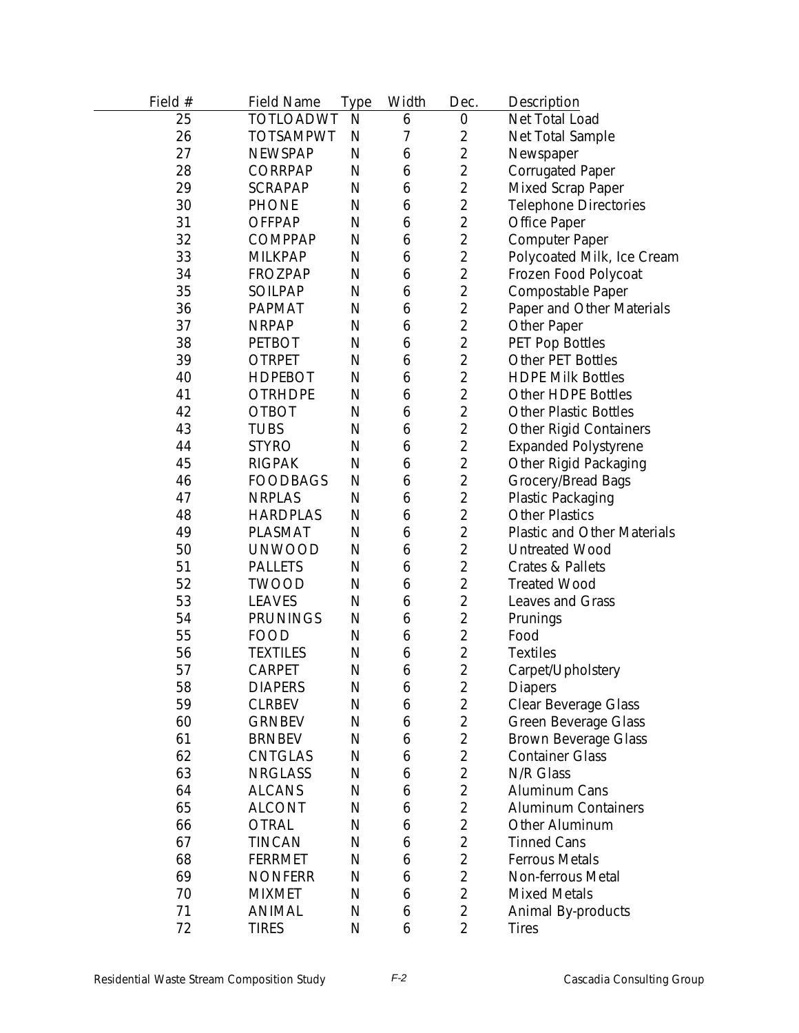| Field # | Field Name | Type | Width | Dec. | Description |
|---|---|---|---|---|---|
| 25 | TOTLOADWT | N | 6 | 0 | Net Total Load |
| 26 | TOTSAMPWT | N | 7 | 2 | Net Total Sample |
| 27 | NEWSPAP | N | 6 | 2 | Newspaper |
| 28 | CORRPAP | N | 6 | 2 | Corrugated Paper |
| 29 | SCRAPAP | N | 6 | 2 | Mixed Scrap Paper |
| 30 | PHONE | N | 6 | 2 | Telephone Directories |
| 31 | OFFPAP | N | 6 | 2 | Office Paper |
| 32 | COMPPAP | N | 6 | 2 | Computer Paper |
| 33 | MILKPAP | N | 6 | 2 | Polycoated Milk, Ice Cream |
| 34 | FROZPAP | N | 6 | 2 | Frozen Food Polycoat |
| 35 | SOILPAP | N | 6 | 2 | Compostable Paper |
| 36 | PAPMAT | N | 6 | 2 | Paper and Other Materials |
| 37 | NRPAP | N | 6 | 2 | Other Paper |
| 38 | PETBOT | N | 6 | 2 | PET Pop Bottles |
| 39 | OTRPET | N | 6 | 2 | Other PET Bottles |
| 40 | HDPEBOT | N | 6 | 2 | HDPE Milk Bottles |
| 41 | OTRHDPE | N | 6 | 2 | Other HDPE Bottles |
| 42 | OTBOT | N | 6 | 2 | Other Plastic Bottles |
| 43 | TUBS | N | 6 | 2 | Other Rigid Containers |
| 44 | STYRO | N | 6 | 2 | Expanded Polystyrene |
| 45 | RIGPAK | N | 6 | 2 | Other Rigid Packaging |
| 46 | FOODBAGS | N | 6 | 2 | Grocery/Bread Bags |
| 47 | NRPLAS | N | 6 | 2 | Plastic Packaging |
| 48 | HARDPLAS | N | 6 | 2 | Other Plastics |
| 49 | PLASMAT | N | 6 | 2 | Plastic and Other Materials |
| 50 | UNWOOD | N | 6 | 2 | Untreated Wood |
| 51 | PALLETS | N | 6 | 2 | Crates & Pallets |
| 52 | TWOOD | N | 6 | 2 | Treated Wood |
| 53 | LEAVES | N | 6 | 2 | Leaves and Grass |
| 54 | PRUNINGS | N | 6 | 2 | Prunings |
| 55 | FOOD | N | 6 | 2 | Food |
| 56 | TEXTILES | N | 6 | 2 | Textiles |
| 57 | CARPET | N | 6 | 2 | Carpet/Upholstery |
| 58 | DIAPERS | N | 6 | 2 | Diapers |
| 59 | CLRBEV | N | 6 | 2 | Clear Beverage Glass |
| 60 | GRNBEV | N | 6 | 2 | Green Beverage Glass |
| 61 | BRNBEV | N | 6 | 2 | Brown Beverage Glass |
| 62 | CNTGLAS | N | 6 | 2 | Container Glass |
| 63 | NRGLASS | N | 6 | 2 | N/R Glass |
| 64 | ALCANS | N | 6 | 2 | Aluminum Cans |
| 65 | ALCONT | N | 6 | 2 | Aluminum Containers |
| 66 | OTRAL | N | 6 | 2 | Other Aluminum |
| 67 | TINCAN | N | 6 | 2 | Tinned Cans |
| 68 | FERRMET | N | 6 | 2 | Ferrous Metals |
| 69 | NONFERR | N | 6 | 2 | Non-ferrous Metal |
| 70 | MIXMET | N | 6 | 2 | Mixed Metals |
| 71 | ANIMAL | N | 6 | 2 | Animal By-products |
| 72 | TIRES | N | 6 | 2 | Tires |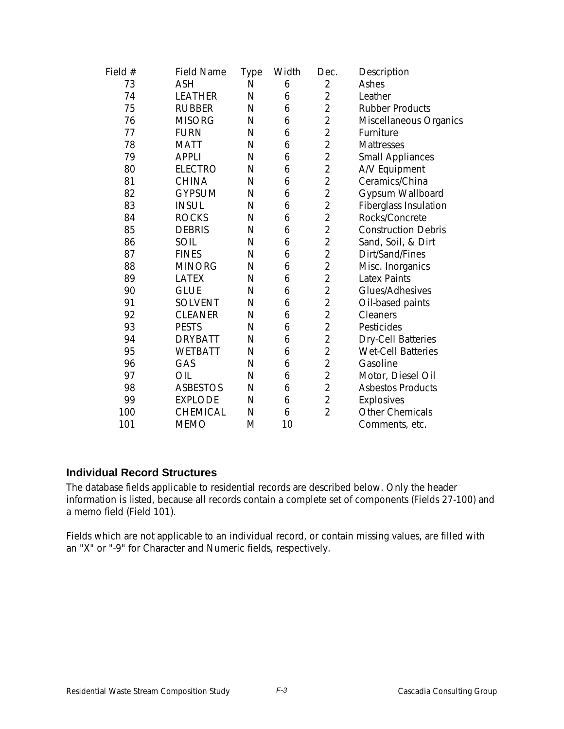| Field # | Field Name | Type | Width | Dec. | Description |
|---|---|---|---|---|---|
| 73 | ASH | N | 6 | 2 | Ashes |
| 74 | LEATHER | N | 6 | 2 | Leather |
| 75 | RUBBER | N | 6 | 2 | Rubber Products |
| 76 | MISORG | N | 6 | 2 | Miscellaneous Organics |
| 77 | FURN | N | 6 | 2 | Furniture |
| 78 | MATT | N | 6 | 2 | Mattresses |
| 79 | APPLI | N | 6 | 2 | Small Appliances |
| 80 | ELECTRO | N | 6 | 2 | A/V Equipment |
| 81 | CHINA | N | 6 | 2 | Ceramics/China |
| 82 | GYPSUM | N | 6 | 2 | Gypsum Wallboard |
| 83 | INSUL | N | 6 | 2 | Fiberglass Insulation |
| 84 | ROCKS | N | 6 | 2 | Rocks/Concrete |
| 85 | DEBRIS | N | 6 | 2 | Construction Debris |
| 86 | SOIL | N | 6 | 2 | Sand, Soil, & Dirt |
| 87 | FINES | N | 6 | 2 | Dirt/Sand/Fines |
| 88 | MINORG | N | 6 | 2 | Misc. Inorganics |
| 89 | LATEX | N | 6 | 2 | Latex Paints |
| 90 | GLUE | N | 6 | 2 | Glues/Adhesives |
| 91 | SOLVENT | N | 6 | 2 | Oil-based paints |
| 92 | CLEANER | N | 6 | 2 | Cleaners |
| 93 | PESTS | N | 6 | 2 | Pesticides |
| 94 | DRYBATT | N | 6 | 2 | Dry-Cell Batteries |
| 95 | WETBATT | N | 6 | 2 | Wet-Cell Batteries |
| 96 | GAS | N | 6 | 2 | Gasoline |
| 97 | OIL | N | 6 | 2 | Motor, Diesel Oil |
| 98 | ASBESTOS | N | 6 | 2 | Asbestos Products |
| 99 | EXPLODE | N | 6 | 2 | Explosives |
| 100 | CHEMICAL | N | 6 | 2 | Other Chemicals |
| 101 | MEMO | M | 10 | | Comments, etc. |

## Individual Record Structures

The database fields applicable to residential records are described below. Only the header information is listed, because all records contain a complete set of components (Fields 27-100) and a memo field (Field 101).

Fields which are not applicable to an individual record, or contain missing values, are filled with an "X" or "-9" for Character and Numeric fields, respectively.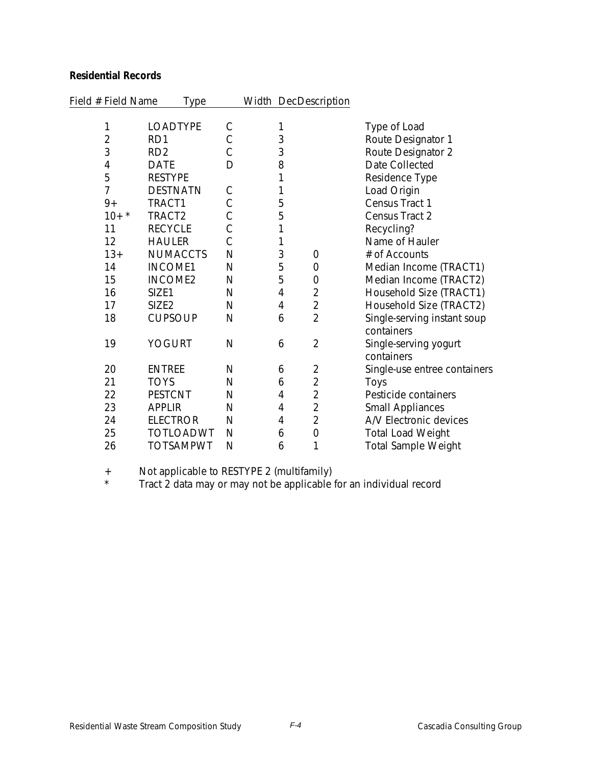**Residential Records**

| Field # | Field Name | Type | Width | Dec | Description |
|---|---|---|---|---|---|
| 1 | LOADTYPE | C | 1 | | Type of Load |
| 2 | RD1 | C | 3 | | Route Designator 1 |
| 3 | RD2 | C | 3 | | Route Designator 2 |
| 4 | DATE | D | 8 | | Date Collected |
| 5 | RESTYPE | | 1 | | Residence Type |
| 7 | DESTNATN | C | 1 | | Load Origin |
| 9+ | TRACT1 | C | 5 | | Census Tract 1 |
| 10+ * | TRACT2 | C | 5 | | Census Tract 2 |
| 11 | RECYCLE | C | 1 | | Recycling? |
| 12 | HAULER | C | 1 | | Name of Hauler |
| 13+ | NUMACCTS | N | 3 | 0 | # of Accounts |
| 14 | INCOME1 | N | 5 | 0 | Median Income (TRACT1) |
| 15 | INCOME2 | N | 5 | 0 | Median Income (TRACT2) |
| 16 | SIZE1 | N | 4 | 2 | Household Size (TRACT1) |
| 17 | SIZE2 | N | 4 | 2 | Household Size (TRACT2) |
| 18 | CUPSOUP | N | 6 | 2 | Single-serving instant soup containers |
| 19 | YOGURT | N | 6 | 2 | Single-serving yogurt containers |
| 20 | ENTREE | N | 6 | 2 | Single-use entree containers |
| 21 | TOYS | N | 6 | 2 | Toys |
| 22 | PESTCNT | N | 4 | 2 | Pesticide containers |
| 23 | APPLIR | N | 4 | 2 | Small Appliances |
| 24 | ELECTROR | N | 4 | 2 | A/V Electronic devices |
| 25 | TOTLOADWT | N | 6 | 0 | Total Load Weight |
| 26 | TOTSAMPWT | N | 6 | 1 | Total Sample Weight |

+ Not applicable to RESTYPE 2 (multifamily)

* Tract 2 data may or may not be applicable for an individual record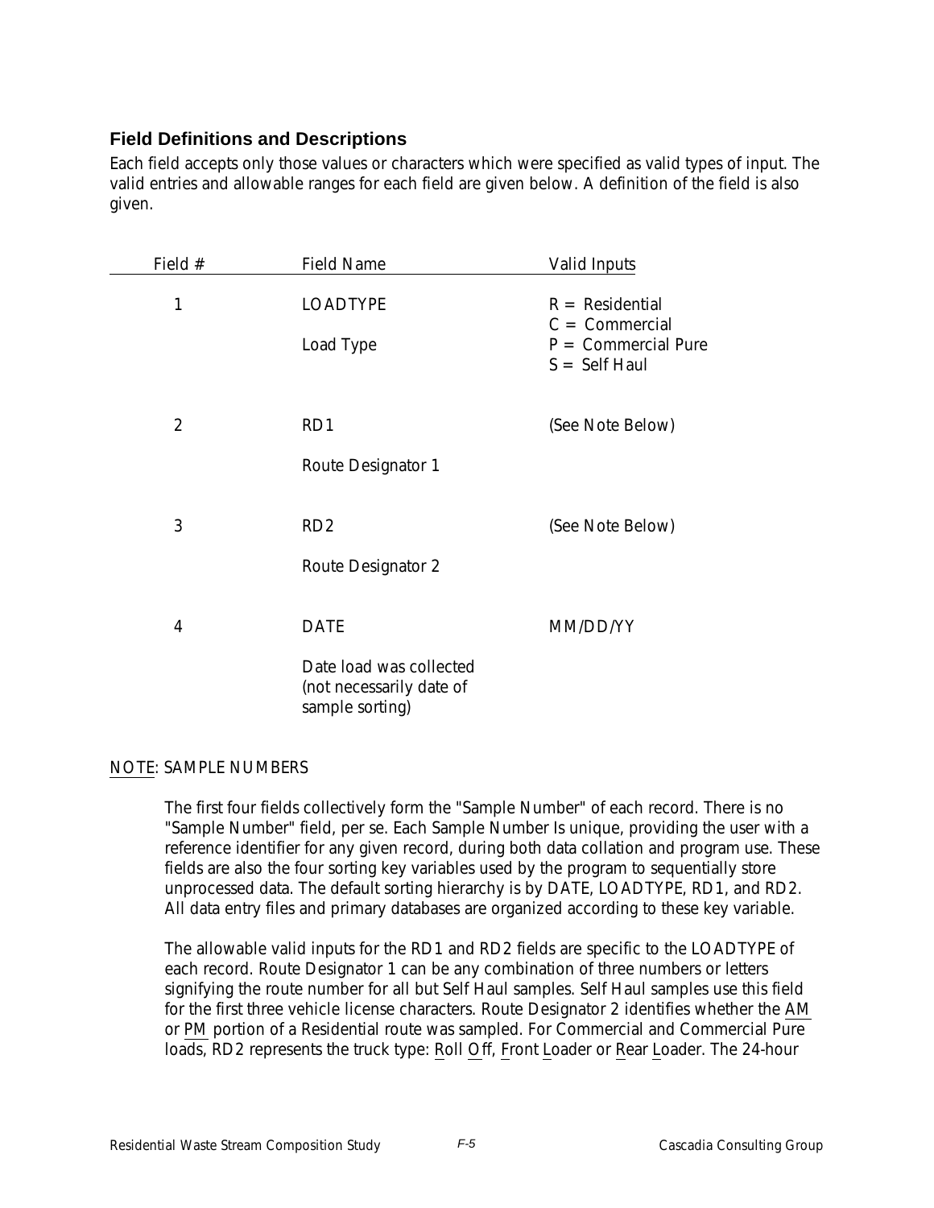## Field Definitions and Descriptions

Each field accepts only those values or characters which were specified as valid types of input. The valid entries and allowable ranges for each field are given below. A definition of the field is also given.

| Field # | Field Name | Valid Inputs |
|---|---|---|
| 1 | LOADTYPE<br><br>Load Type | R = Residential<br>C = Commercial<br>P = Commercial Pure<br>S = Self Haul |
| 2 | RD1<br><br>Route Designator 1 | (See Note Below) |
| 3 | RD2<br><br>Route Designator 2 | (See Note Below) |
| 4 | DATE<br><br>Date load was collected (not necessarily date of sample sorting) | MM/DD/YY |

NOTE: SAMPLE NUMBERS

The first four fields collectively form the "Sample Number" of each record. There is no "Sample Number" field, per se. Each Sample Number Is unique, providing the user with a reference identifier for any given record, during both data collation and program use. These fields are also the four sorting key variables used by the program to sequentially store unprocessed data. The default sorting hierarchy is by DATE, LOADTYPE, RD1, and RD2. All data entry files and primary databases are organized according to these key variable.

The allowable valid inputs for the RD1 and RD2 fields are specific to the LOADTYPE of each record. Route Designator 1 can be any combination of three numbers or letters signifying the route number for all but Self Haul samples. Self Haul samples use this field for the first three vehicle license characters. Route Designator 2 identifies whether the AM or PM portion of a Residential route was sampled. For Commercial and Commercial Pure loads, RD2 represents the truck type: Roll Off, Front Loader or Rear Loader. The 24-hour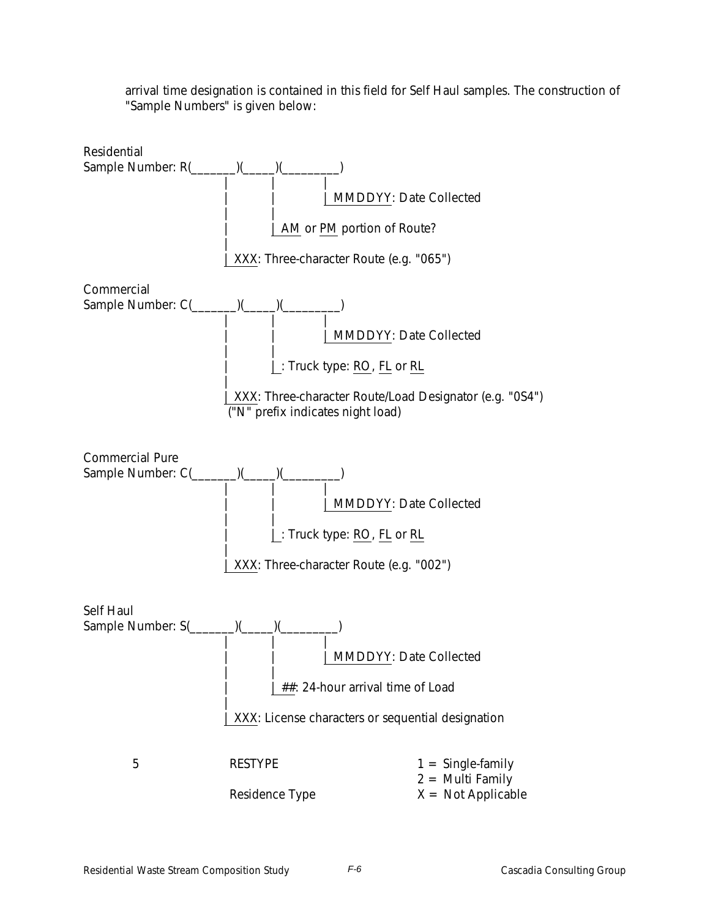arrival time designation is contained in this field for Self Haul samples. The construction of "Sample Numbers" is given below:

```
Residential
Sample Number: R(_______)(_____)(_________)
                  |          |           |
                  |          |           | MMDDYY: Date Collected
                  |          |
                  |          | AM or PM portion of Route?
                  |
                  | XXX: Three-character Route (e.g. "065")

Commercial
Sample Number: C(_______)(_____)(_________)
                  |          |           |
                  |          |           | MMDDYY: Date Collected
                  |          |
                  |          | : Truck type: RO, FL or RL
                  |
                  | XXX: Three-character Route/Load Designator (e.g. "0S4")
                   ("N" prefix indicates night load)

Commercial Pure
Sample Number: C(_______)(_____)(_________)
                  |          |           |
                  |          |           | MMDDYY: Date Collected
                  |          |
                  |          | : Truck type: RO, FL or RL
                  |
                  | XXX: Three-character Route (e.g. "002")

Self Haul
Sample Number: S(_______)(_____)(_________)
                  |          |           |
                  |          |           | MMDDYY: Date Collected
                  |          |
                  |          | ##: 24-hour arrival time of Load
                  |
                  | XXX: License characters or sequential designation
```

| | | |
|---|---|---|
| 5 | RESTYPE | 1 = Single-family |
| | | 2 = Multi Family |
| | Residence Type | X = Not Applicable |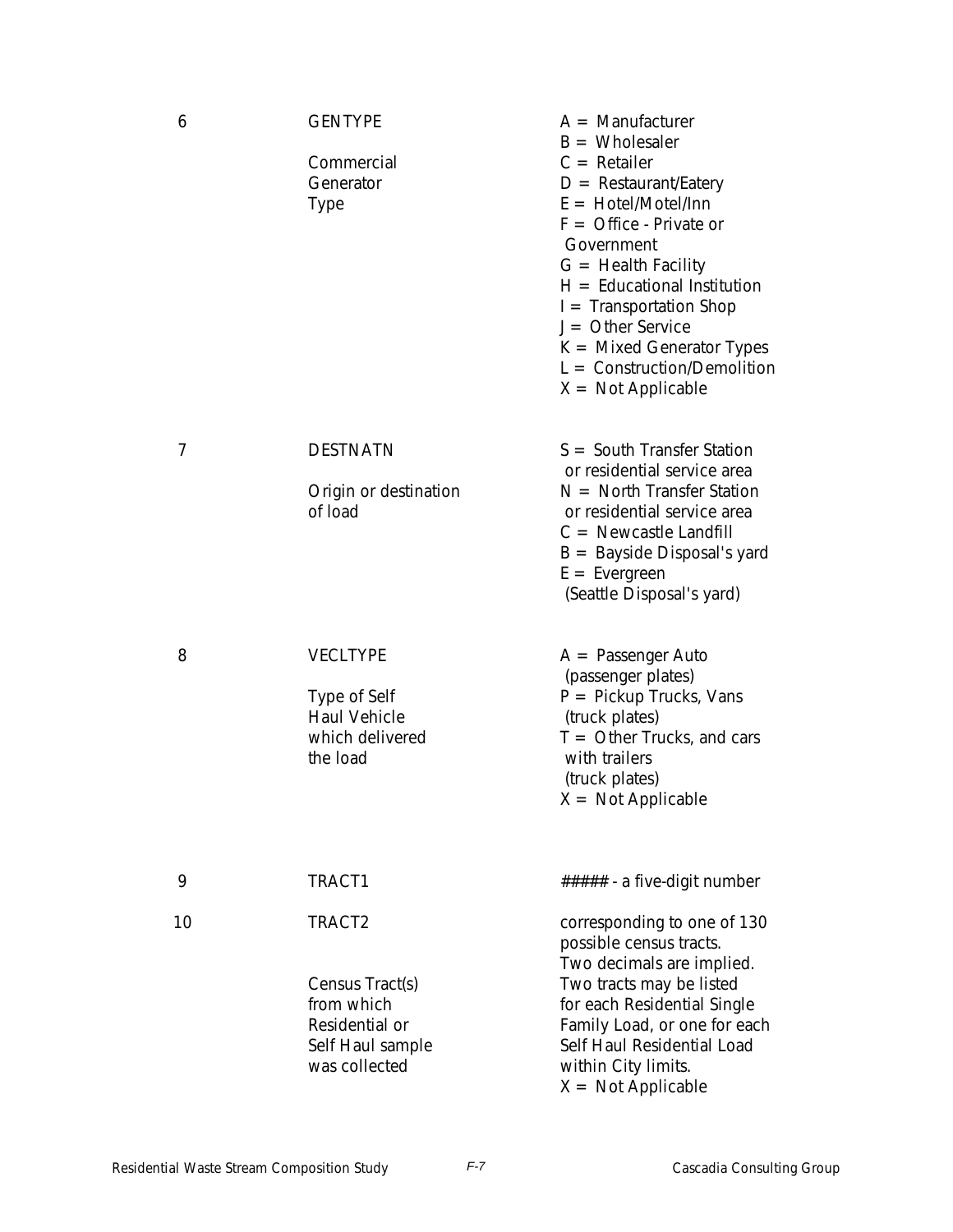| | | |
|---|---|---|
| 6 | GENTYPE<br><br>Commercial Generator Type | A = Manufacturer<br>B = Wholesaler<br>C = Retailer<br>D = Restaurant/Eatery<br>E = Hotel/Motel/Inn<br>F = Office - Private or Government<br>G = Health Facility<br>H = Educational Institution<br>I = Transportation Shop<br>J = Other Service<br>K = Mixed Generator Types<br>L = Construction/Demolition<br>X = Not Applicable |
| 7 | DESTNATN<br><br>Origin or destination of load | S = South Transfer Station or residential service area<br>N = North Transfer Station or residential service area<br>C = Newcastle Landfill<br>B = Bayside Disposal's yard<br>E = Evergreen (Seattle Disposal's yard) |
| 8 | VECLTYPE<br><br>Type of Self Haul Vehicle which delivered the load | A = Passenger Auto (passenger plates)<br>P = Pickup Trucks, Vans (truck plates)<br>T = Other Trucks, and cars with trailers (truck plates)<br>X = Not Applicable |
| 9 | TRACT1 | ##### - a five-digit number |
| 10 | TRACT2<br><br>Census Tract(s) from which Residential or Self Haul sample was collected | corresponding to one of 130 possible census tracts. Two decimals are implied. Two tracts may be listed for each Residential Single Family Load, or one for each Self Haul Residential Load within City limits.<br>X = Not Applicable |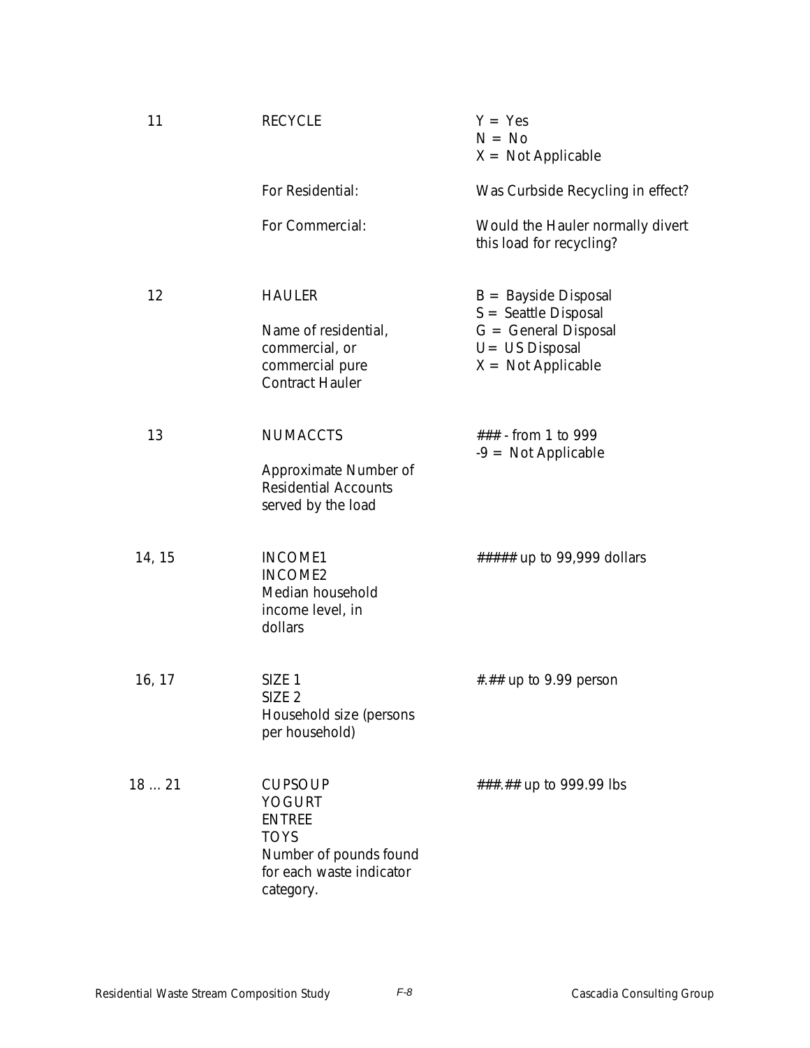| | | |
|---|---|---|
| 11 | RECYCLE | Y = Yes<br>N = No<br>X = Not Applicable |
| | For Residential: | Was Curbside Recycling in effect? |
| | For Commercial: | Would the Hauler normally divert this load for recycling? |
| 12 | HAULER<br><br>Name of residential, commercial, or commercial pure Contract Hauler | B = Bayside Disposal<br>S = Seattle Disposal<br>G = General Disposal<br>U= US Disposal<br>X = Not Applicable |
| 13 | NUMACCTS<br><br>Approximate Number of Residential Accounts served by the load | ### - from 1 to 999<br>-9 = Not Applicable |
| 14, 15 | INCOME1<br>INCOME2<br>Median household income level, in dollars | ##### up to 99,999 dollars |
| 16, 17 | SIZE 1<br>SIZE 2<br>Household size (persons per household) | #.## up to 9.99 person |
| 18 ... 21 | CUPSOUP<br>YOGURT<br>ENTREE<br>TOYS<br>Number of pounds found for each waste indicator category. | ###.## up to 999.99 lbs |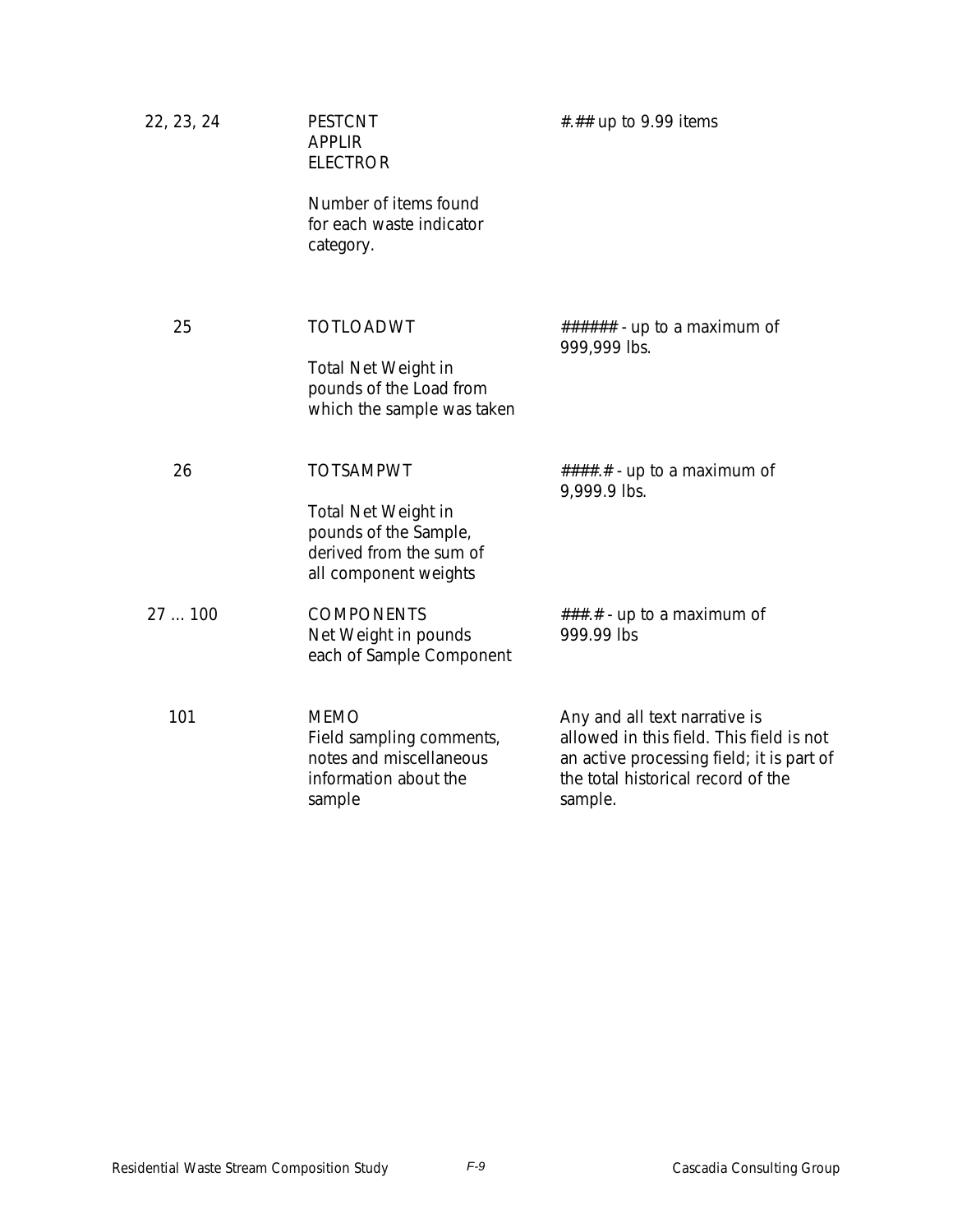| | | |
|---|---|---|
| 22, 23, 24 | PESTCNT<br>APPLIR<br>ELECTROR<br><br>Number of items found for each waste indicator category. | #.## up to 9.99 items |
| 25 | TOTLOADWT<br><br>Total Net Weight in pounds of the Load from which the sample was taken | ###### - up to a maximum of 999,999 lbs. |
| 26 | TOTSAMPWT<br><br>Total Net Weight in pounds of the Sample, derived from the sum of all component weights | ####.# - up to a maximum of 9,999.9 lbs. |
| 27 … 100 | COMPONENTS<br>Net Weight in pounds each of Sample Component | ###.# - up to a maximum of 999.99 lbs |
| 101 | MEMO<br>Field sampling comments, notes and miscellaneous information about the sample | Any and all text narrative is allowed in this field. This field is not an active processing field; it is part of the total historical record of the sample. |